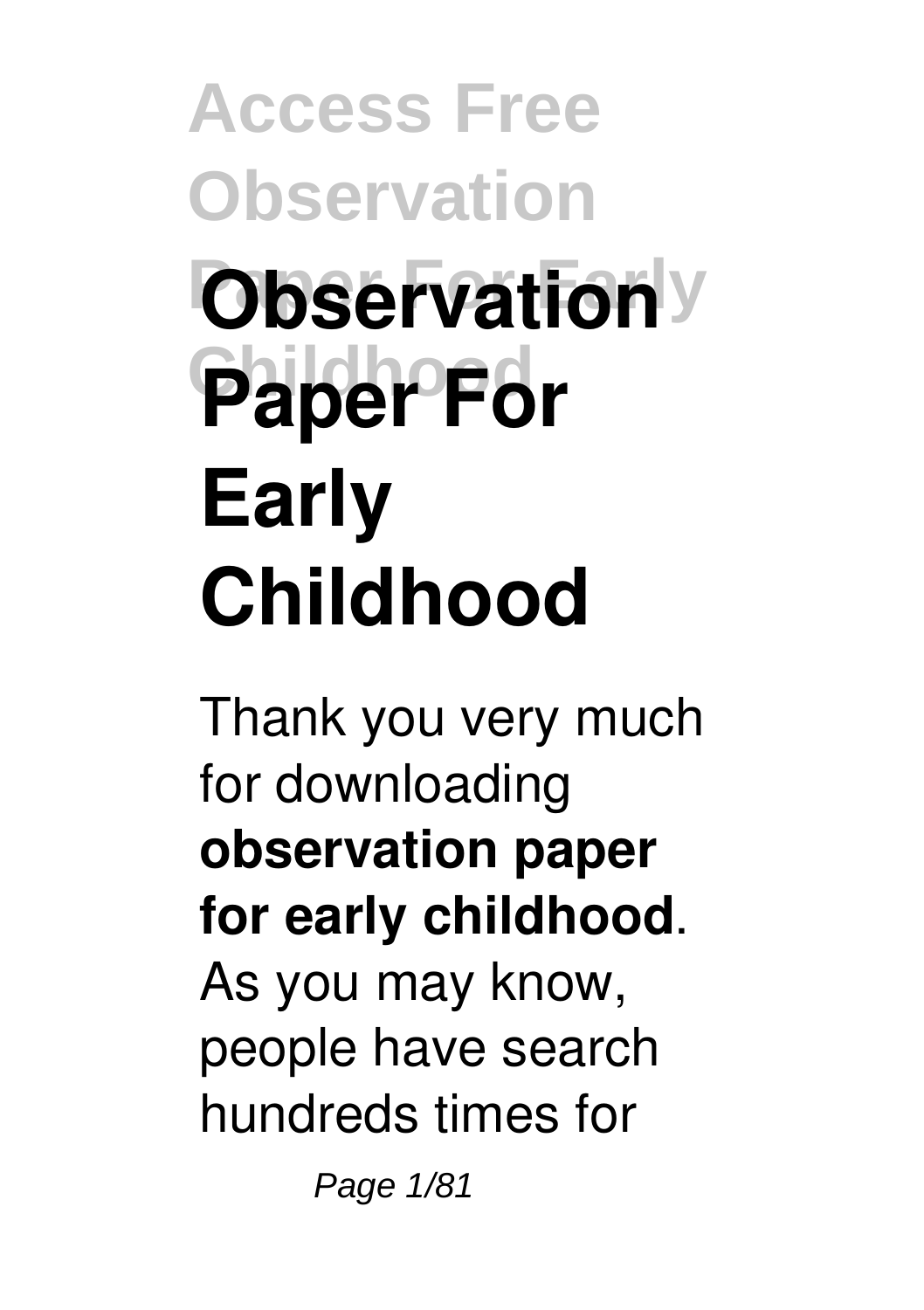# Observation Paper For Early Childhood

Thank you very much for downloading **observation paper for early childhood**. As you may know, people have search hundreds times for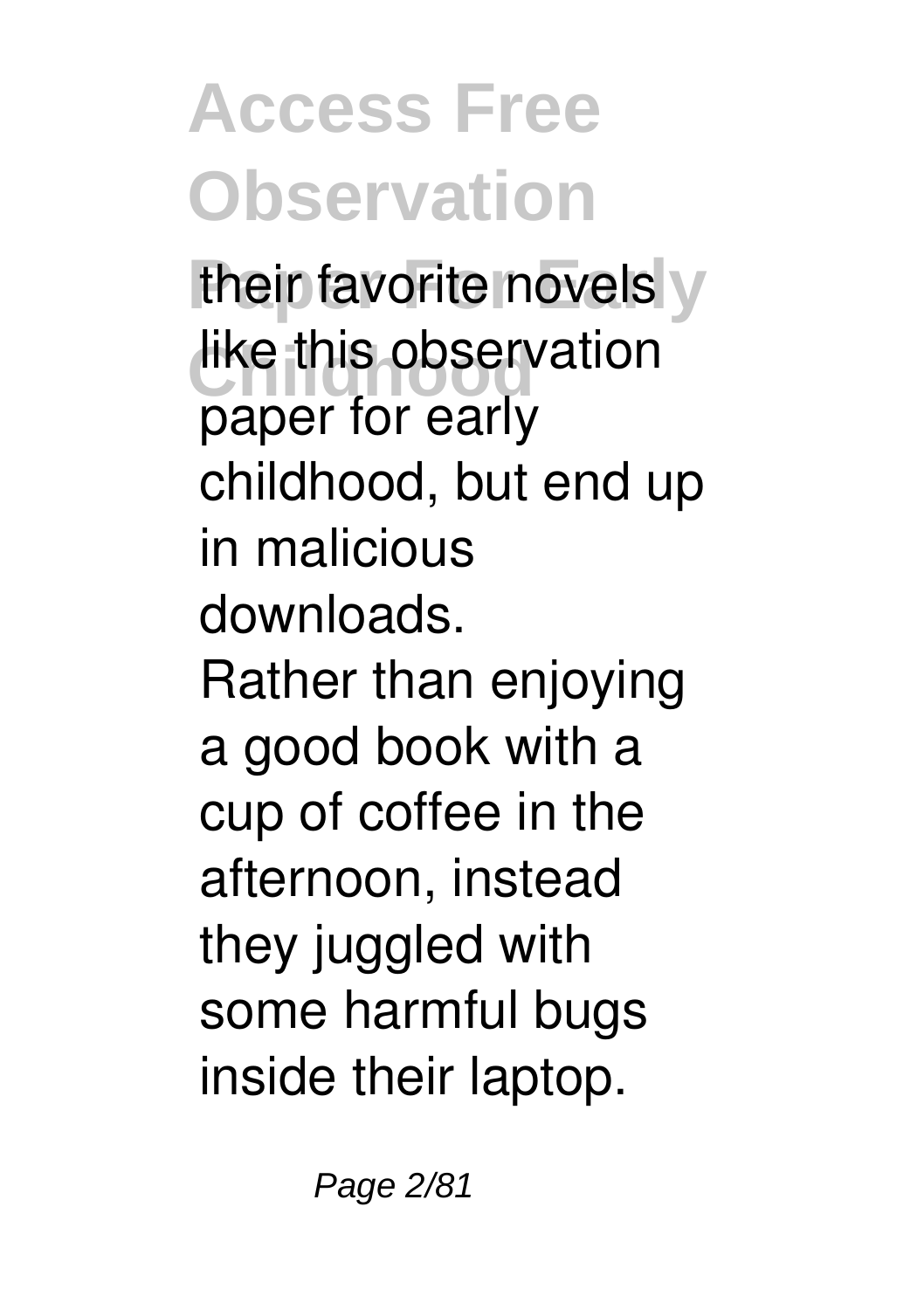their favorite novels like this observation paper for early childhood, but end up in malicious downloads.

Rather than enjoying a good book with a cup of coffee in the afternoon, instead they juggled with some harmful bugs inside their laptop.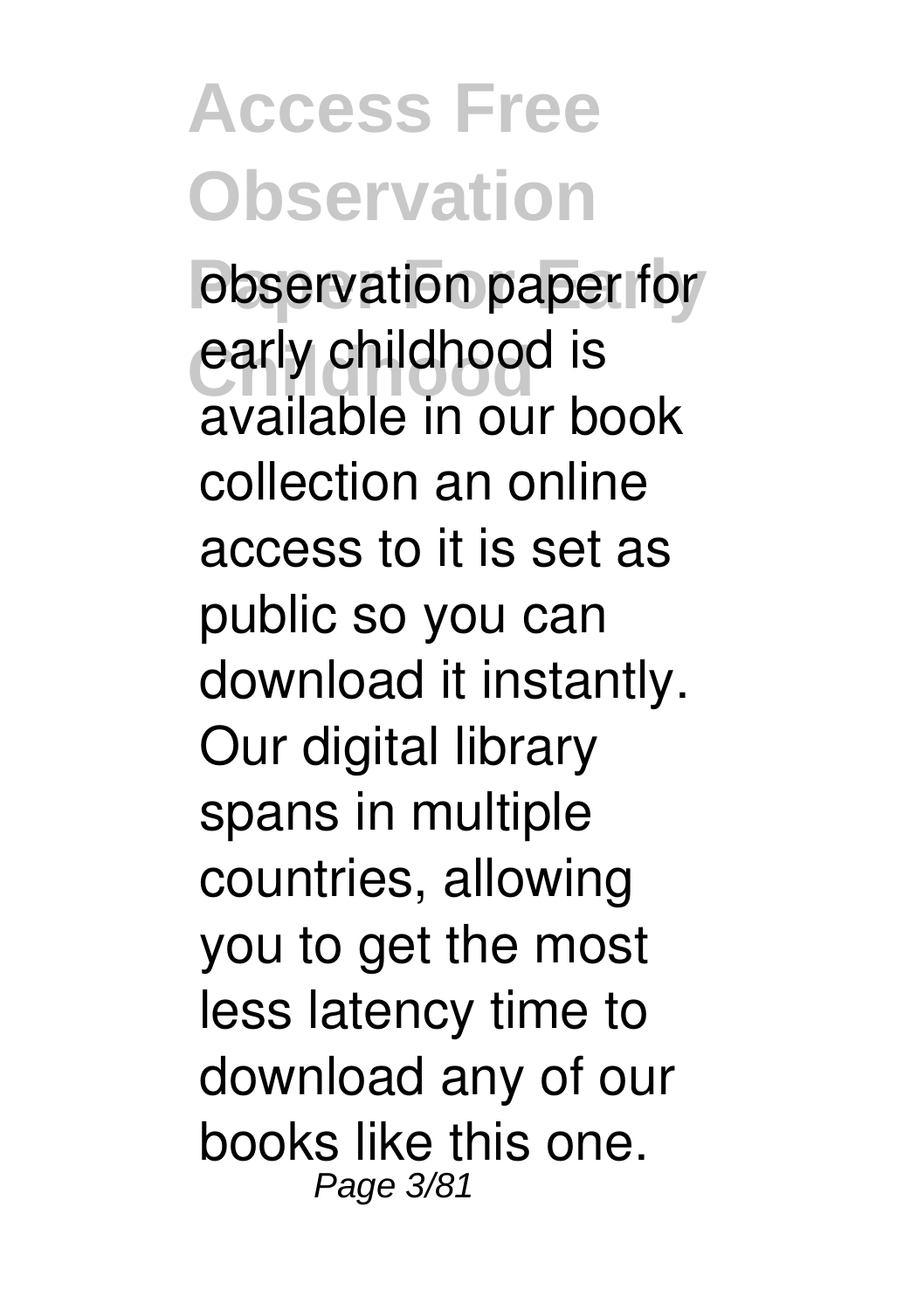observation paper for early childhood is available in our book collection an online access to it is set as public so you can download it instantly. Our digital library spans in multiple countries, allowing you to get the most less latency time to download any of our books like this one.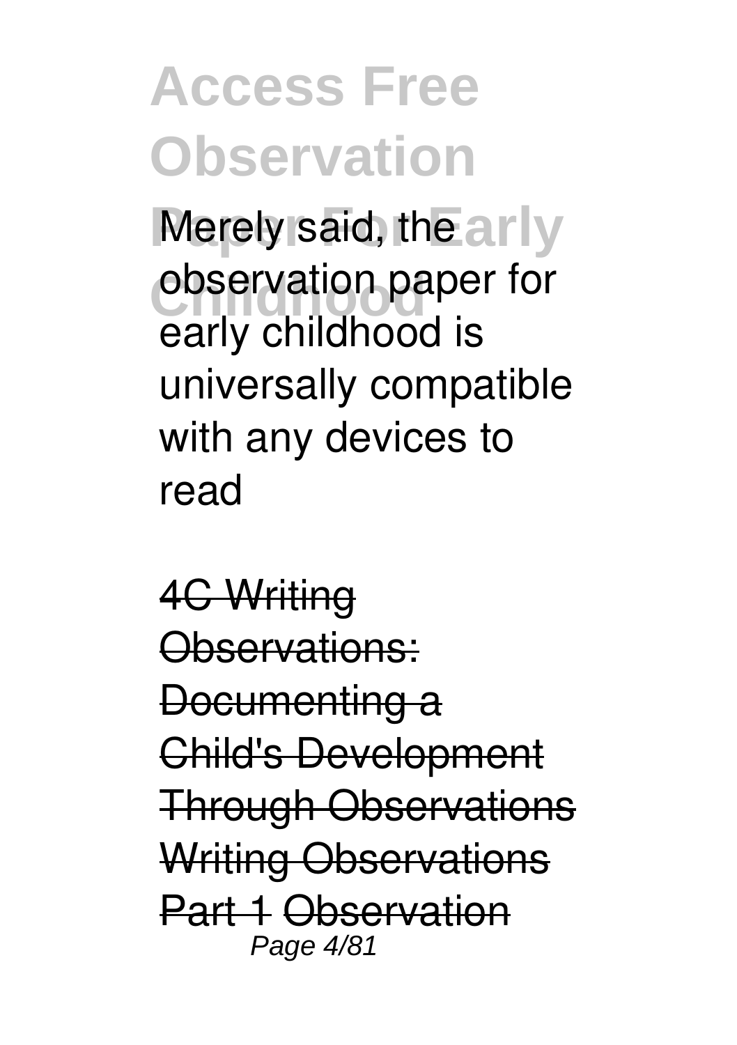Merely said, the observation paper for early childhood is universally compatible with any devices to read

~~4C Writing Observations: Documenting a Child's Development Through Observations~~ ~~Writing Observations Part 1~~ ~~Observation~~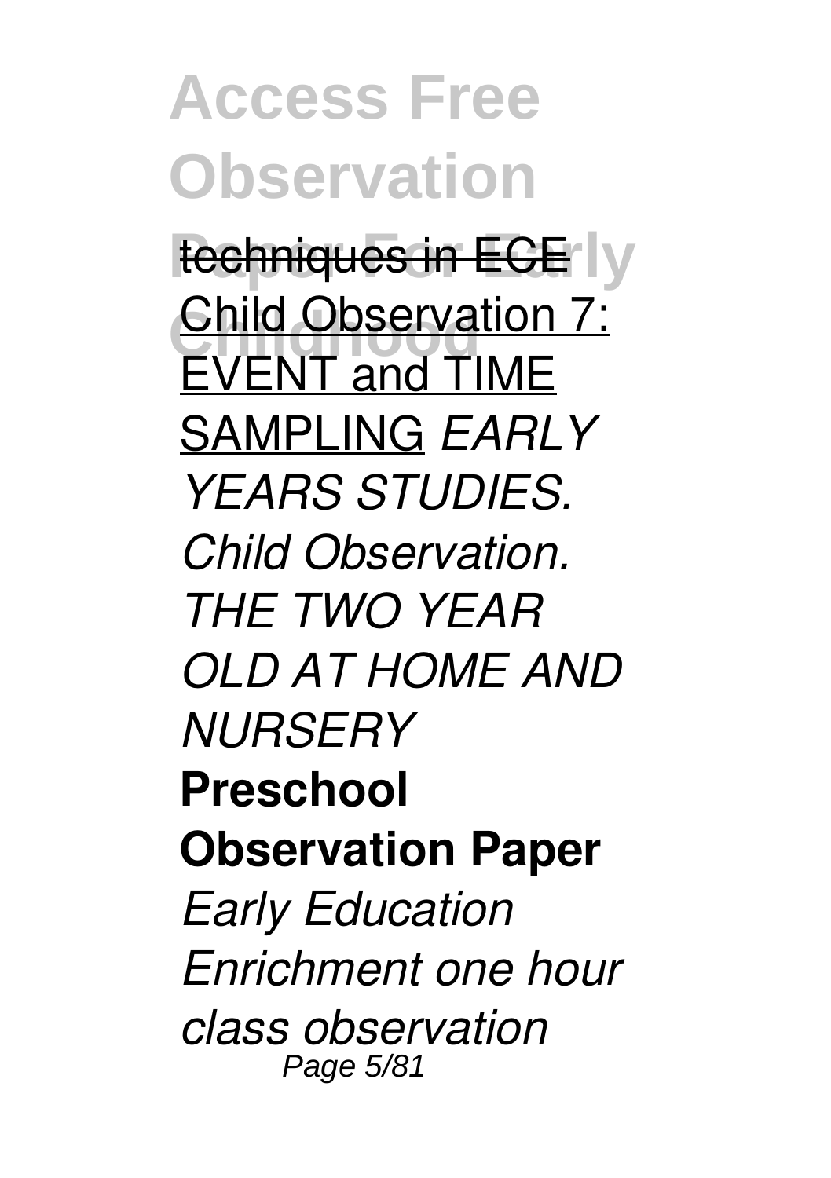techniques in ECE Child Observation 7: EVENT and TIME SAMPLING *EARLY YEARS STUDIES. Child Observation. THE TWO YEAR OLD AT HOME AND NURSERY* **Preschool Observation Paper** *Early Education Enrichment one hour class observation*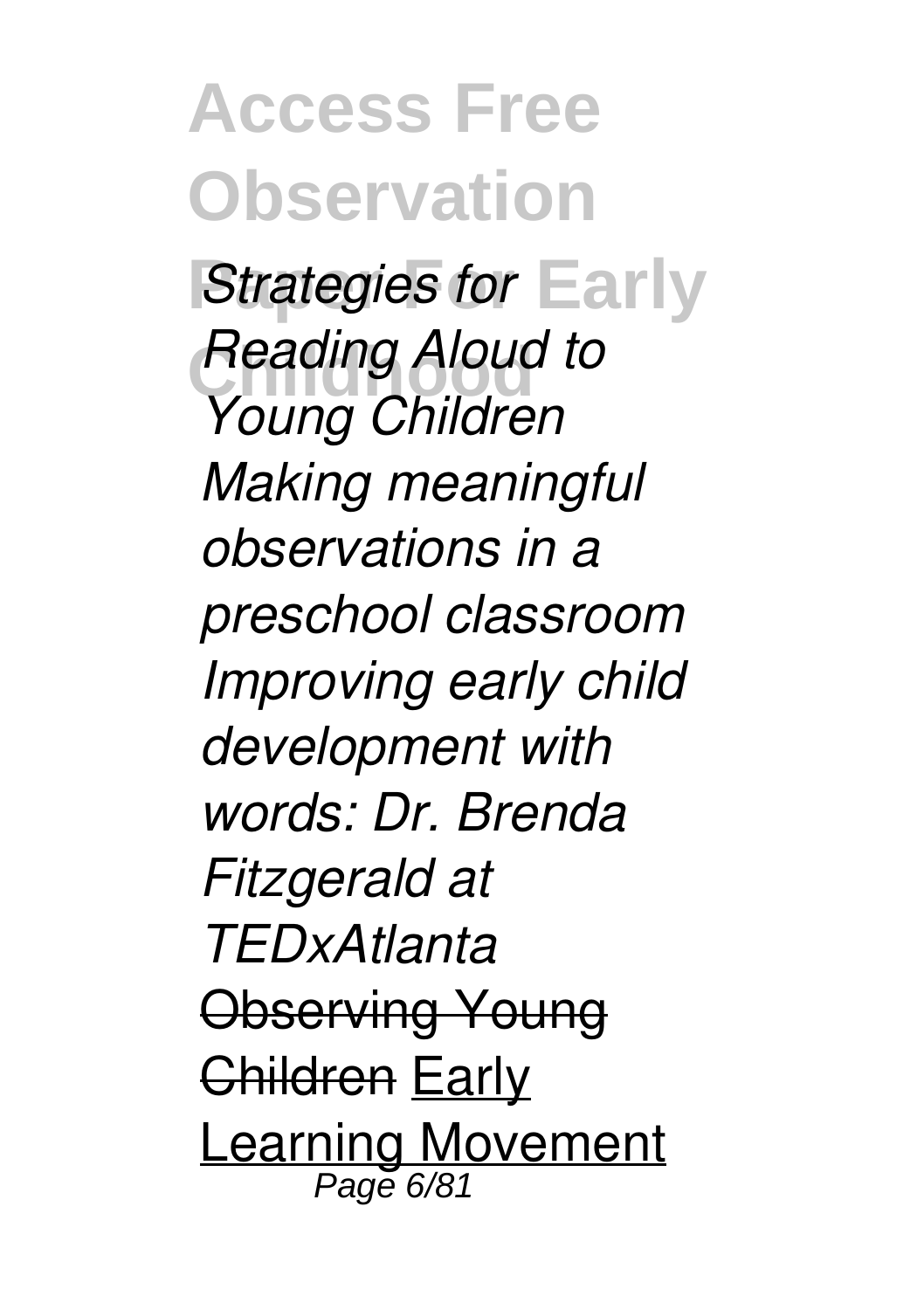*Strategies for Reading Aloud to Young Children* *Making meaningful observations in a preschool classroom* *Improving early child development with words: Dr. Brenda Fitzgerald at TEDxAtlanta* ~~Observing Young Children~~ Early Learning Movement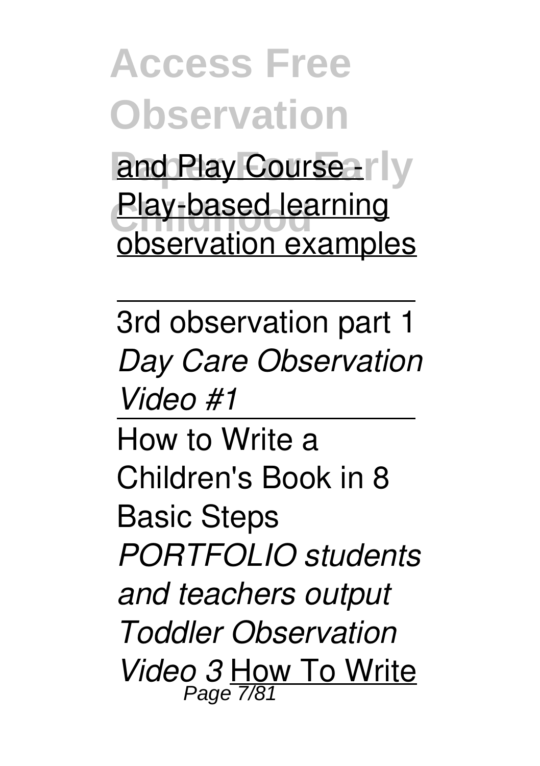and Play Course - Play-based learning observation examples

---

3rd observation part 1 *Day Care Observation Video #1*

---

How to Write a Children's Book in 8 Basic Steps *PORTFOLIO students and teachers output* *Toddler Observation Video 3* How To Write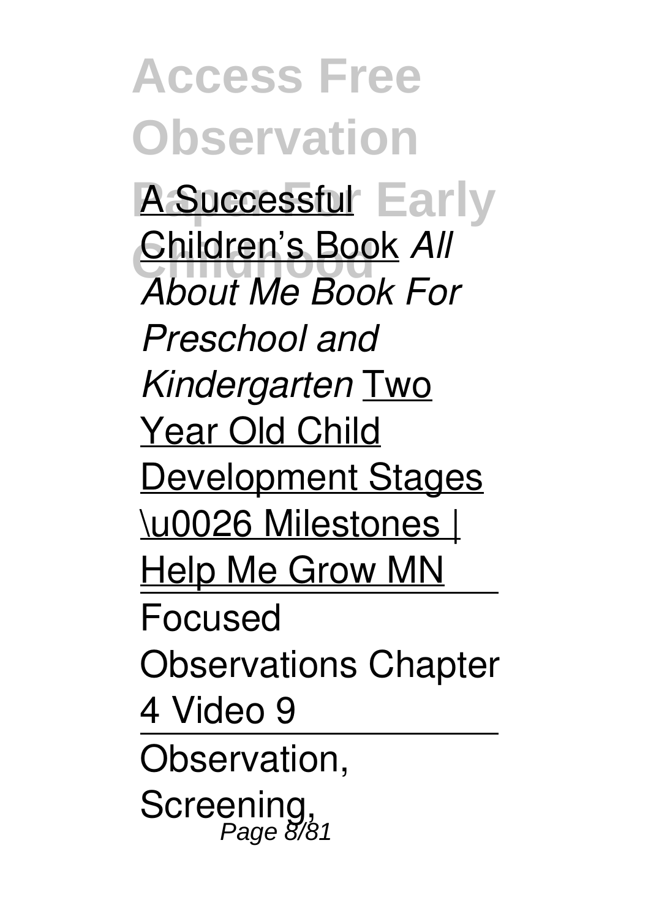A Successful Children's Book *All About Me Book For Preschool and Kindergarten* Two Year Old Child Development Stages \u0026 Milestones | Help Me Grow MN

---

Focused Observations Chapter 4 Video 9

---

Observation, Screening,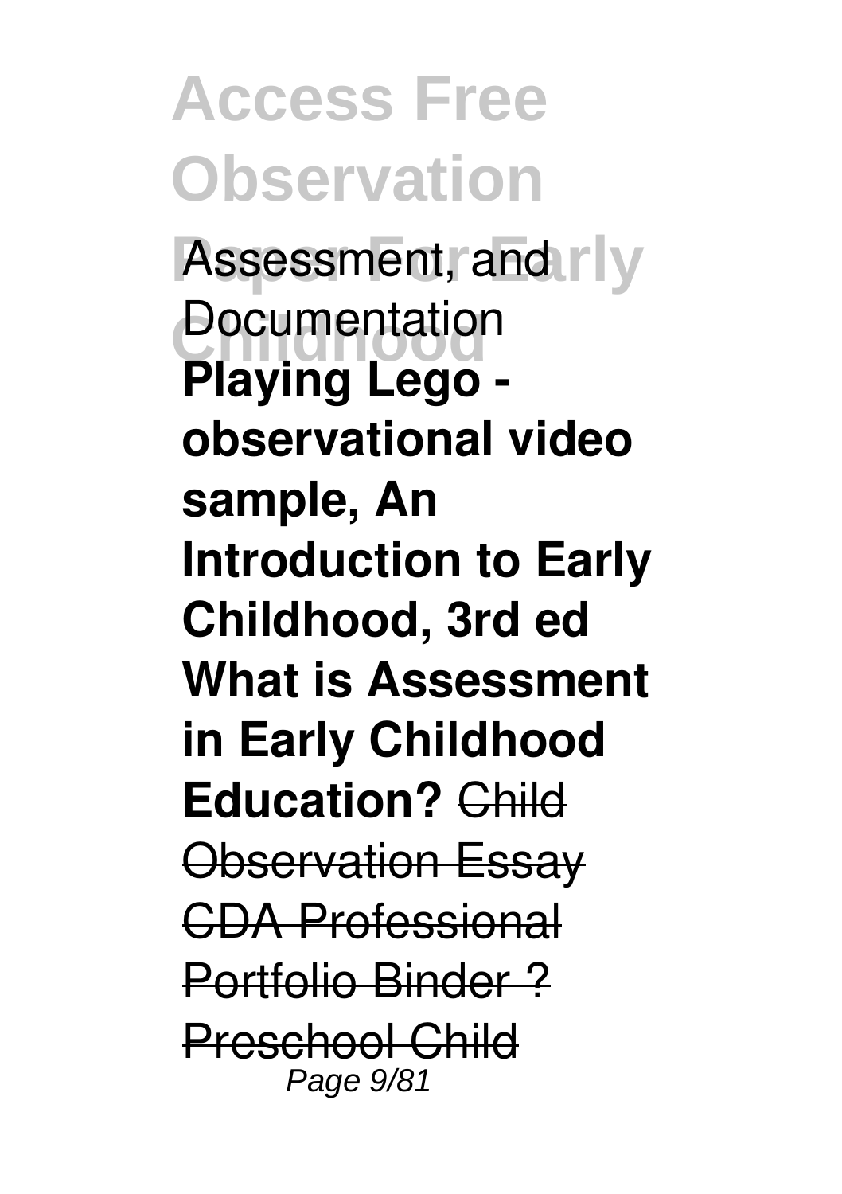Assessment, and Documentation **Playing Lego - observational video sample, An Introduction to Early Childhood, 3rd ed What is Assessment in Early Childhood Education?** ~~Child Observation Essay CDA Professional Portfolio Binder ? Preschool Child~~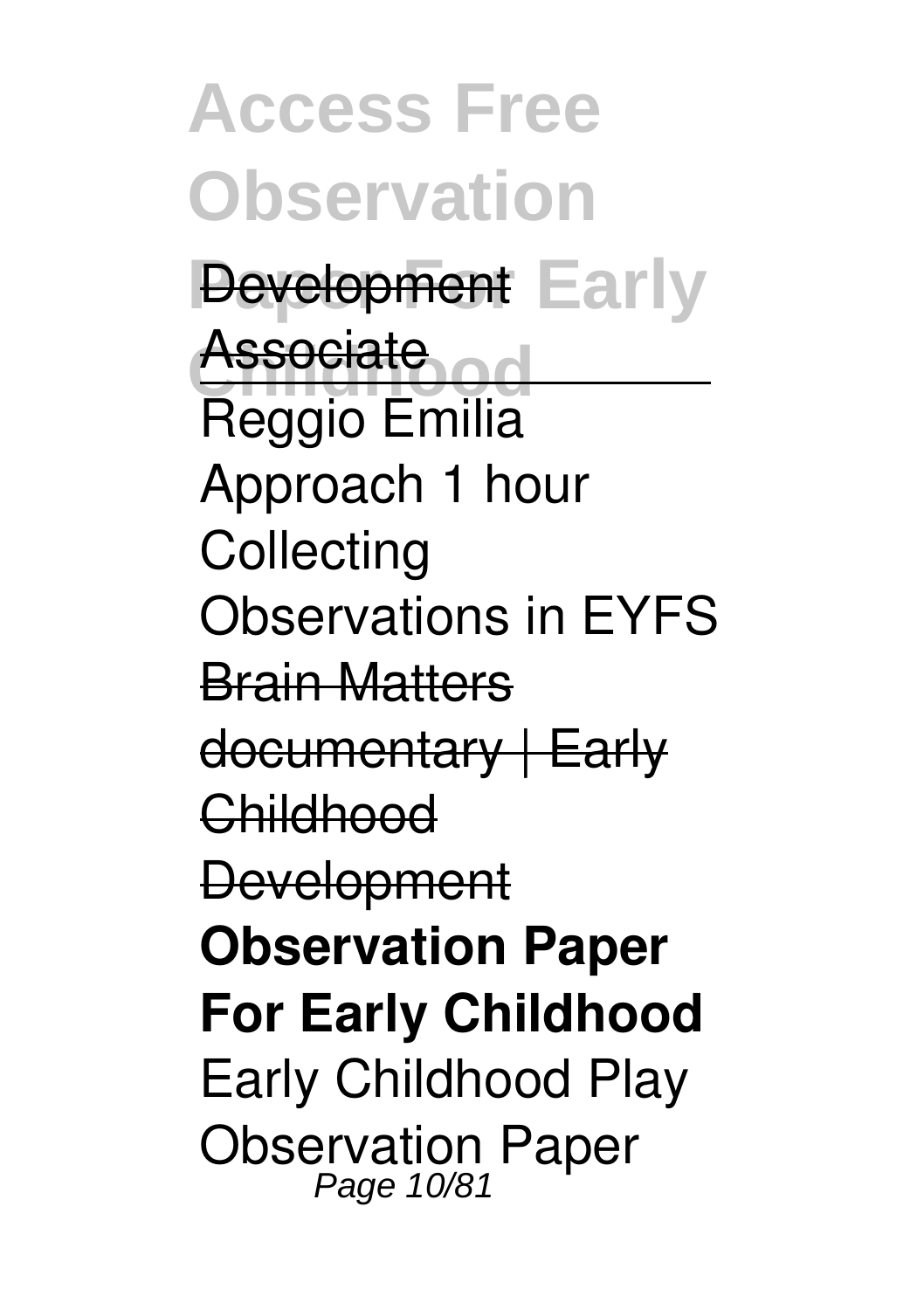Development

Associate

Reggio Emilia Approach 1 hour Collecting Observations in EYFS

Brain Matters documentary | Early Childhood Development

**Observation Paper For Early Childhood**

Early Childhood Play Observation Paper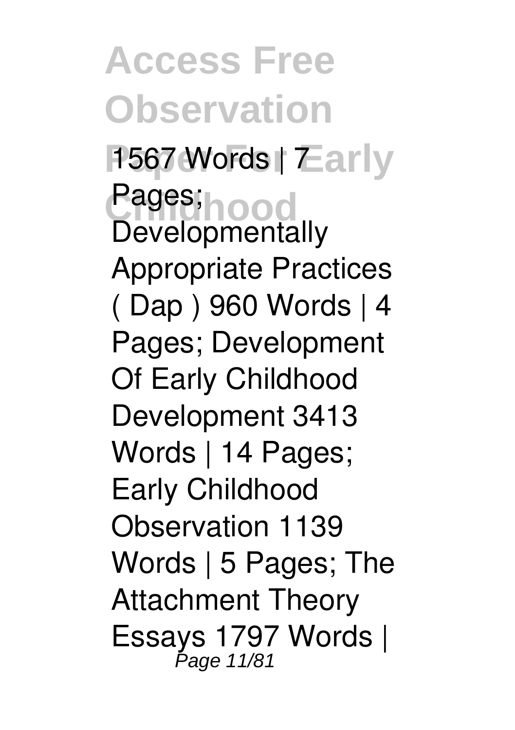1567 Words | 7 Pages; Developmentally Appropriate Practices ( Dap ) 960 Words | 4 Pages; Development Of Early Childhood Development 3413 Words | 14 Pages; Early Childhood Observation 1139 Words | 5 Pages; The Attachment Theory Essays 1797 Words |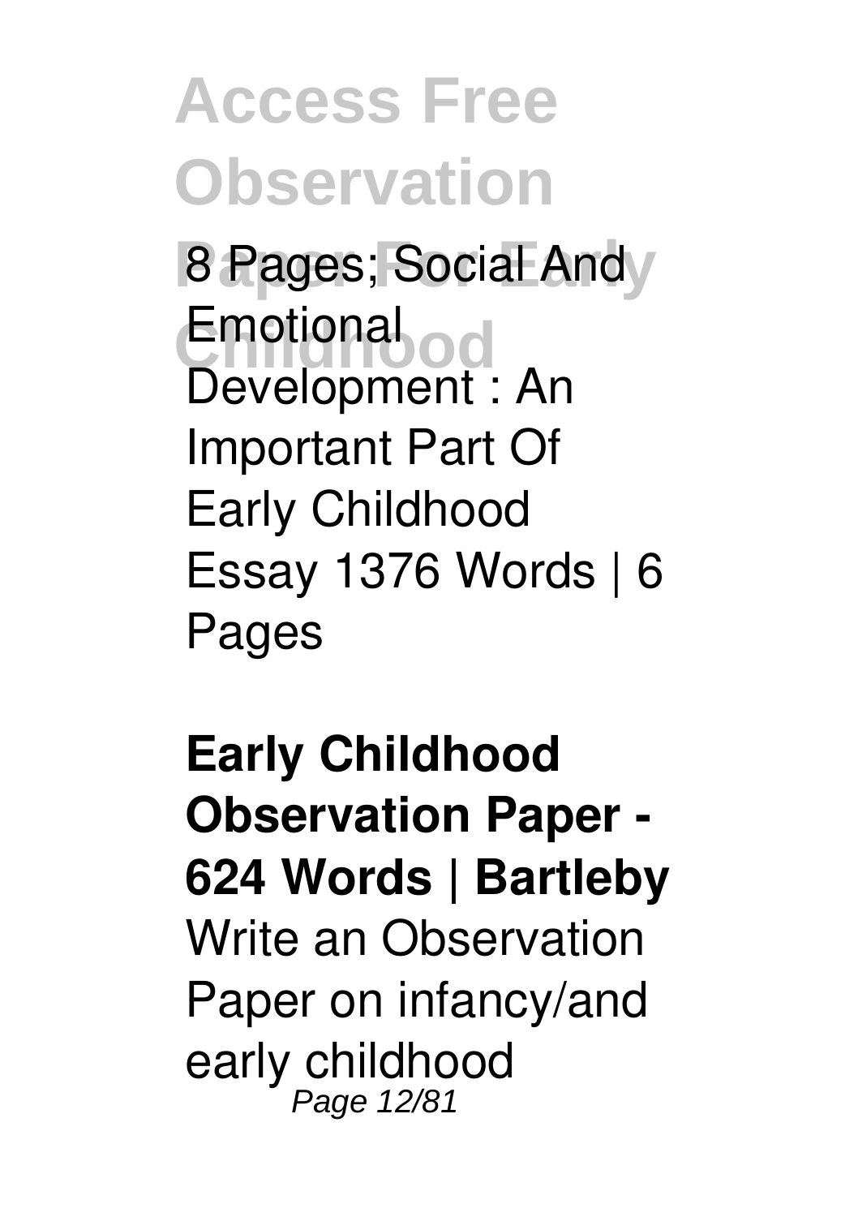8 Pages; Social And Emotional Development : An Important Part Of Early Childhood Essay 1376 Words | 6 Pages

**Early Childhood Observation Paper - 624 Words | Bartleby**
Write an Observation Paper on infancy/and early childhood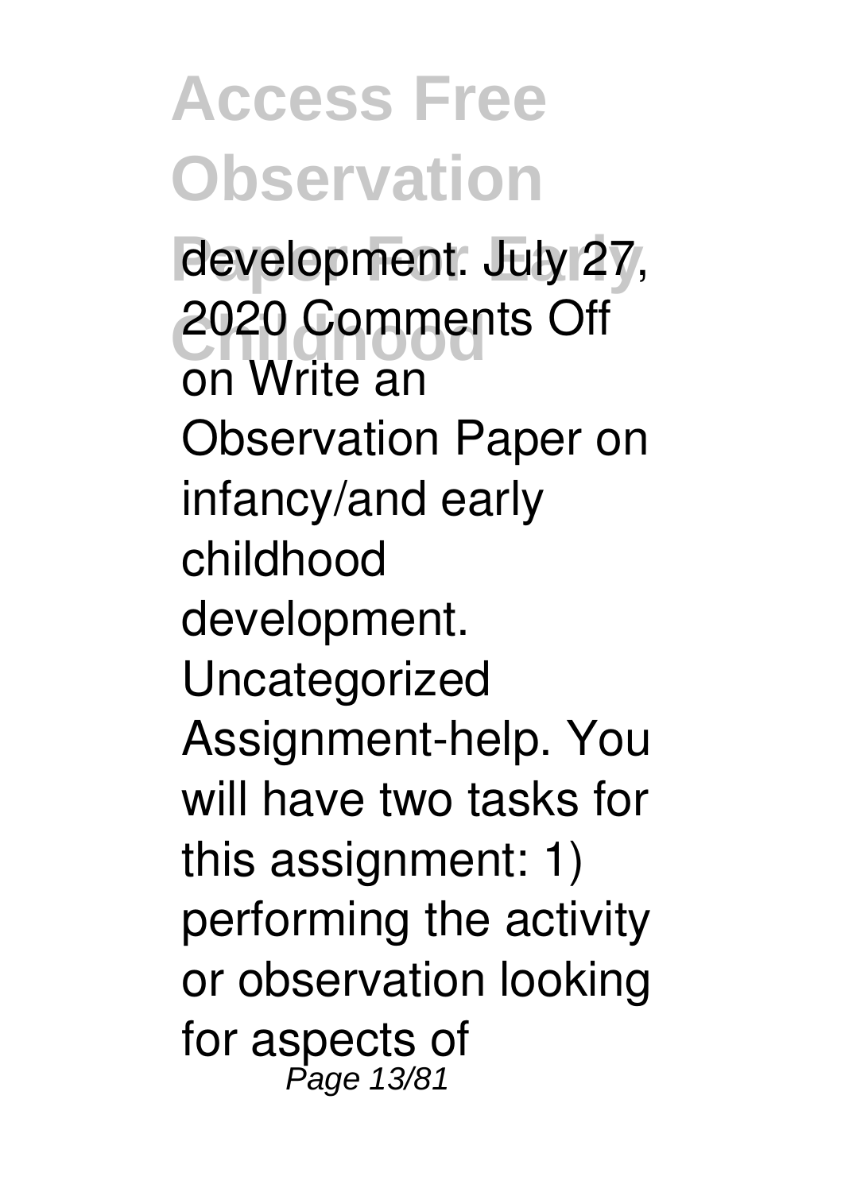development. July 27, 2020 Comments Off on Write an Observation Paper on infancy/and early childhood development. Uncategorized Assignment-help. You will have two tasks for this assignment: 1) performing the activity or observation looking for aspects of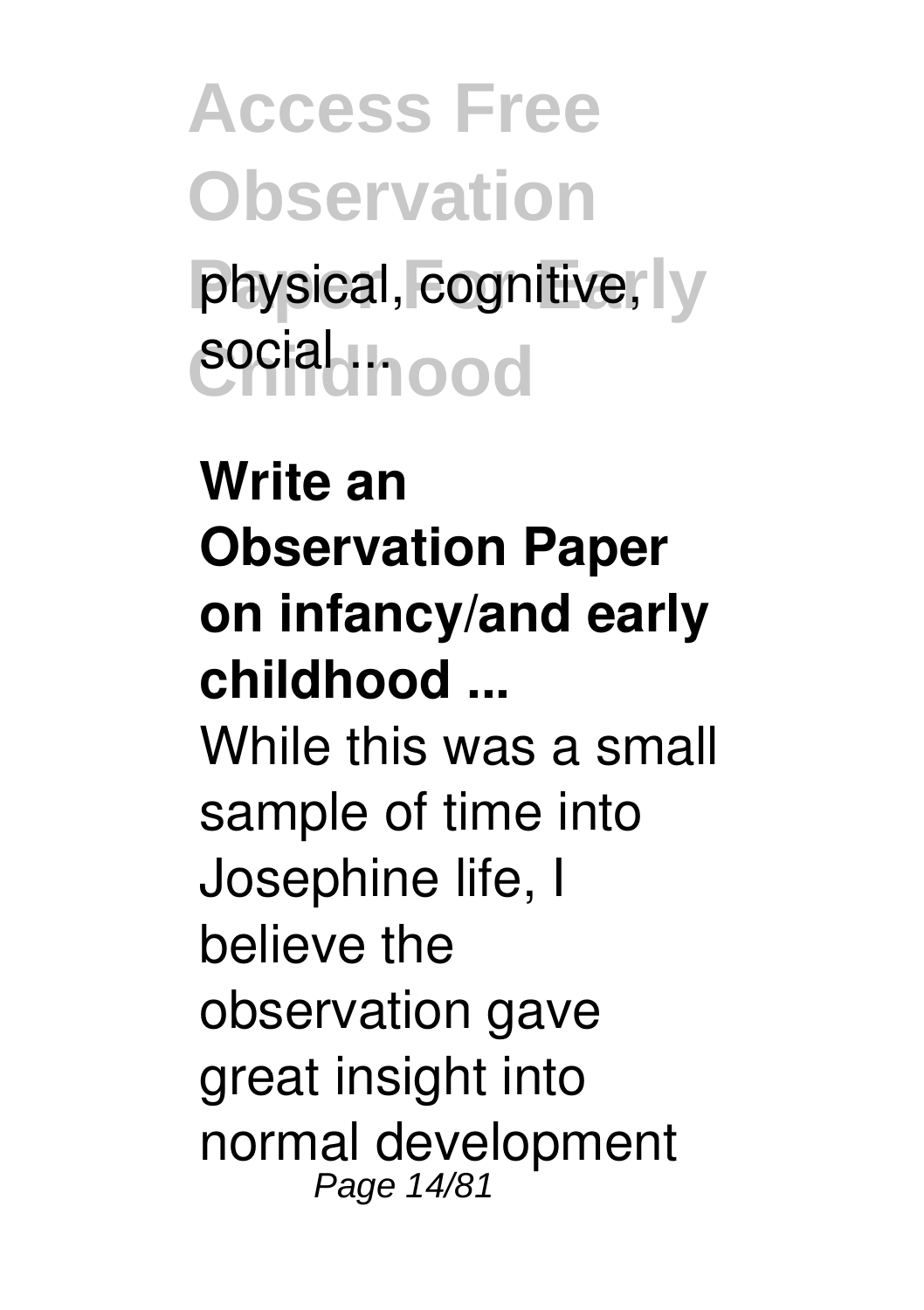physical, cognitive, social ...

**Write an Observation Paper on infancy/and early childhood ...**

While this was a small sample of time into Josephine life, I believe the observation gave great insight into normal development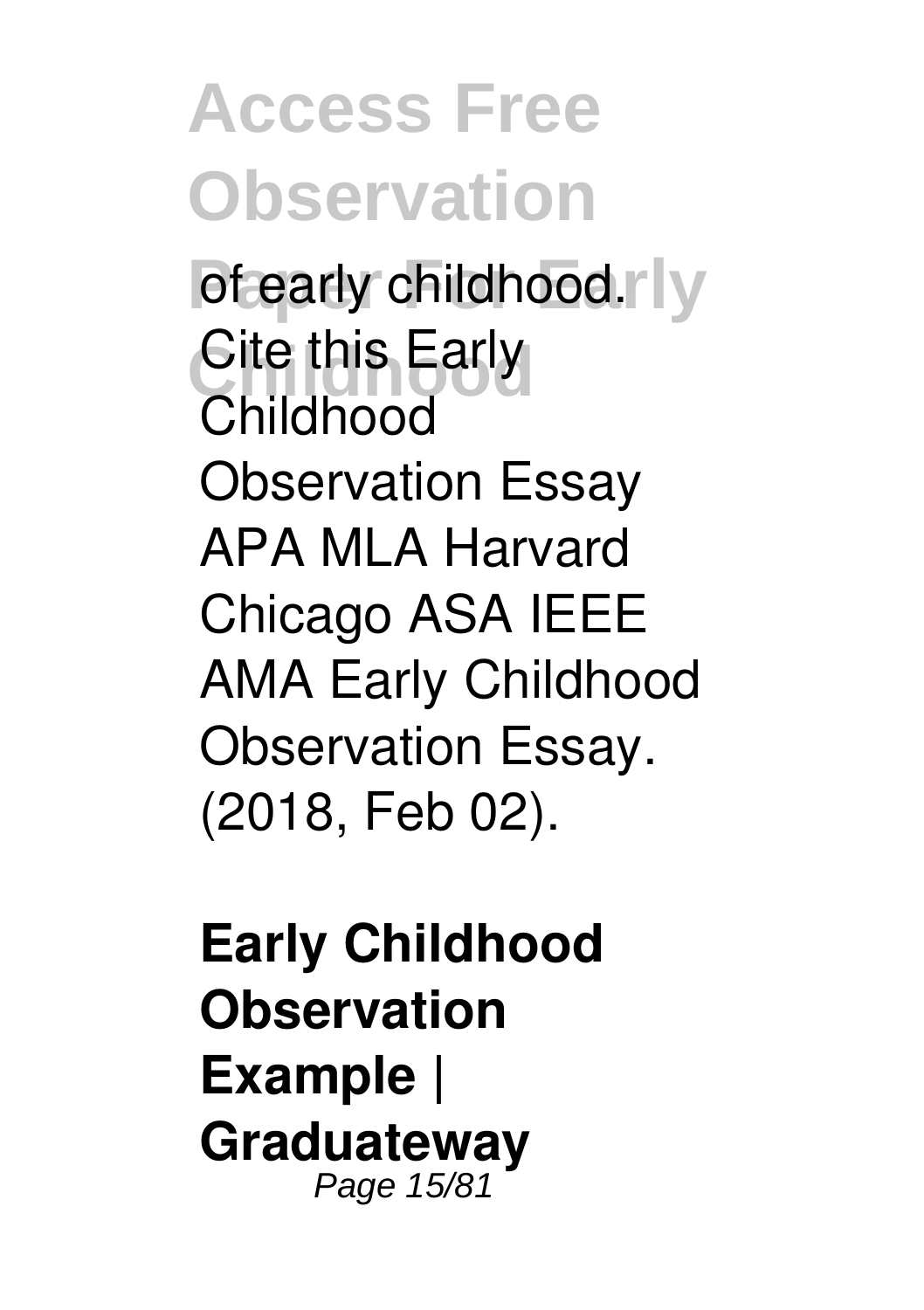of early childhood. Cite this Early Childhood Observation Essay APA MLA Harvard Chicago ASA IEEE AMA Early Childhood Observation Essay. (2018, Feb 02).

**Early Childhood Observation Example | Graduateway**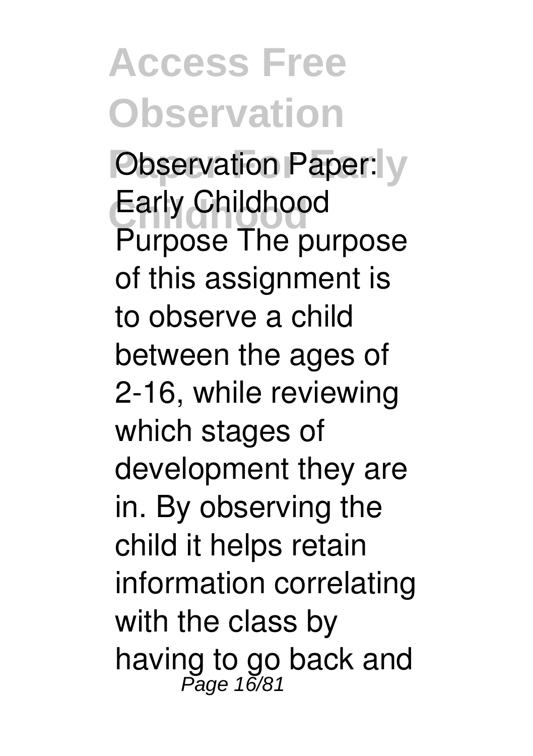Observation Paper: Early Childhood Purpose The purpose of this assignment is to observe a child between the ages of 2-16, while reviewing which stages of development they are in. By observing the child it helps retain information correlating with the class by having to go back and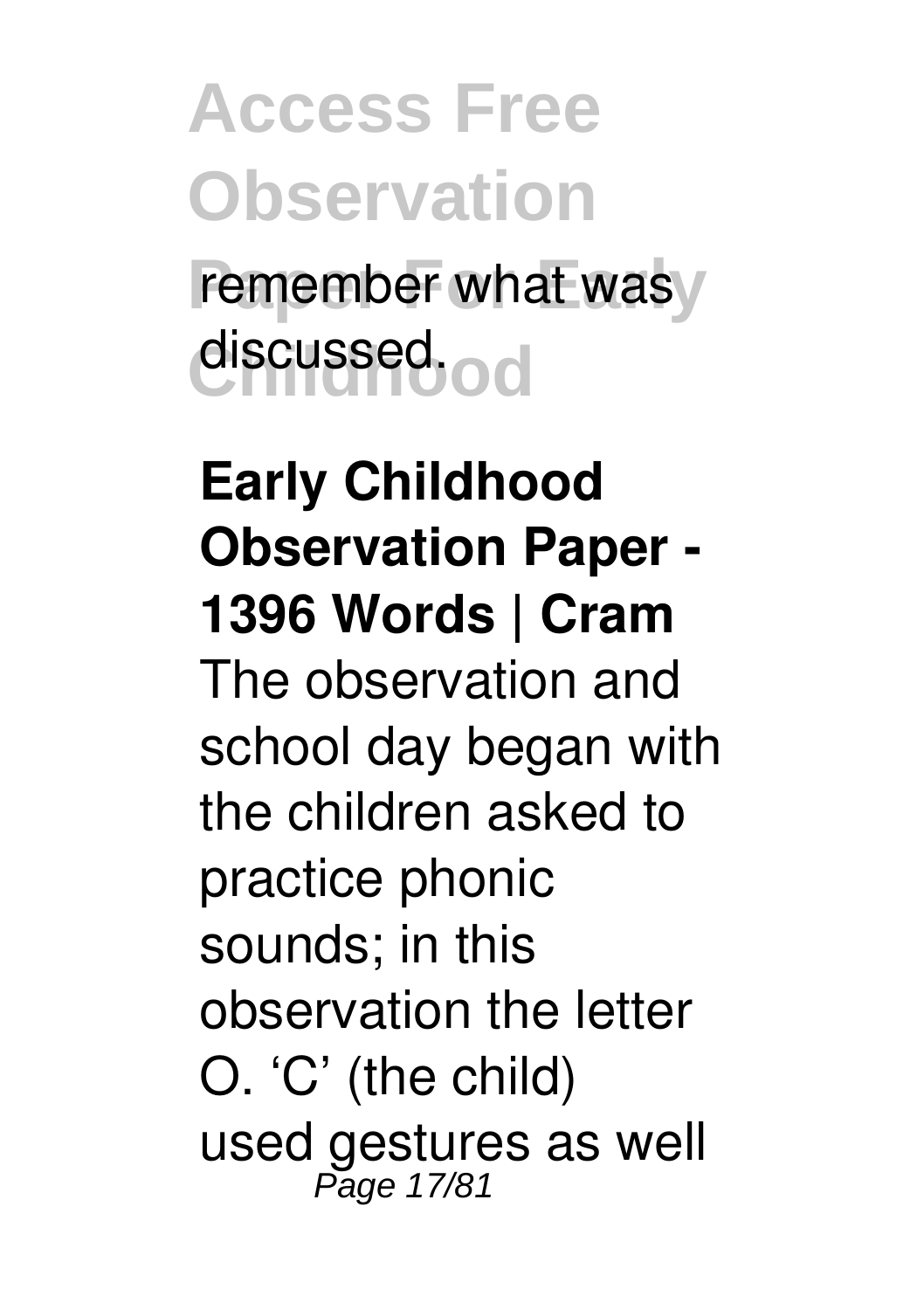remember what was discussed.

**Early Childhood Observation Paper - 1396 Words | Cram**

The observation and school day began with the children asked to practice phonic sounds; in this observation the letter O. 'C' (the child) used gestures as well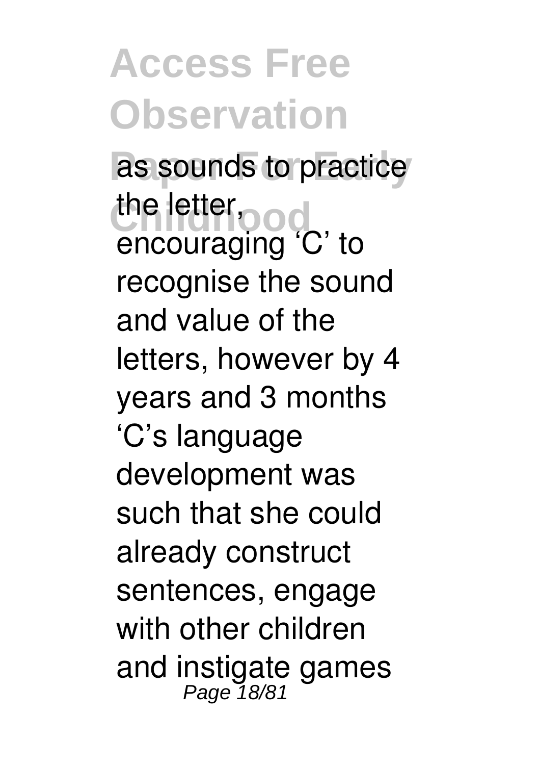as sounds to practice the letter, encouraging 'C' to recognise the sound and value of the letters, however by 4 years and 3 months 'C's language development was such that she could already construct sentences, engage with other children and instigate games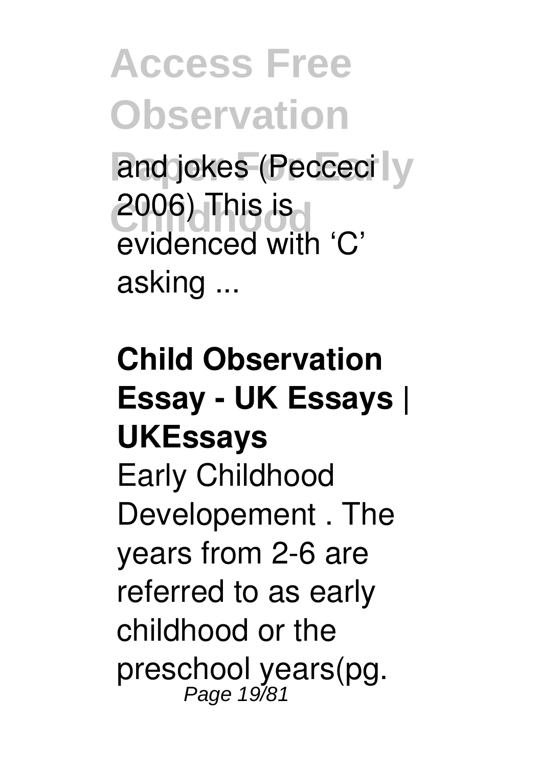and jokes (Pecceci 2006) This is evidenced with ‘C’ asking ...

**Child Observation Essay - UK Essays | UKEssays**

Early Childhood Developement . The years from 2-6 are referred to as early childhood or the preschool years(pg.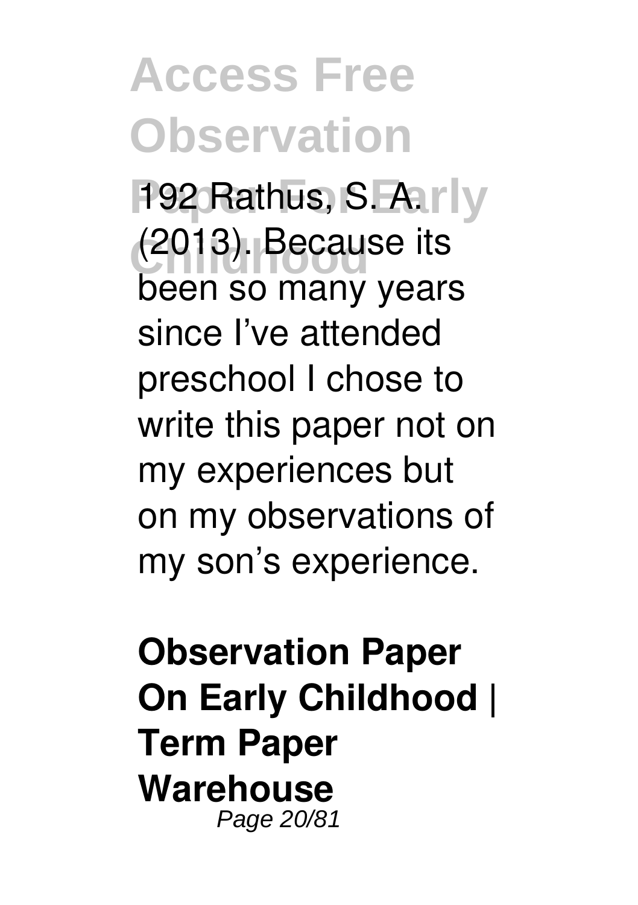192 Rathus, S. A. (2013). Because its been so many years since I've attended preschool I chose to write this paper not on my experiences but on my observations of my son's experience.

**Observation Paper On Early Childhood | Term Paper Warehouse**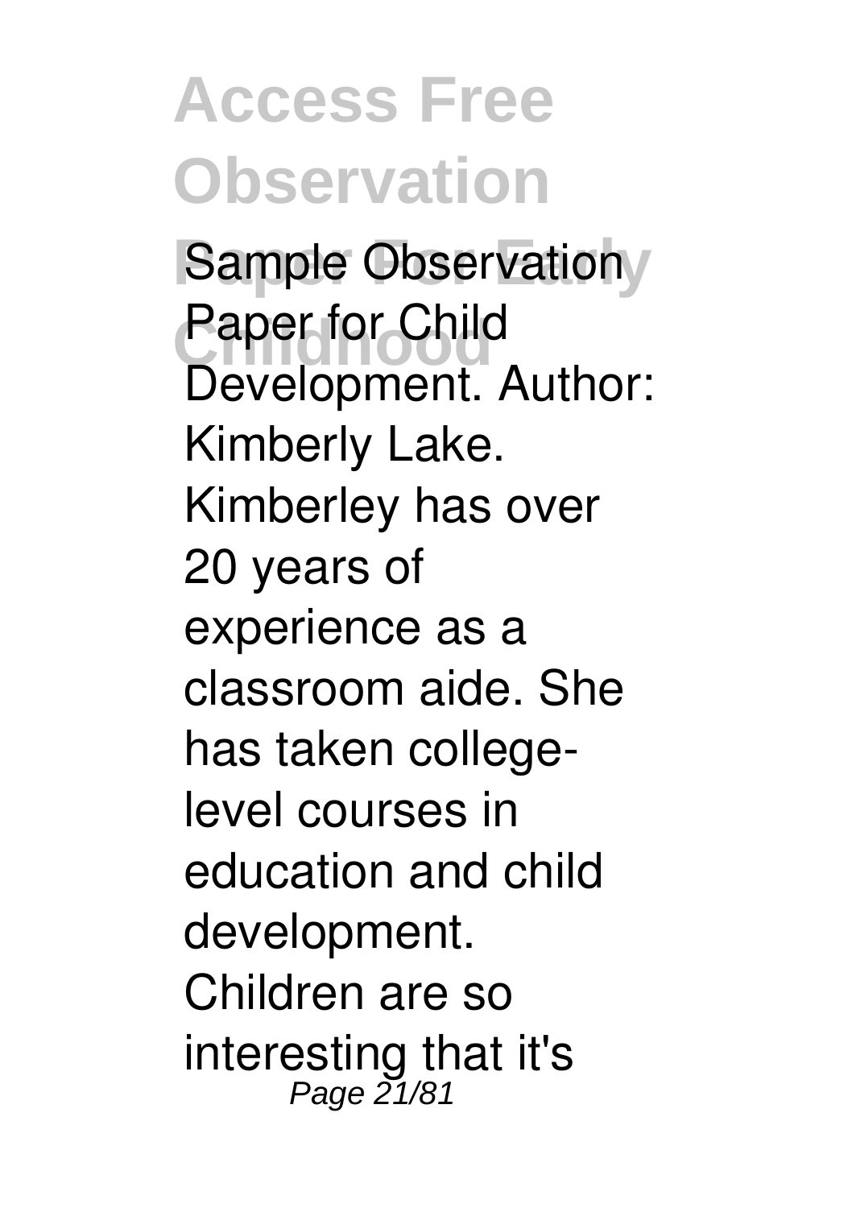Sample Observation Paper for Child Development. Author: Kimberly Lake. Kimberley has over 20 years of experience as a classroom aide. She has taken college-level courses in education and child development. Children are so interesting that it's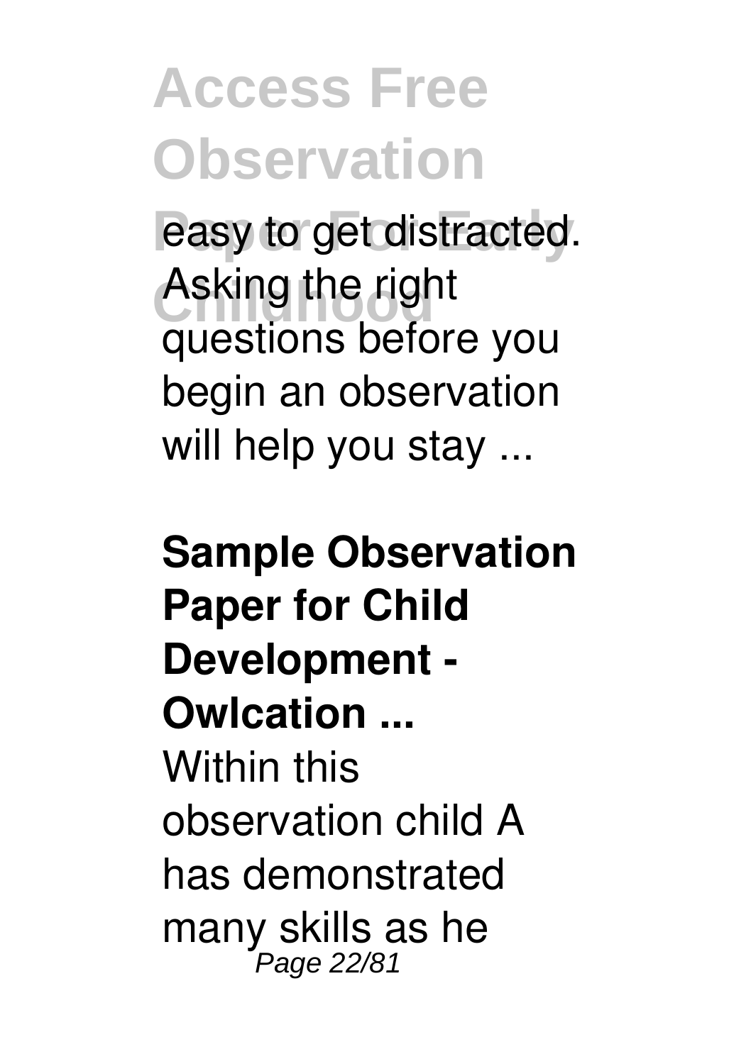easy to get distracted. Asking the right questions before you begin an observation will help you stay ...

**Sample Observation Paper for Child Development - Owlcation ...**

Within this observation child A has demonstrated many skills as he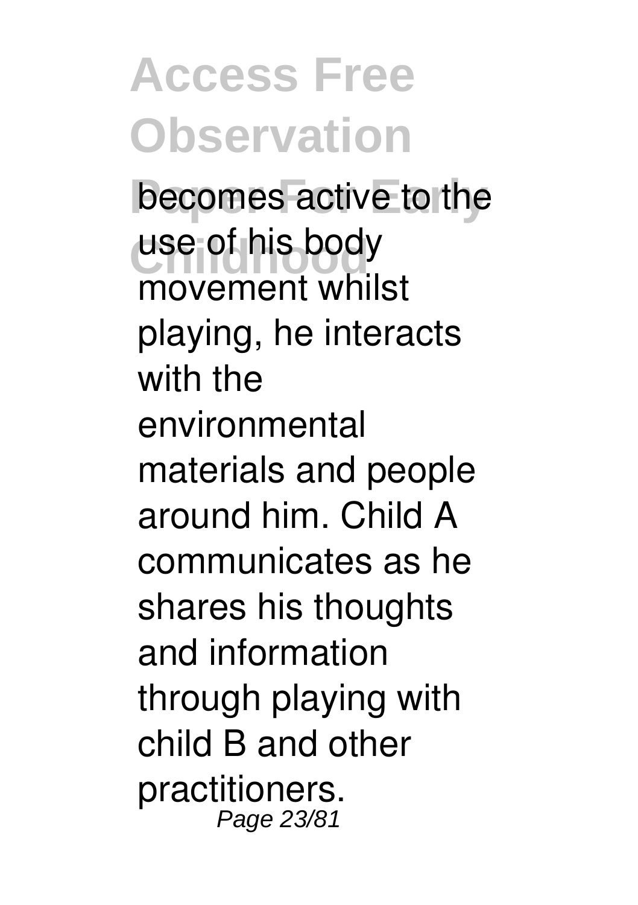becomes active to the use of his body movement whilst playing, he interacts with the environmental materials and people around him. Child A communicates as he shares his thoughts and information through playing with child B and other practitioners.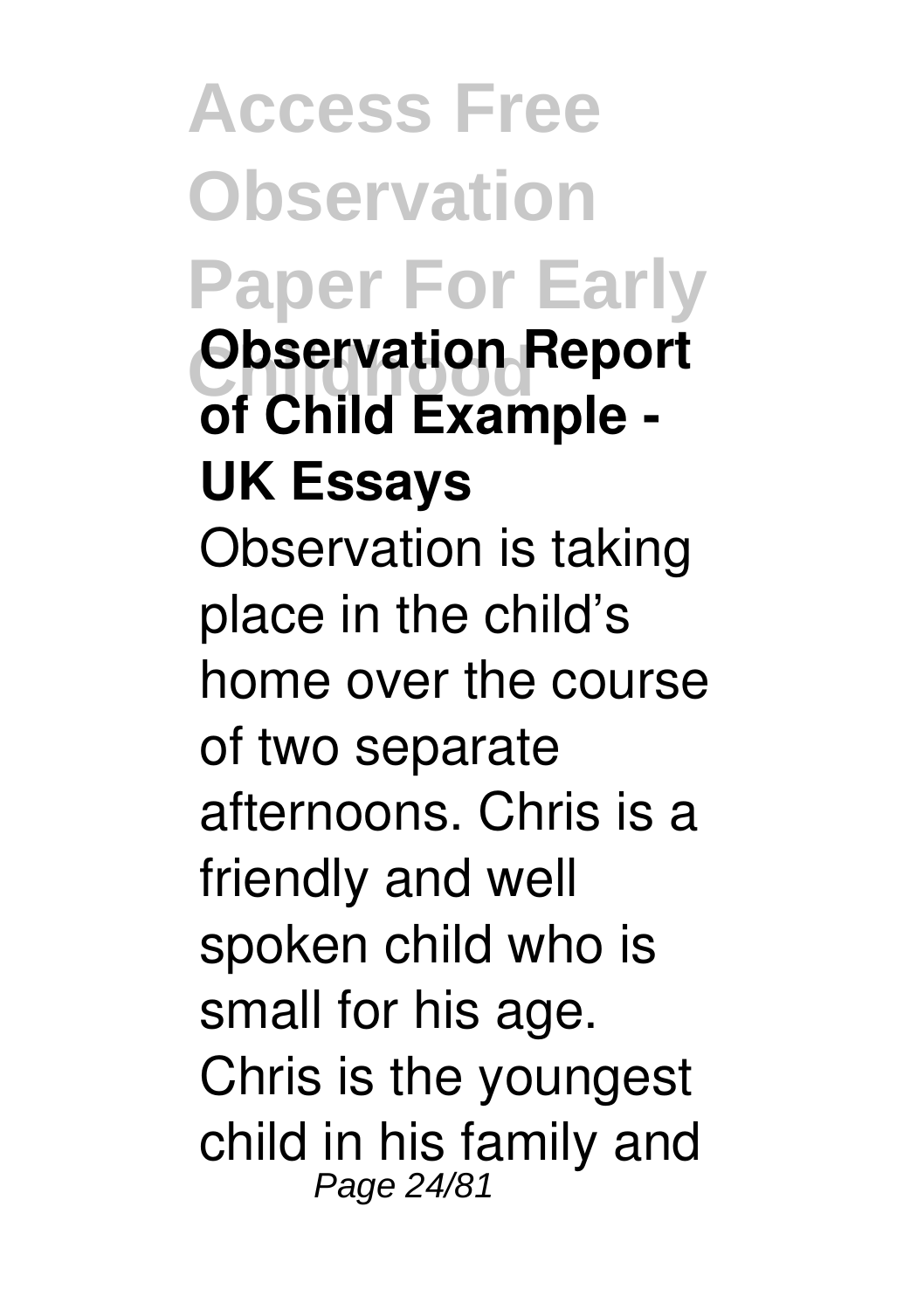**Observation Report of Child Example - UK Essays**

Observation is taking place in the child's home over the course of two separate afternoons. Chris is a friendly and well spoken child who is small for his age. Chris is the youngest child in his family and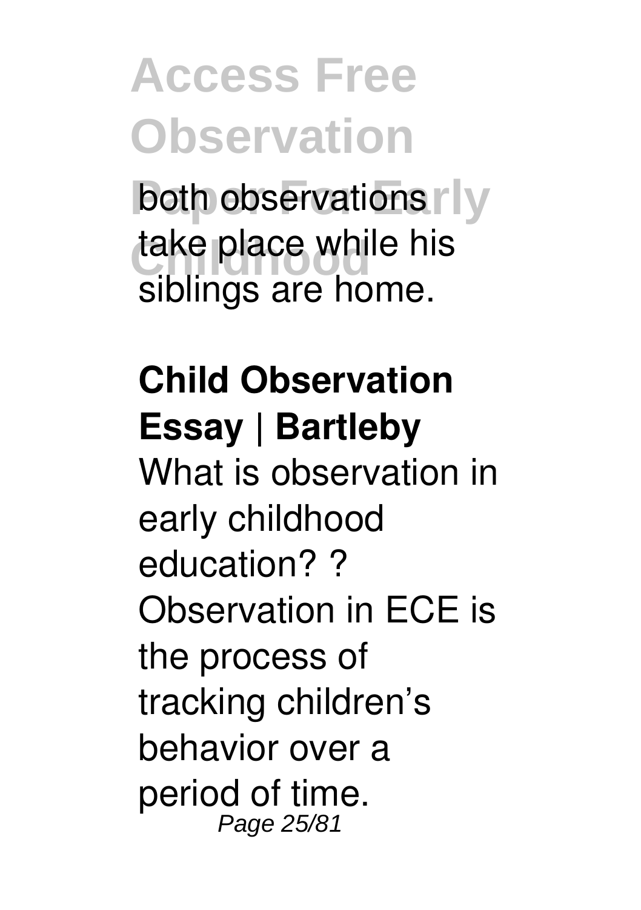both observations take place while his siblings are home.

## Child Observation Essay | Bartleby

What is observation in early childhood education? ? Observation in ECE is the process of tracking children's behavior over a period of time.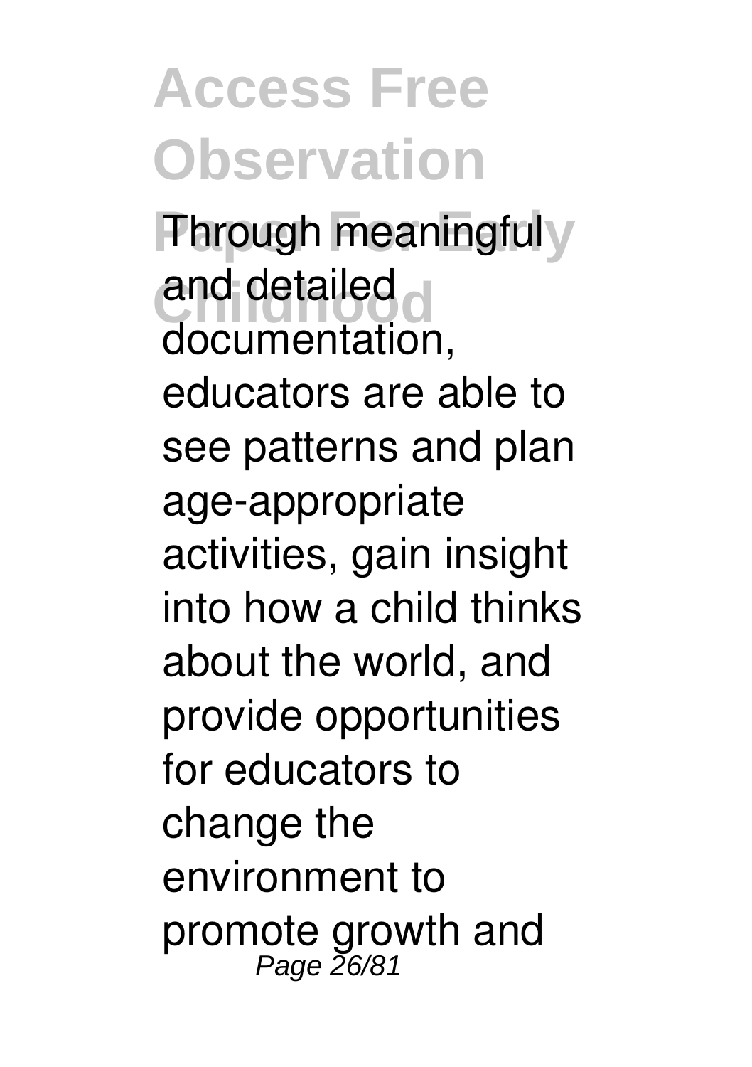Through meaningful and detailed documentation, educators are able to see patterns and plan age-appropriate activities, gain insight into how a child thinks about the world, and provide opportunities for educators to change the environment to promote growth and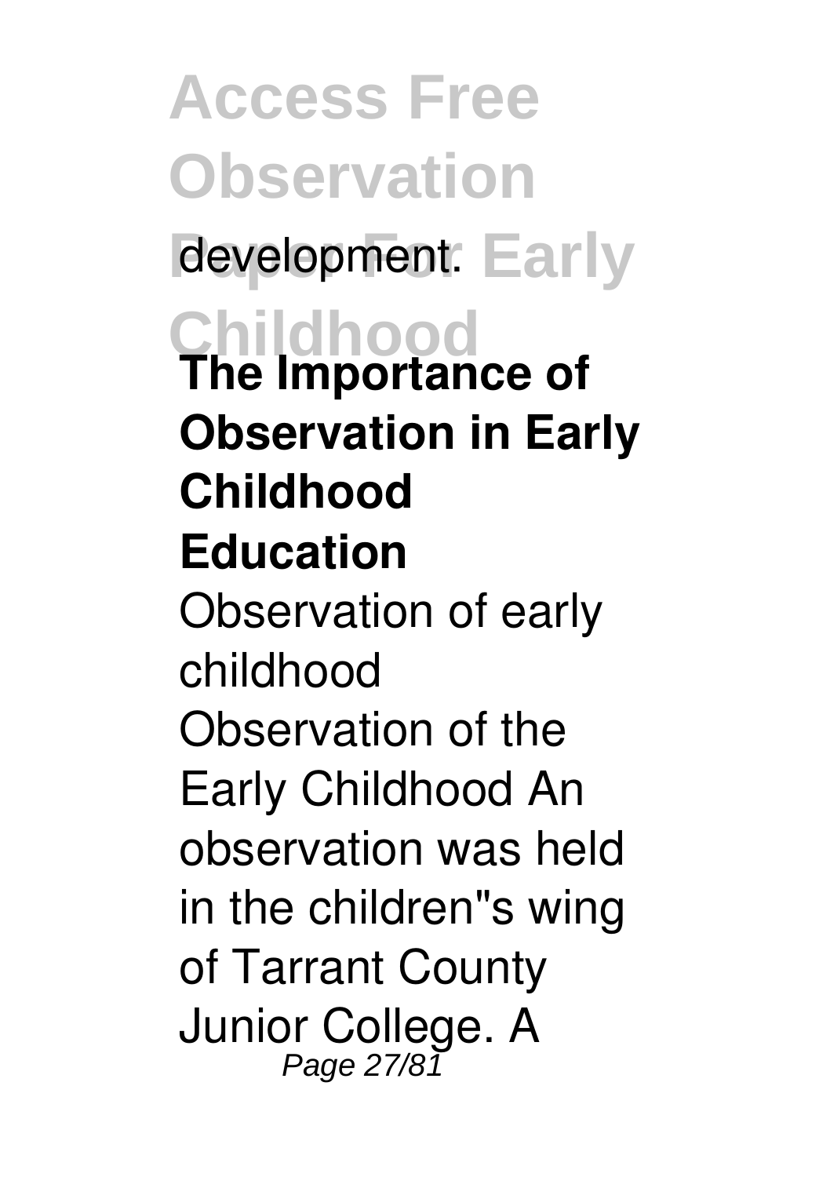development.

**The Importance of Observation in Early Childhood Education**

Observation of early childhood

Observation of the Early Childhood An observation was held in the children''s wing of Tarrant County Junior College. A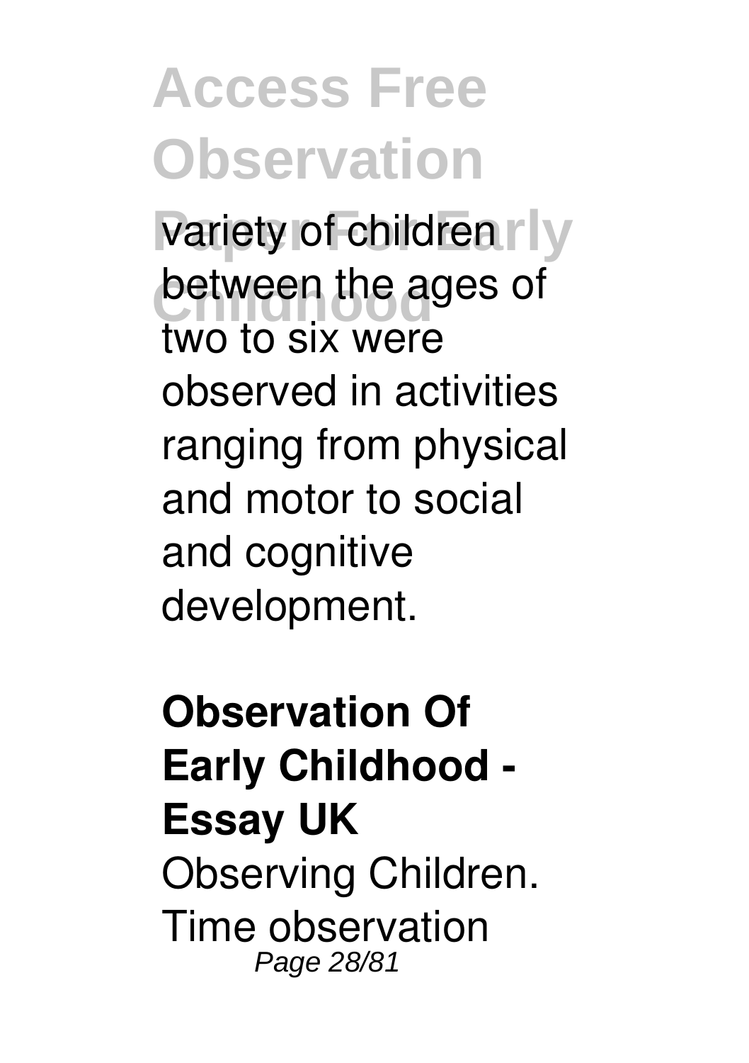variety of children between the ages of two to six were observed in activities ranging from physical and motor to social and cognitive development.

**Observation Of Early Childhood - Essay UK**

Observing Children. Time observation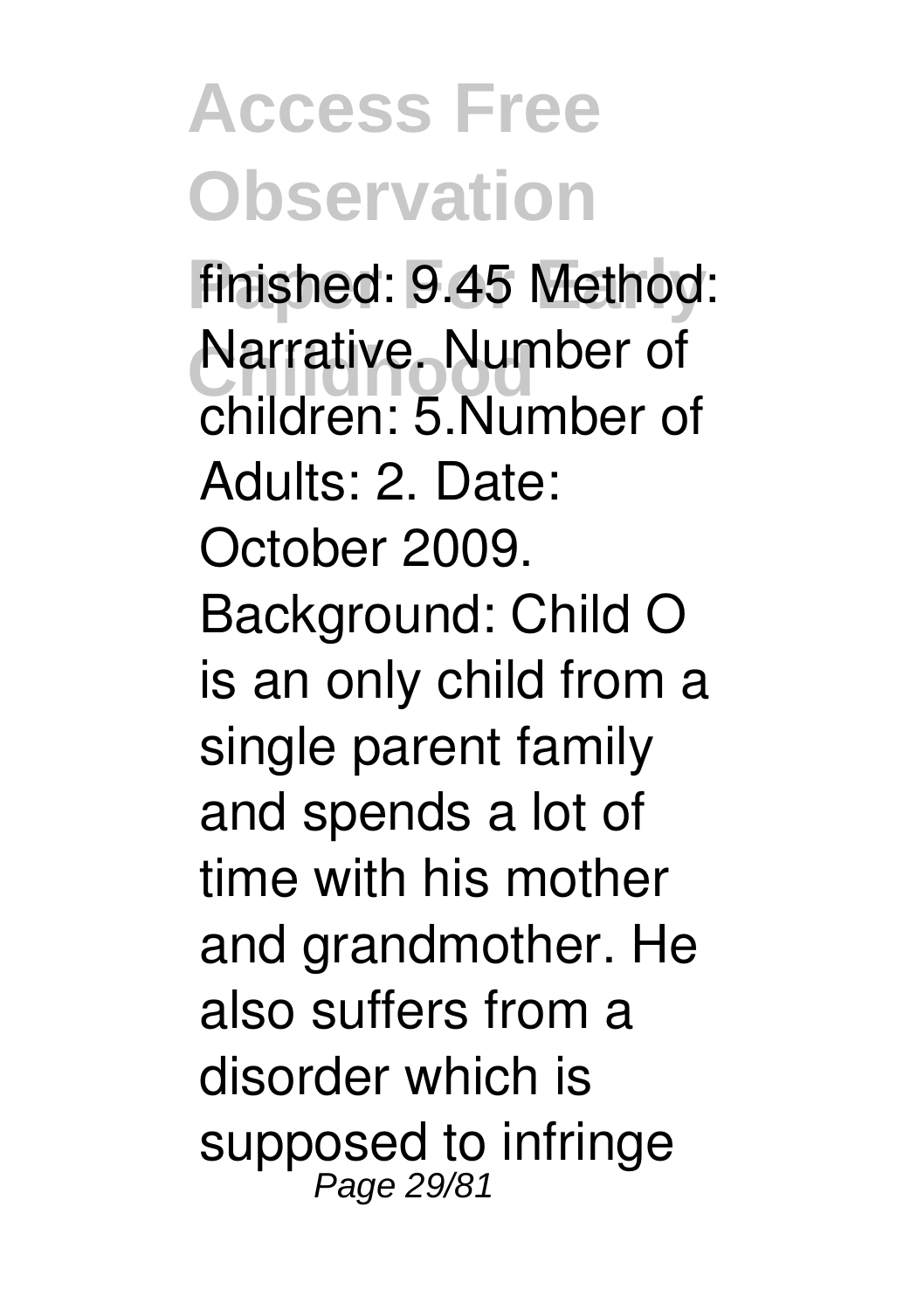finished: 9.45 Method: Narrative. Number of children: 5.Number of Adults: 2. Date: October 2009. Background: Child O is an only child from a single parent family and spends a lot of time with his mother and grandmother. He also suffers from a disorder which is supposed to infringe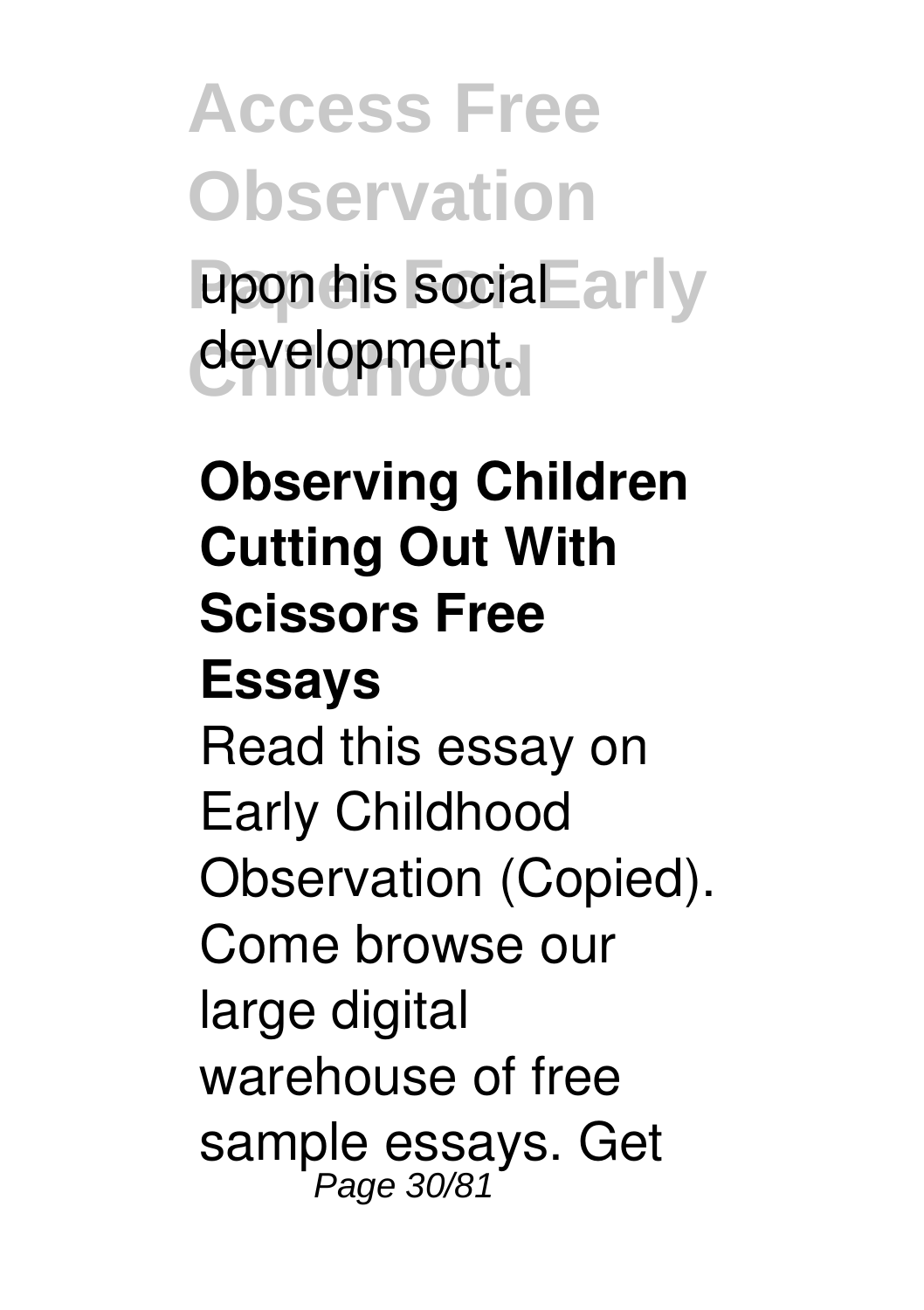upon his social development.

**Observing Children Cutting Out With Scissors Free Essays**

Read this essay on Early Childhood Observation (Copied). Come browse our large digital warehouse of free sample essays. Get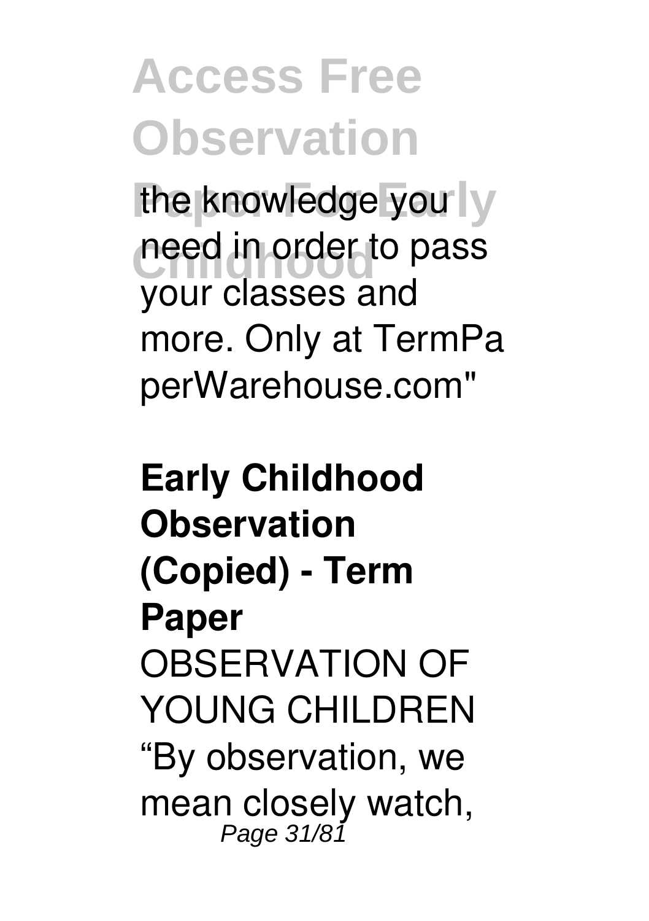the knowledge you need in order to pass your classes and more. Only at TermPaperWarehouse.com"

**Early Childhood Observation (Copied) - Term Paper**

OBSERVATION OF YOUNG CHILDREN "By observation, we mean closely watch,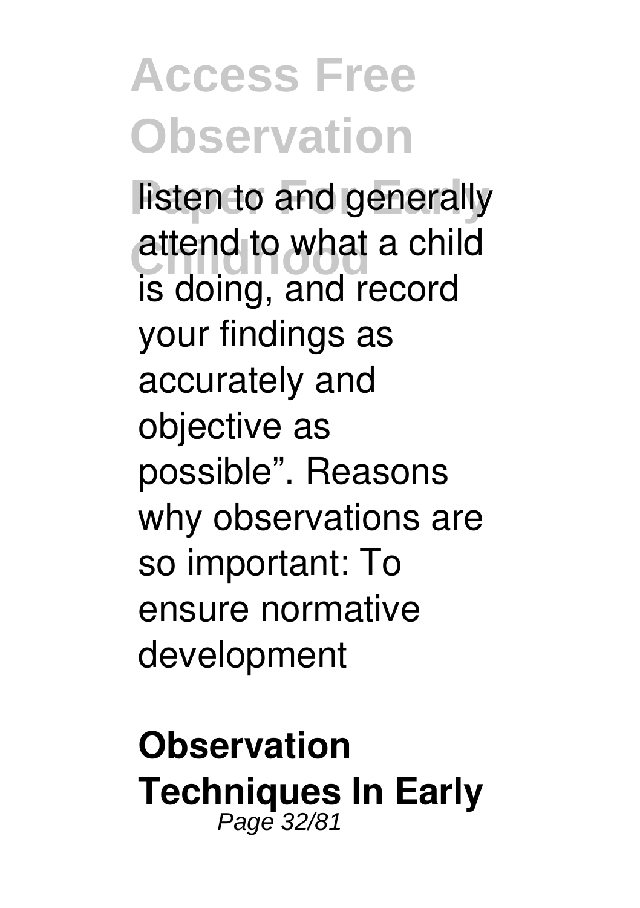listen to and generally attend to what a child is doing, and record your findings as accurately and objective as possible”. Reasons why observations are so important: To ensure normative development

**Observation Techniques In Early**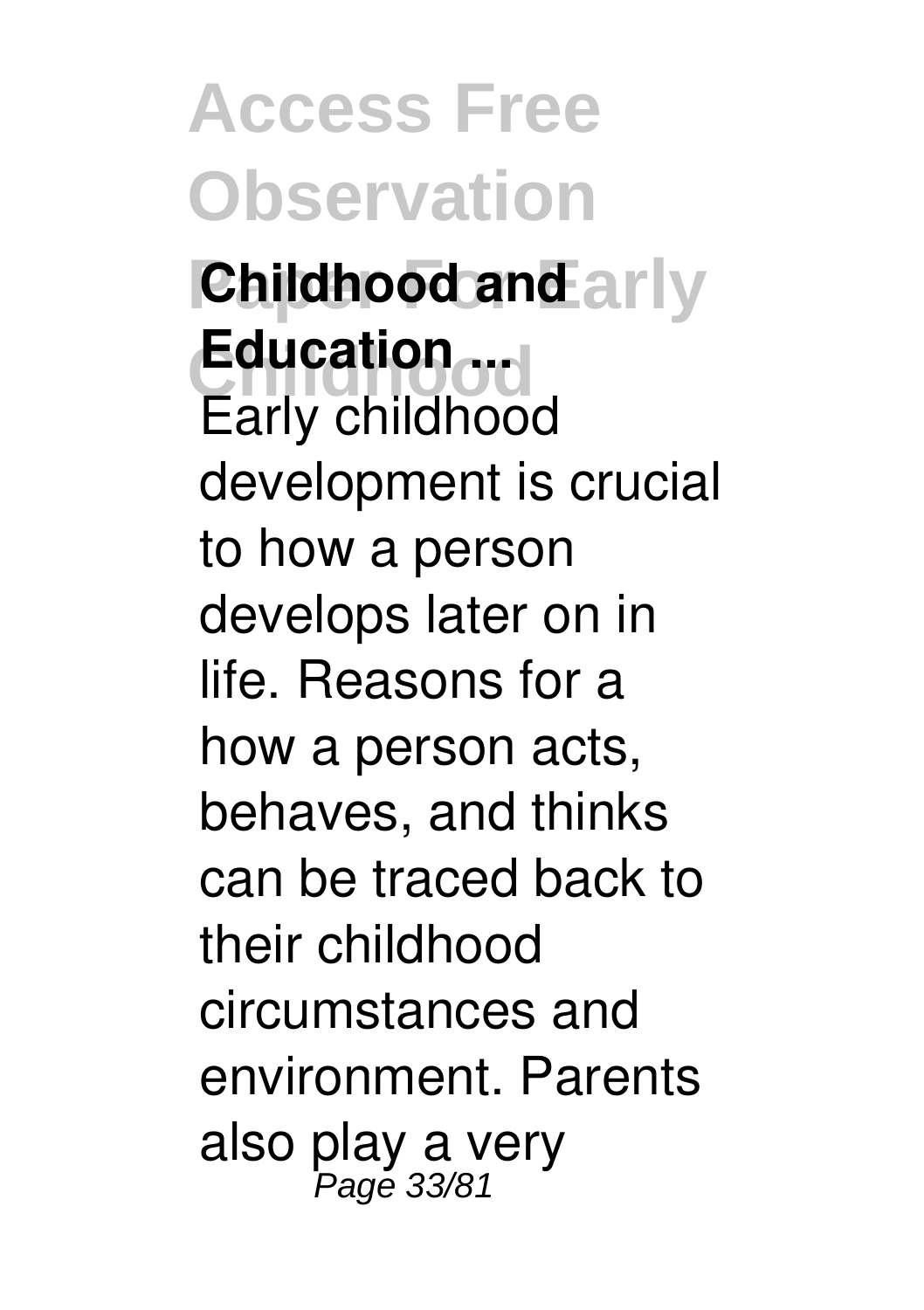**Childhood and Education ...**

Early childhood development is crucial to how a person develops later on in life. Reasons for a how a person acts, behaves, and thinks can be traced back to their childhood circumstances and environment. Parents also play a very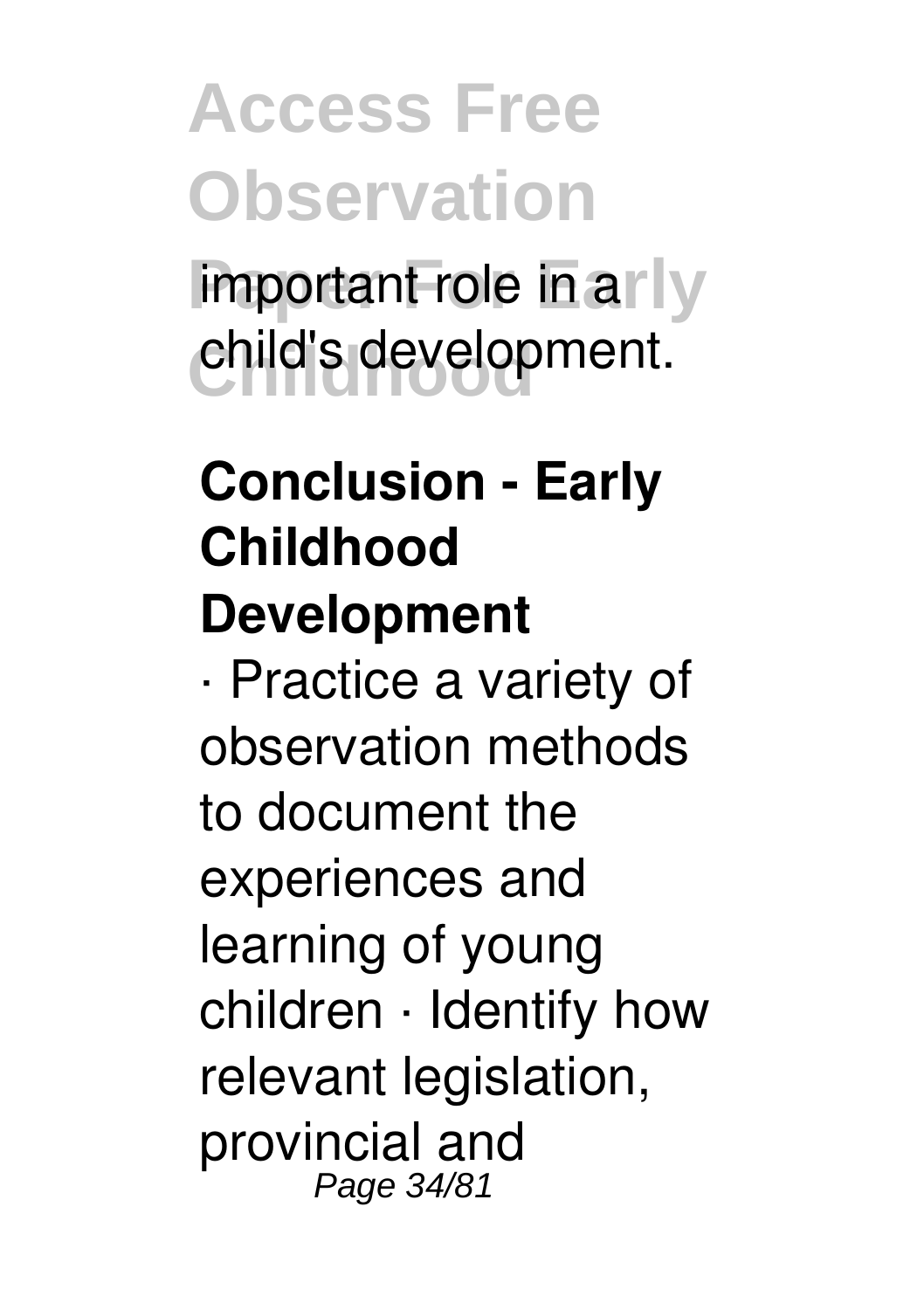important role in a child's development.

## Conclusion - Early Childhood Development

· Practice a variety of observation methods to document the experiences and learning of young children · Identify how relevant legislation, provincial and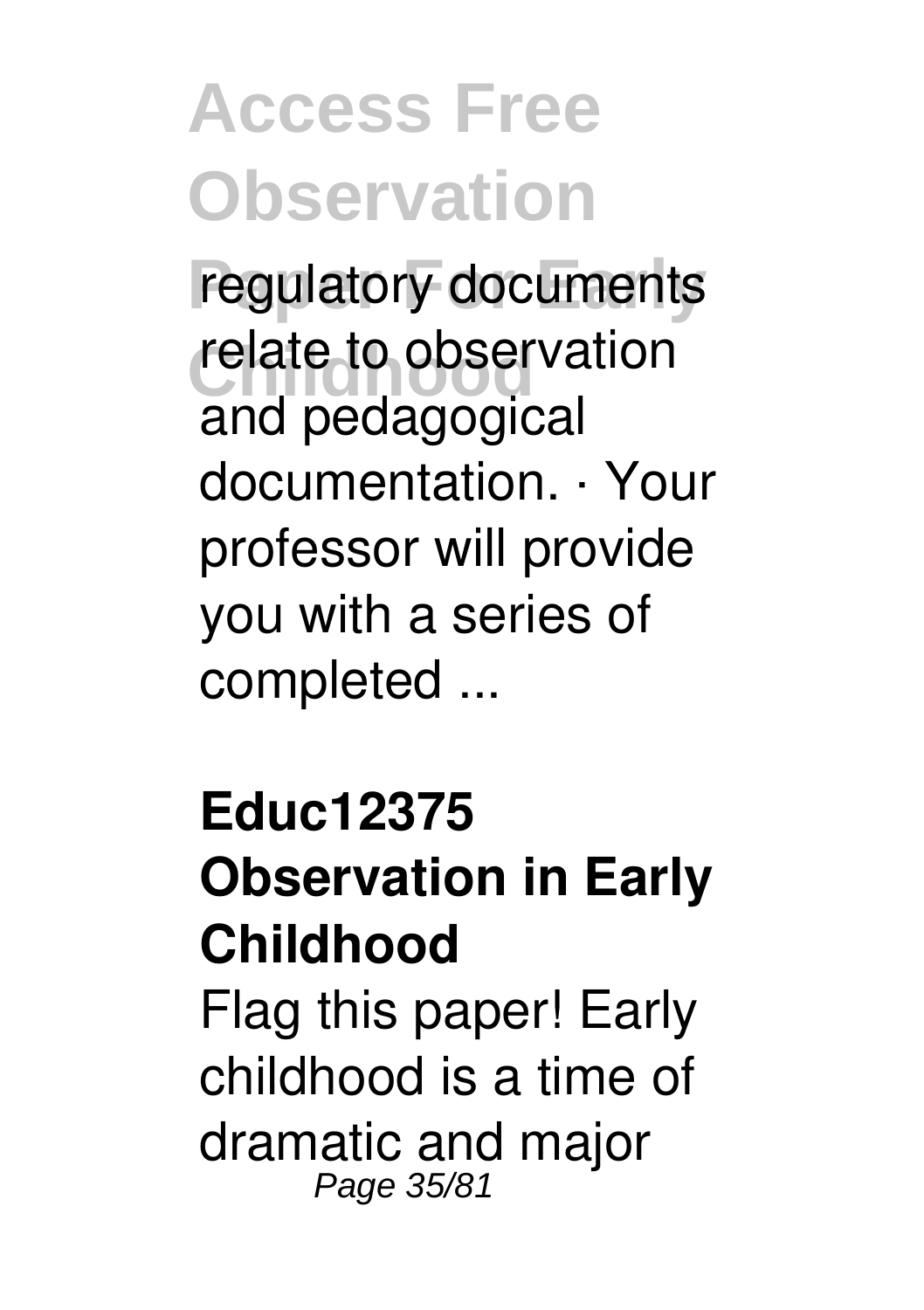regulatory documents relate to observation and pedagogical documentation. · Your professor will provide you with a series of completed ...

**Educ12375 Observation in Early Childhood**

Flag this paper! Early childhood is a time of dramatic and major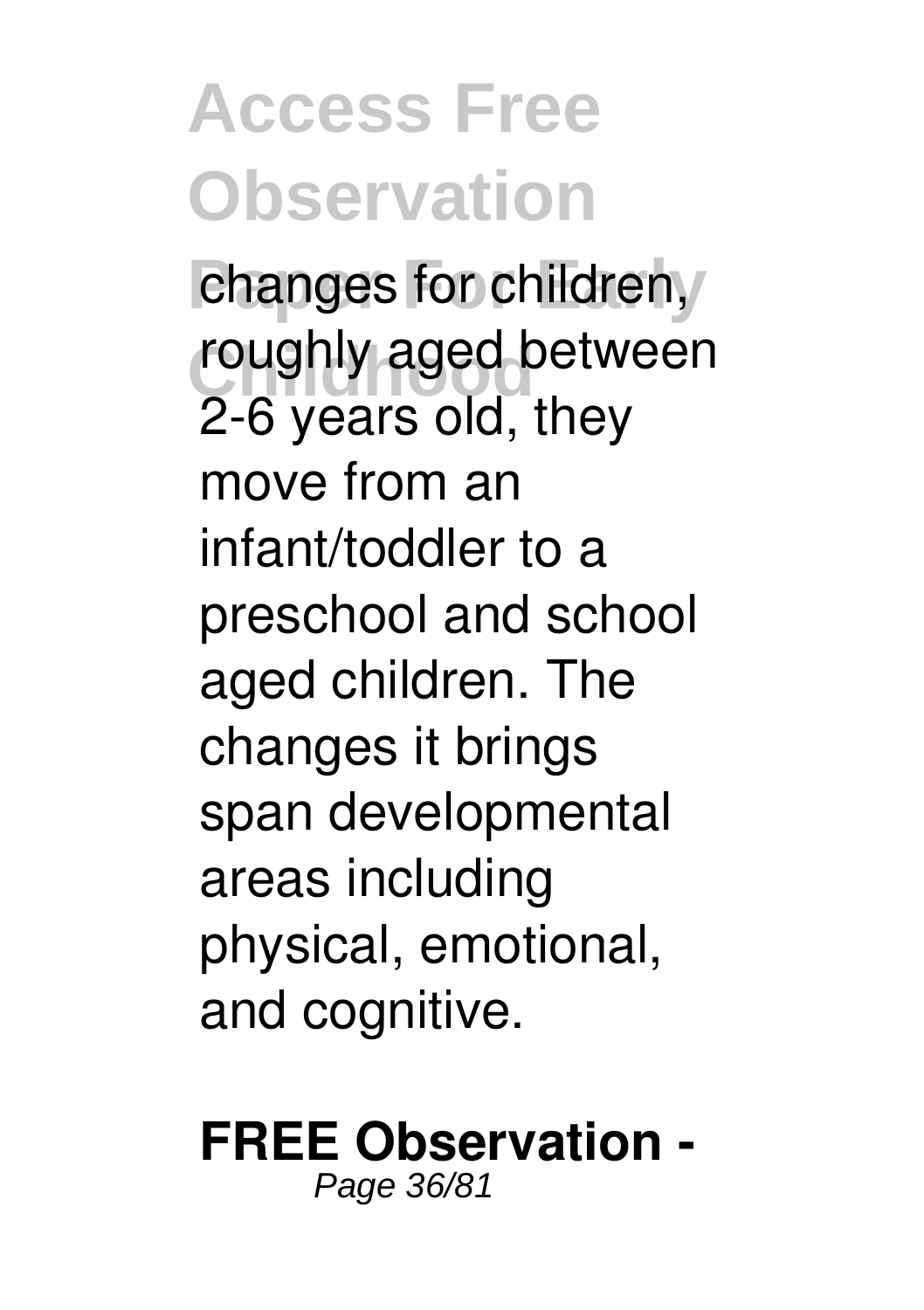changes for children, roughly aged between 2-6 years old, they move from an infant/toddler to a preschool and school aged children. The changes it brings span developmental areas including physical, emotional, and cognitive.

**FREE Observation -**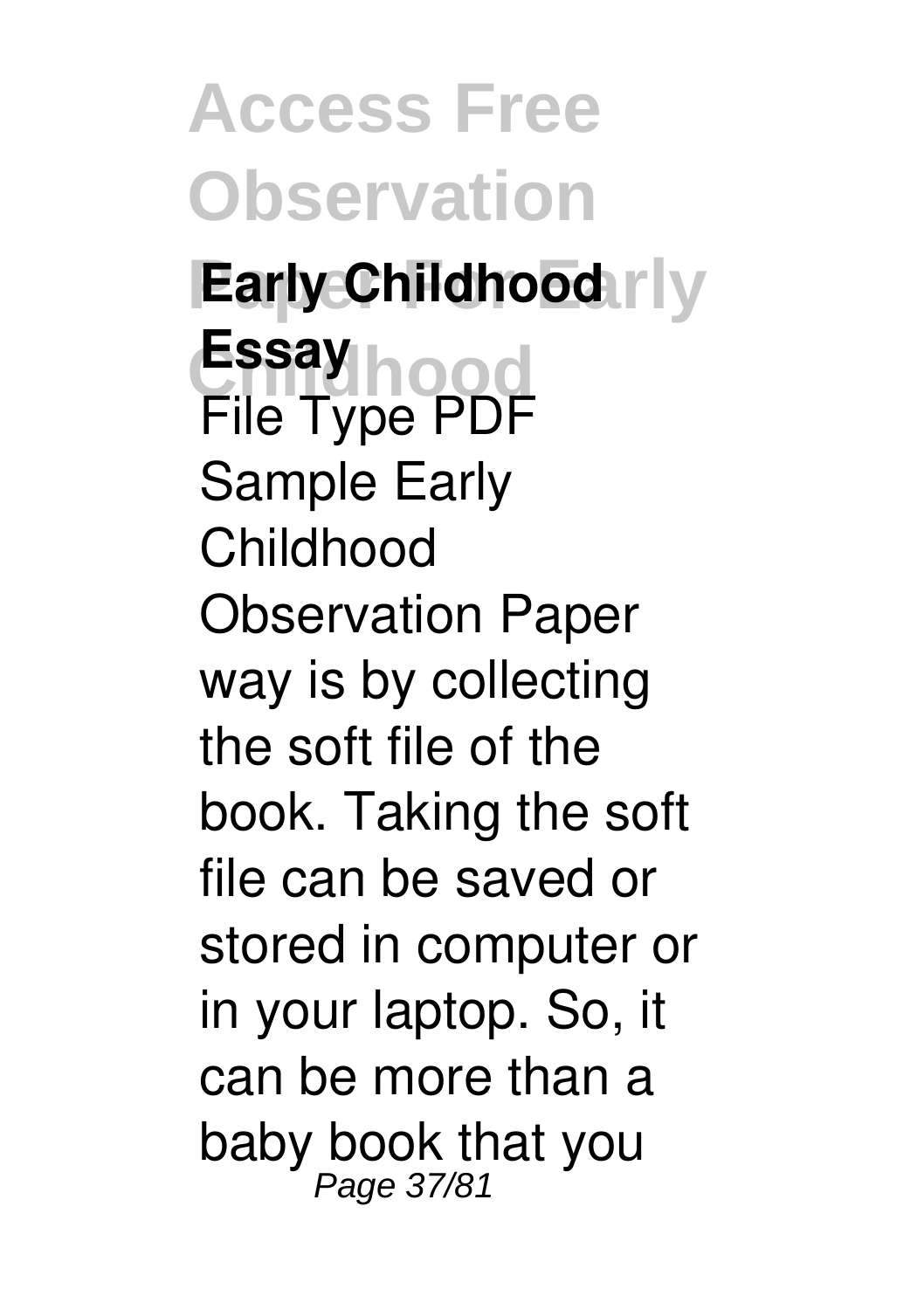**Early Childhood Essay**

File Type PDF Sample Early Childhood Observation Paper way is by collecting the soft file of the book. Taking the soft file can be saved or stored in computer or in your laptop. So, it can be more than a baby book that you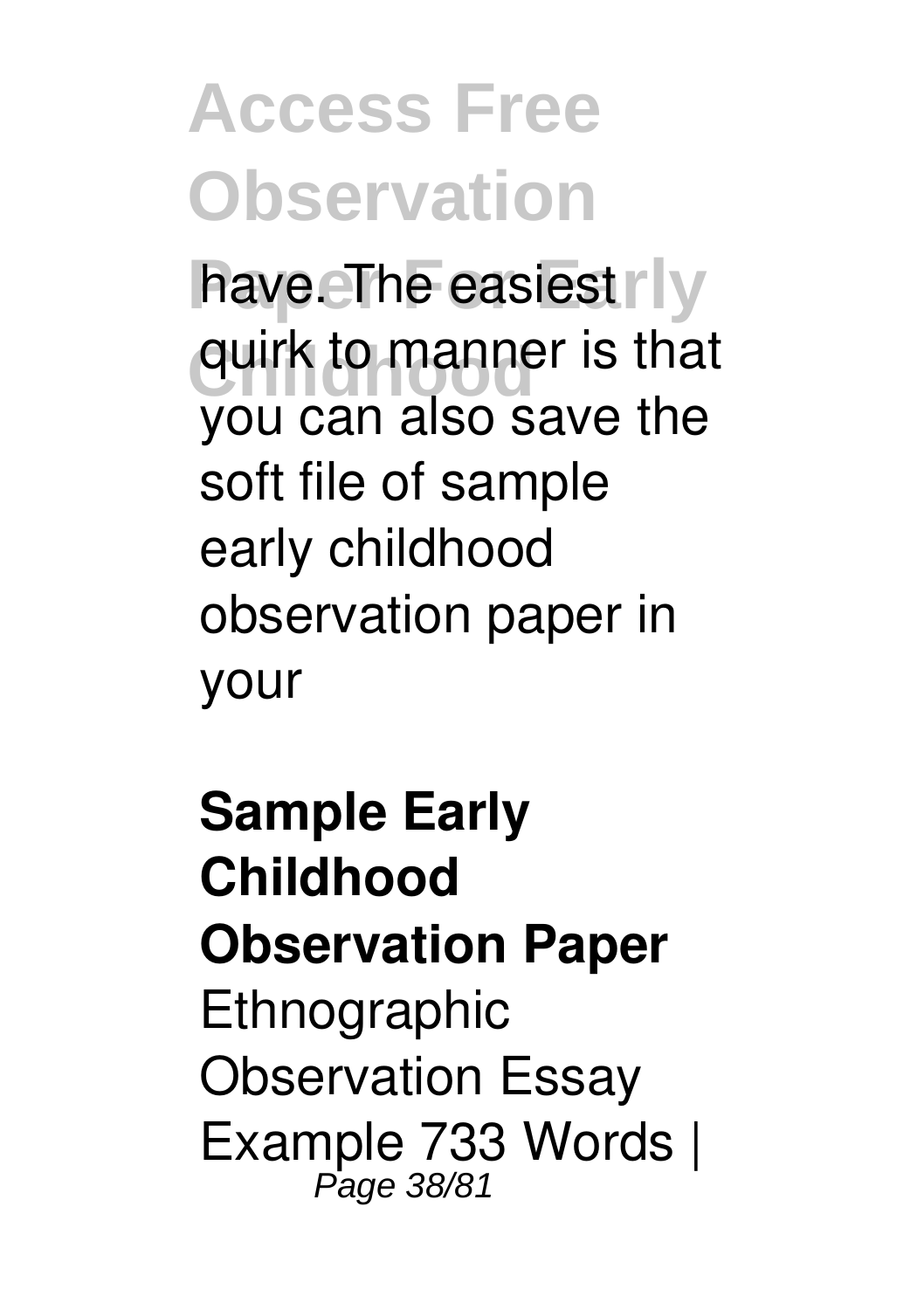have. The easiest quirk to manner is that you can also save the soft file of sample early childhood observation paper in your

**Sample Early Childhood Observation Paper**

Ethnographic Observation Essay Example 733 Words |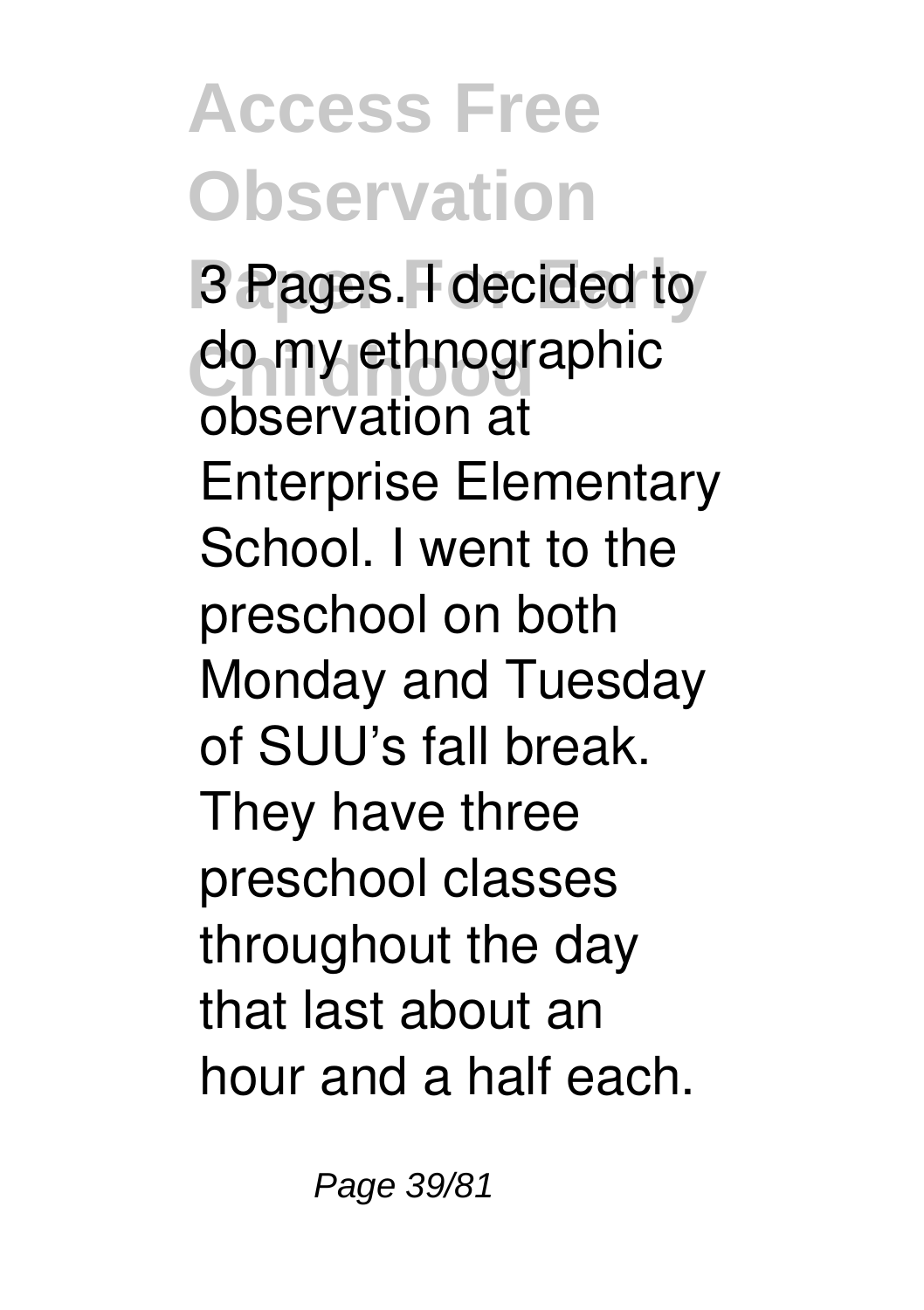3 Pages. I decided to do my ethnographic observation at Enterprise Elementary School. I went to the preschool on both Monday and Tuesday of SUU's fall break. They have three preschool classes throughout the day that last about an hour and a half each.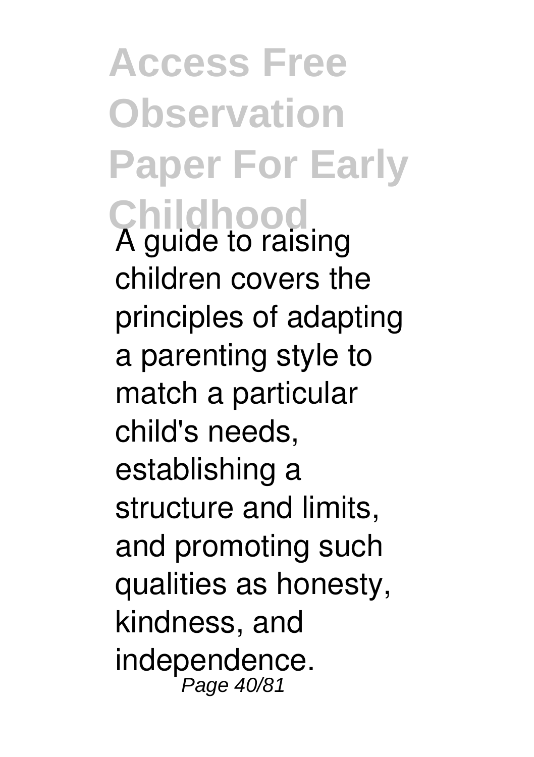A guide to raising children covers the principles of adapting a parenting style to match a particular child's needs, establishing a structure and limits, and promoting such qualities as honesty, kindness, and independence.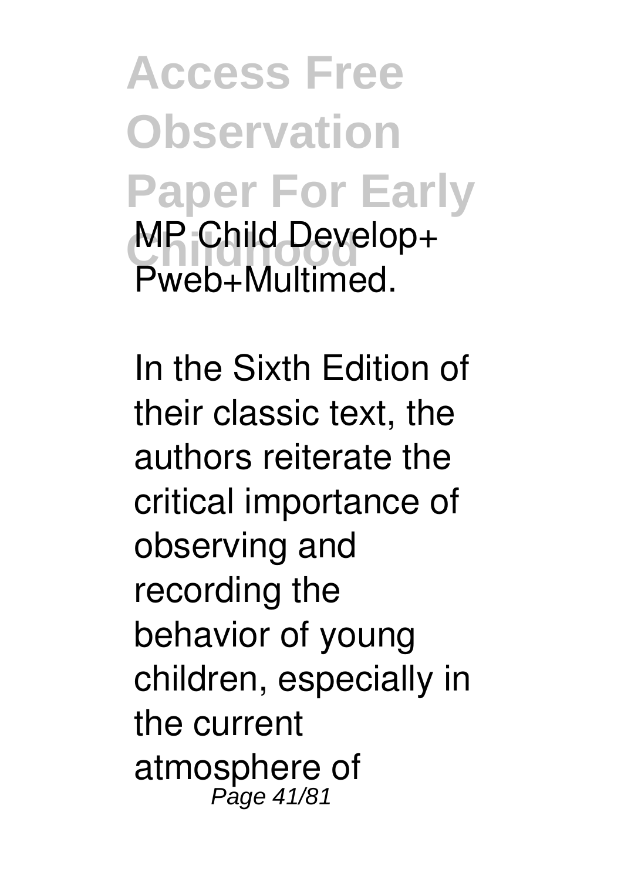MP Child Develop+ Pweb+Multimed.

In the Sixth Edition of their classic text, the authors reiterate the critical importance of observing and recording the behavior of young children, especially in the current atmosphere of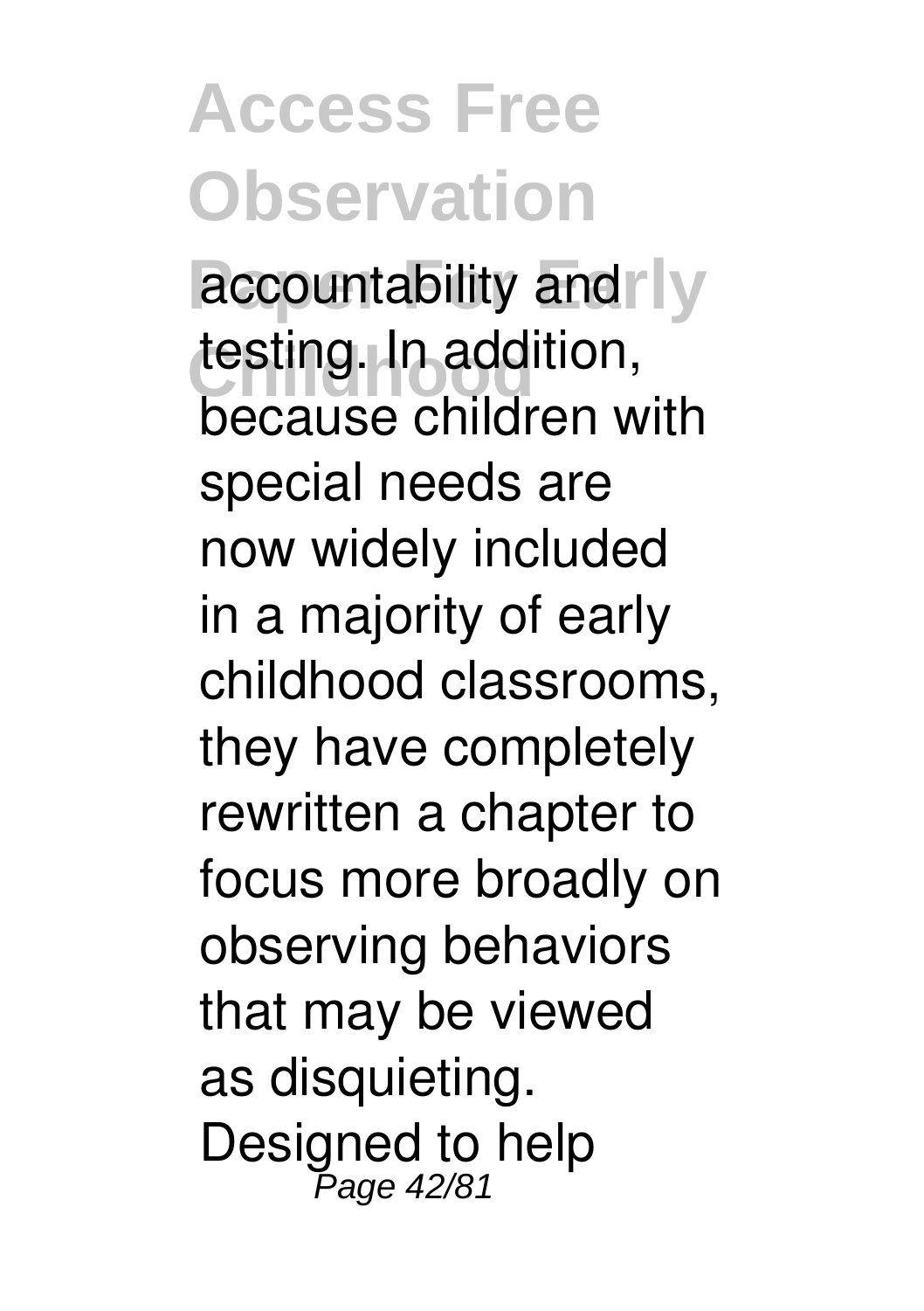accountability and testing. In addition, because children with special needs are now widely included in a majority of early childhood classrooms, they have completely rewritten a chapter to focus more broadly on observing behaviors that may be viewed as disquieting. Designed to help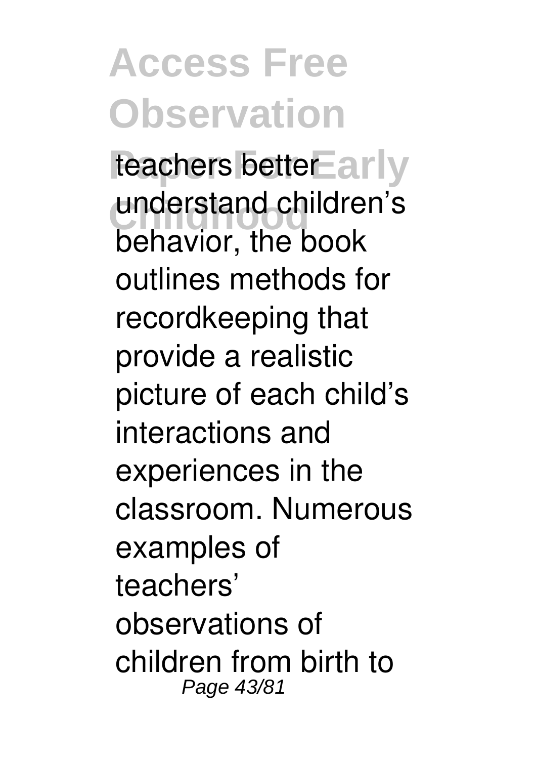teachers better understand children's behavior, the book outlines methods for recordkeeping that provide a realistic picture of each child's interactions and experiences in the classroom. Numerous examples of teachers' observations of children from birth to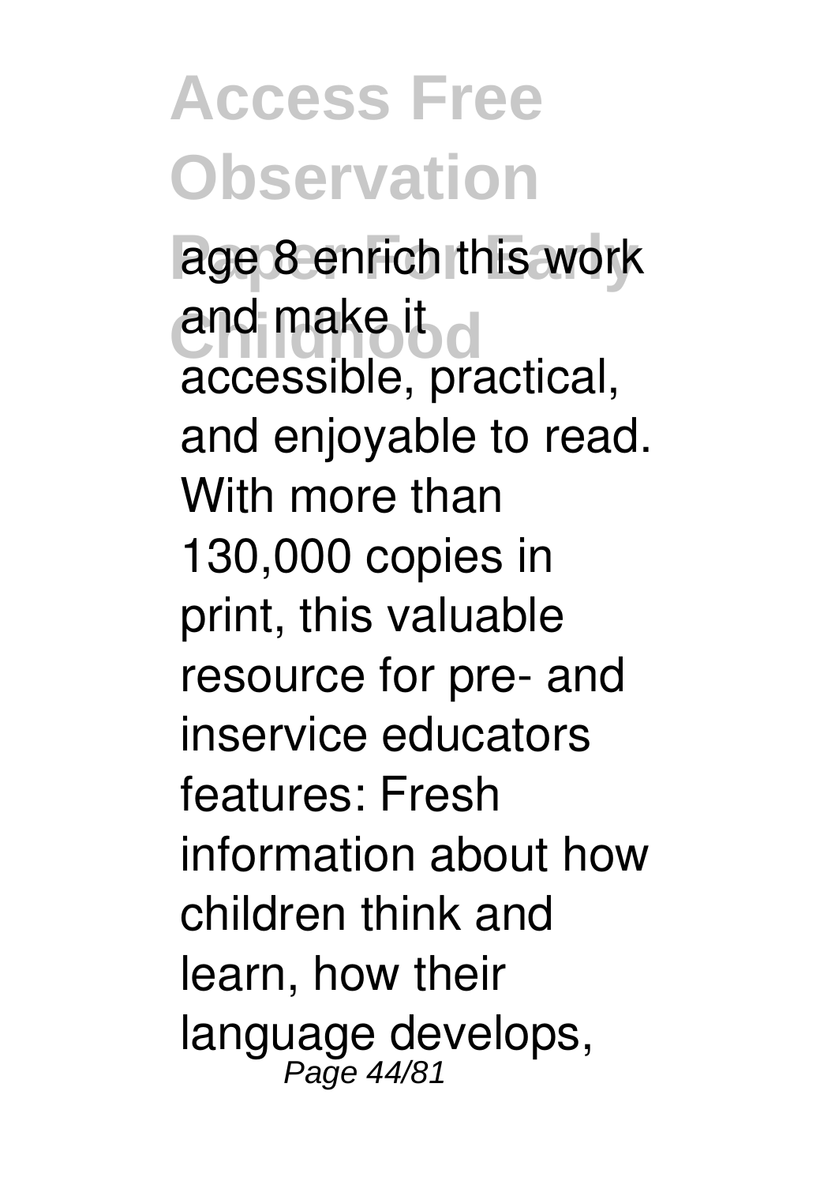age 8 enrich this work and make it accessible, practical, and enjoyable to read. With more than 130,000 copies in print, this valuable resource for pre- and inservice educators features: Fresh information about how children think and learn, how their language develops,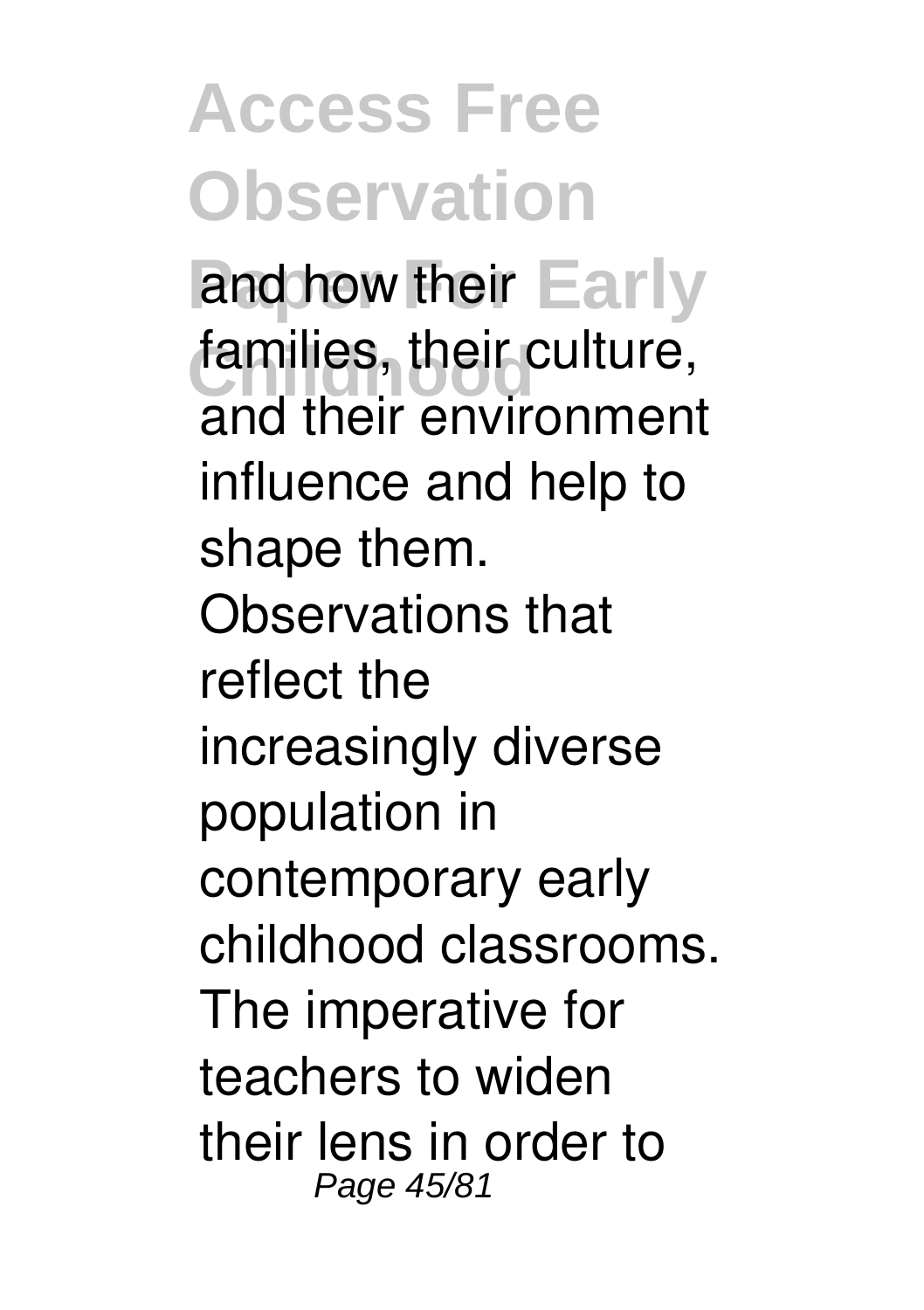and how their families, their culture, and their environment influence and help to shape them. Observations that reflect the increasingly diverse population in contemporary early childhood classrooms. The imperative for teachers to widen their lens in order to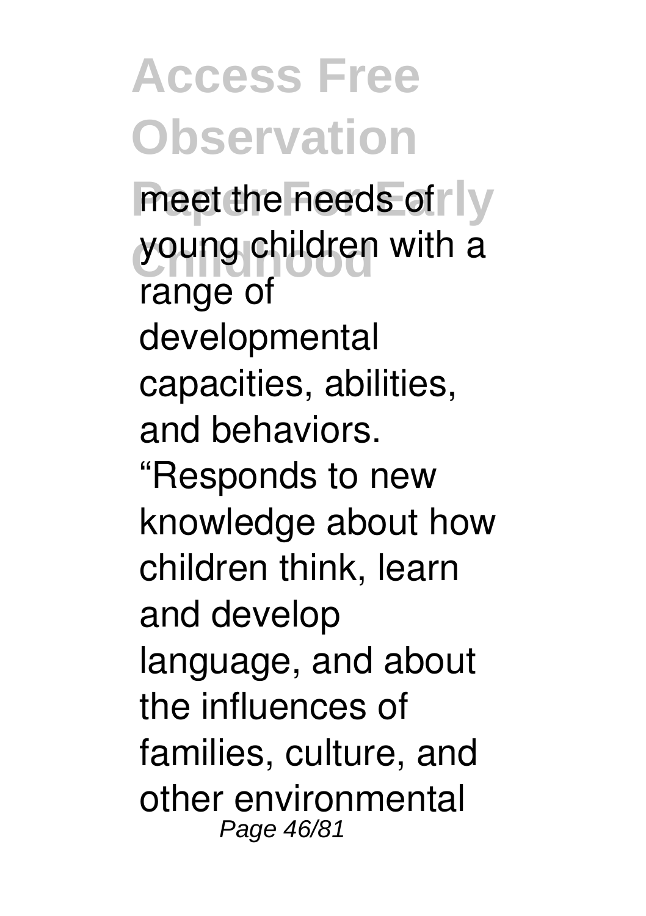meet the needs of young children with a range of developmental capacities, abilities, and behaviors.

“Responds to new knowledge about how children think, learn and develop language, and about the influences of families, culture, and other environmental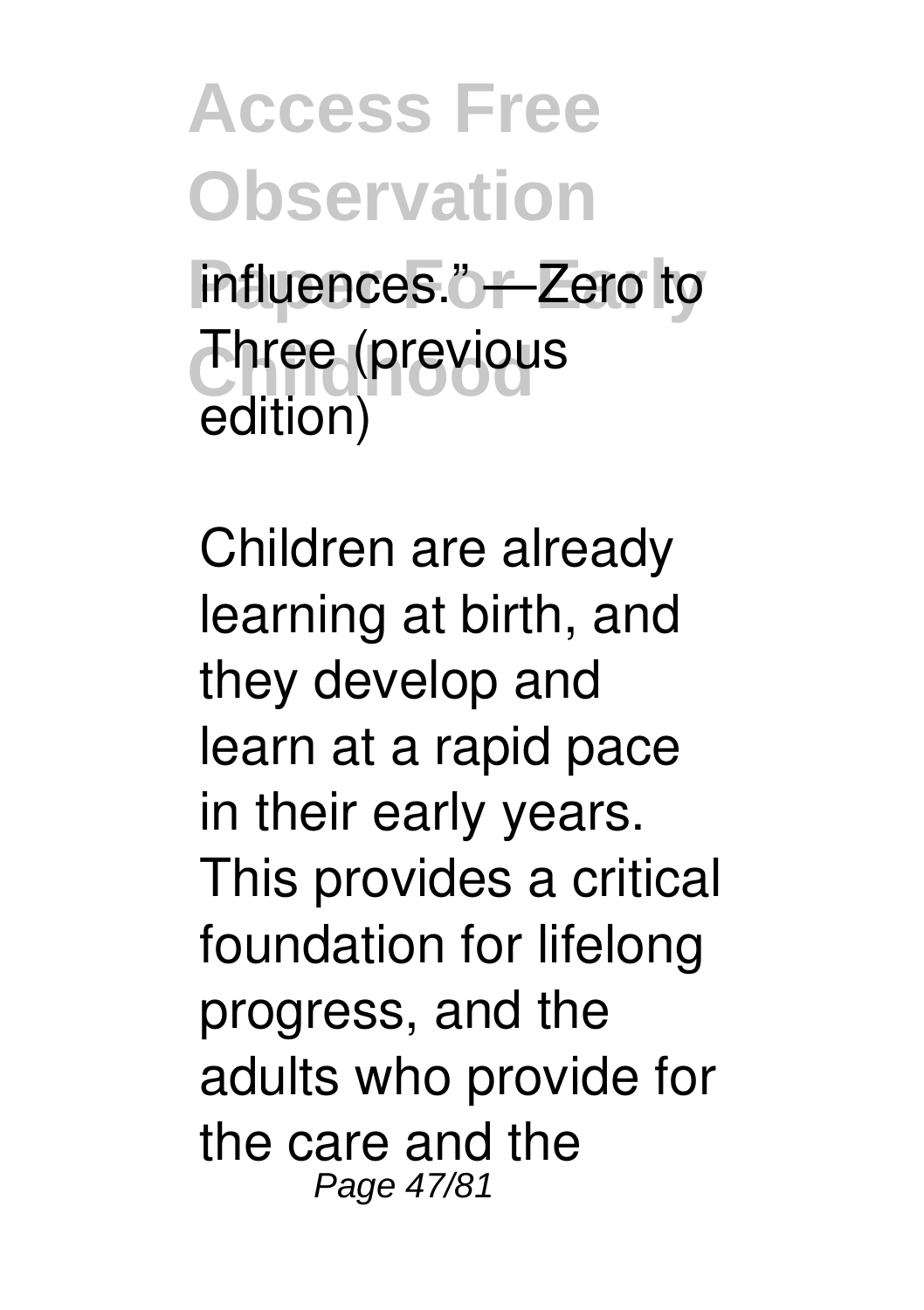influences." —Zero to Three (previous edition)

Children are already learning at birth, and they develop and learn at a rapid pace in their early years. This provides a critical foundation for lifelong progress, and the adults who provide for the care and the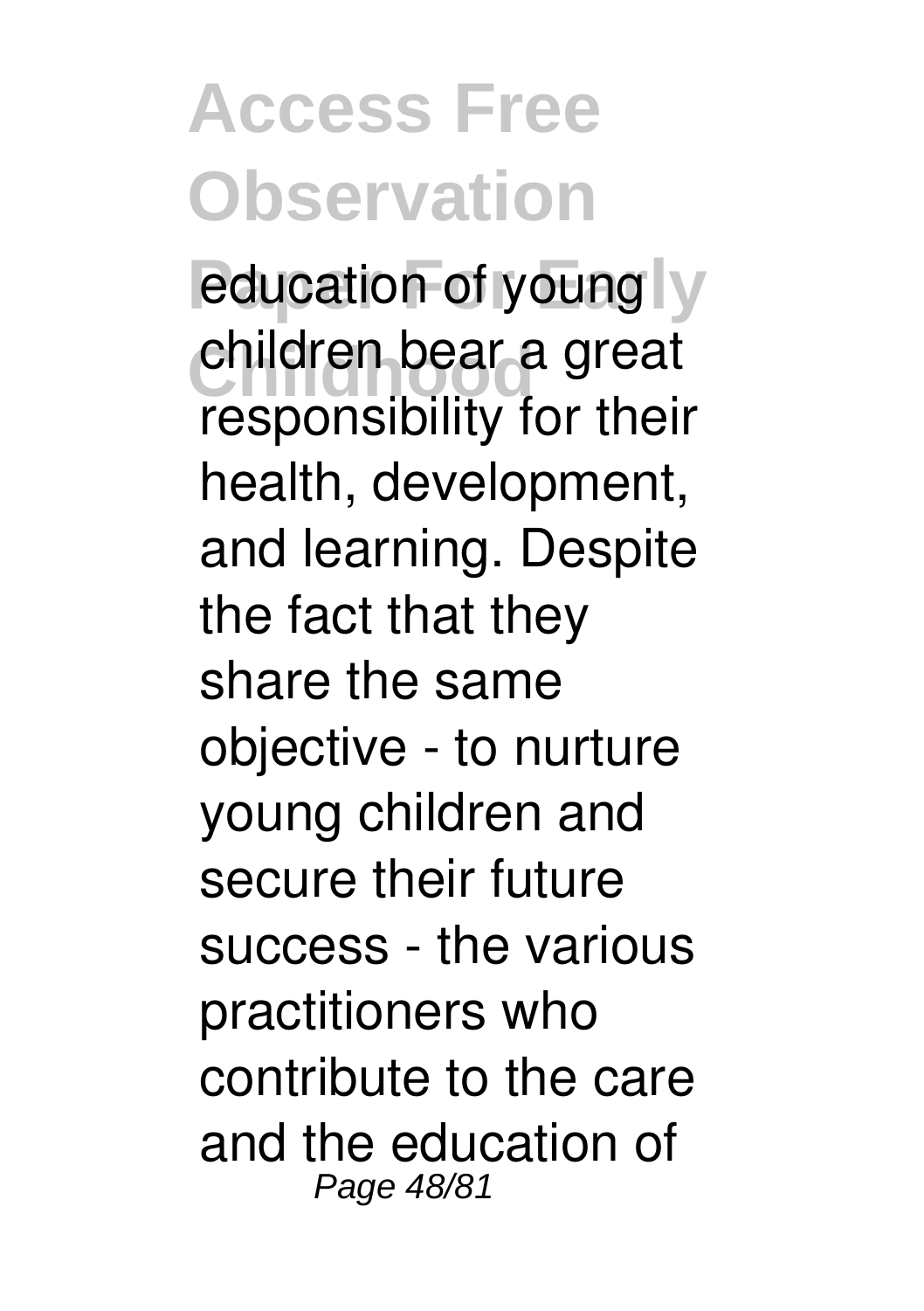education of young children bear a great responsibility for their health, development, and learning. Despite the fact that they share the same objective - to nurture young children and secure their future success - the various practitioners who contribute to the care and the education of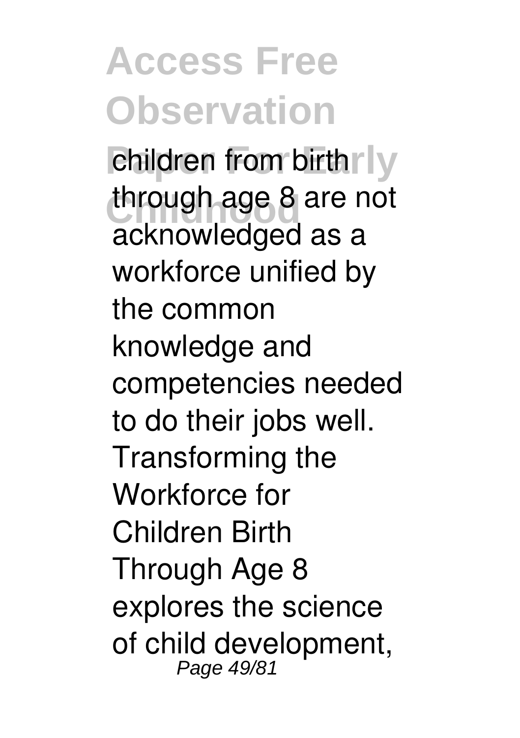children from birth through age 8 are not acknowledged as a workforce unified by the common knowledge and competencies needed to do their jobs well. Transforming the Workforce for Children Birth Through Age 8 explores the science of child development,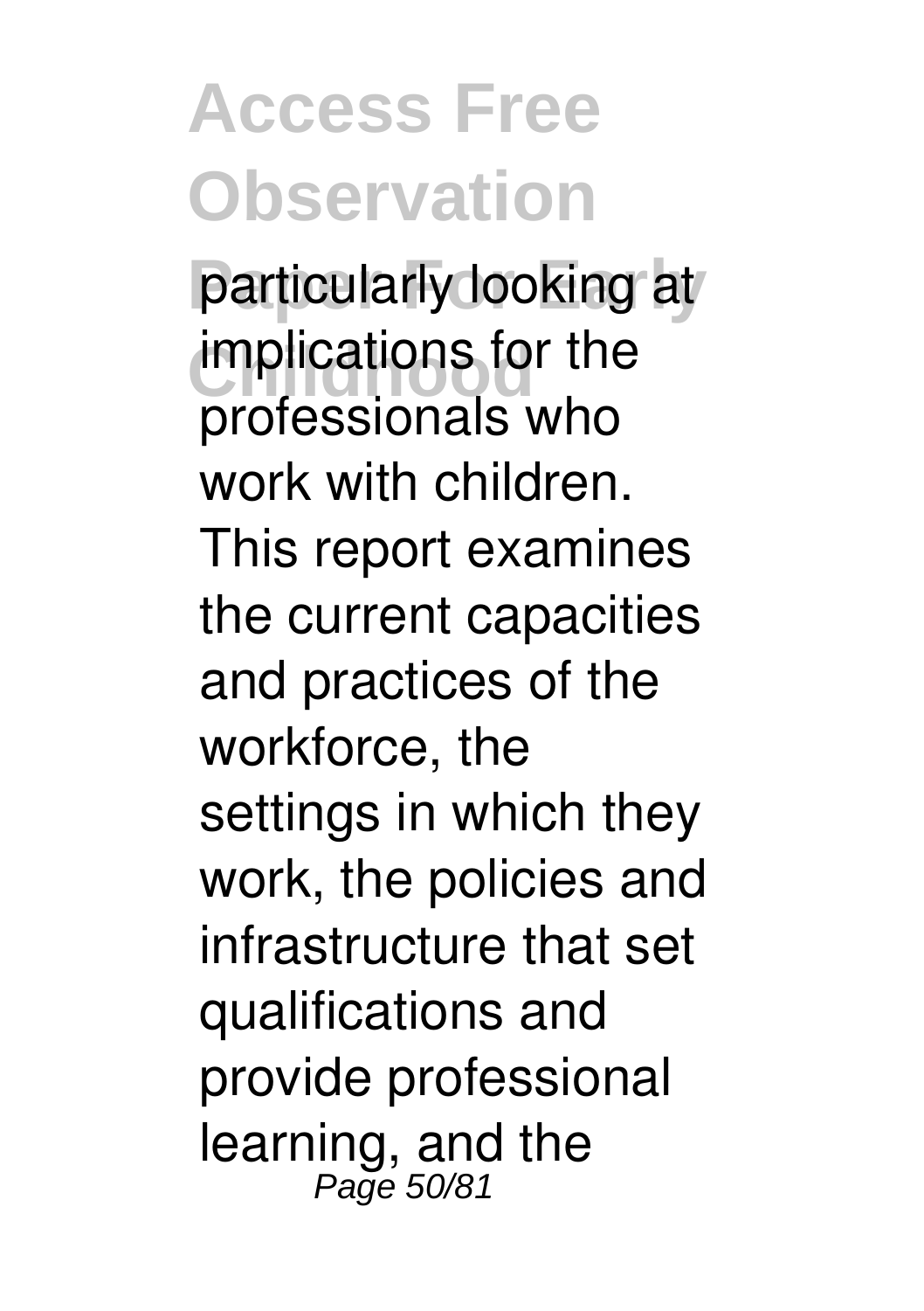particularly looking at implications for the professionals who work with children. This report examines the current capacities and practices of the workforce, the settings in which they work, the policies and infrastructure that set qualifications and provide professional learning, and the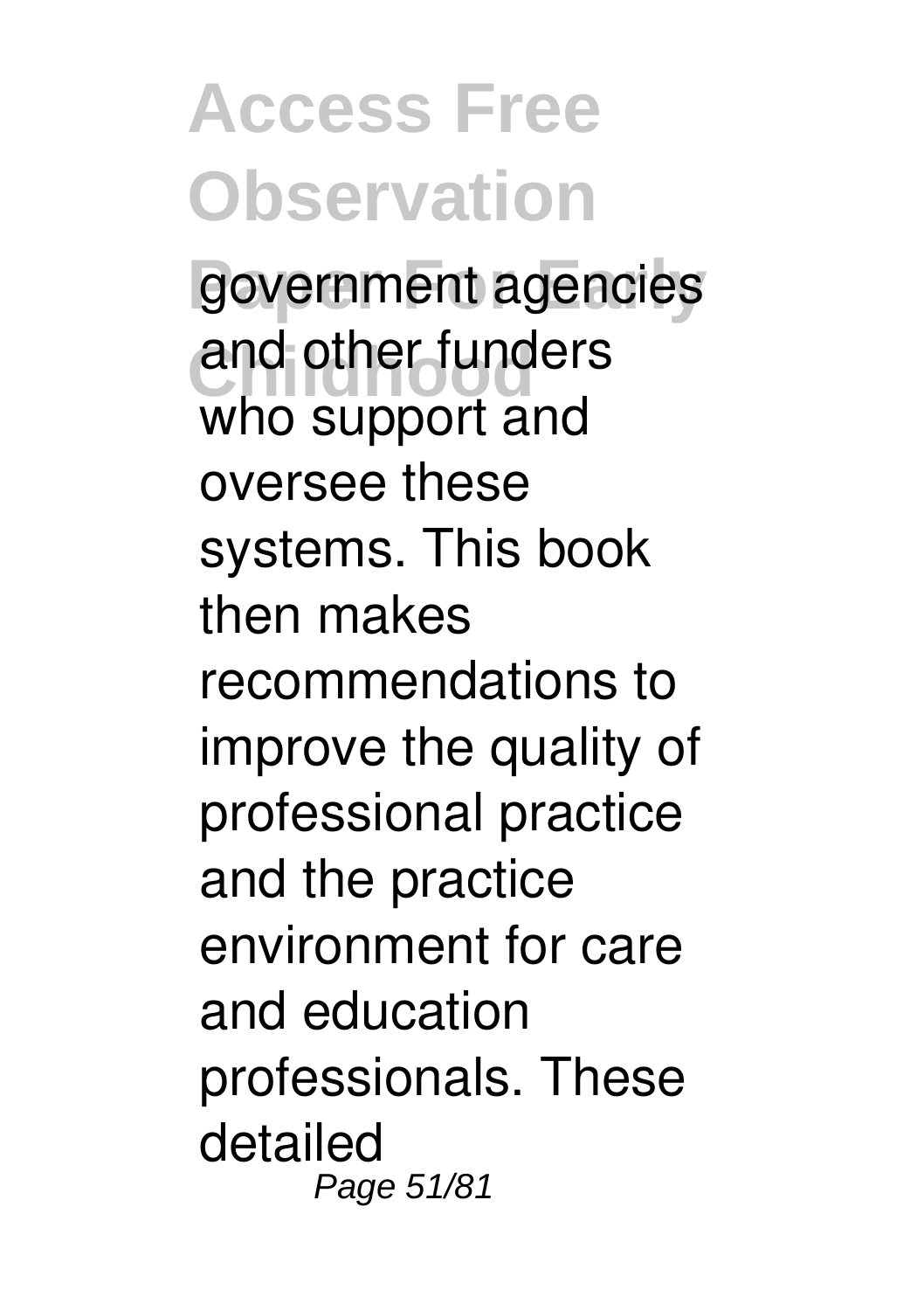government agencies and other funders who support and oversee these systems. This book then makes recommendations to improve the quality of professional practice and the practice environment for care and education professionals. These detailed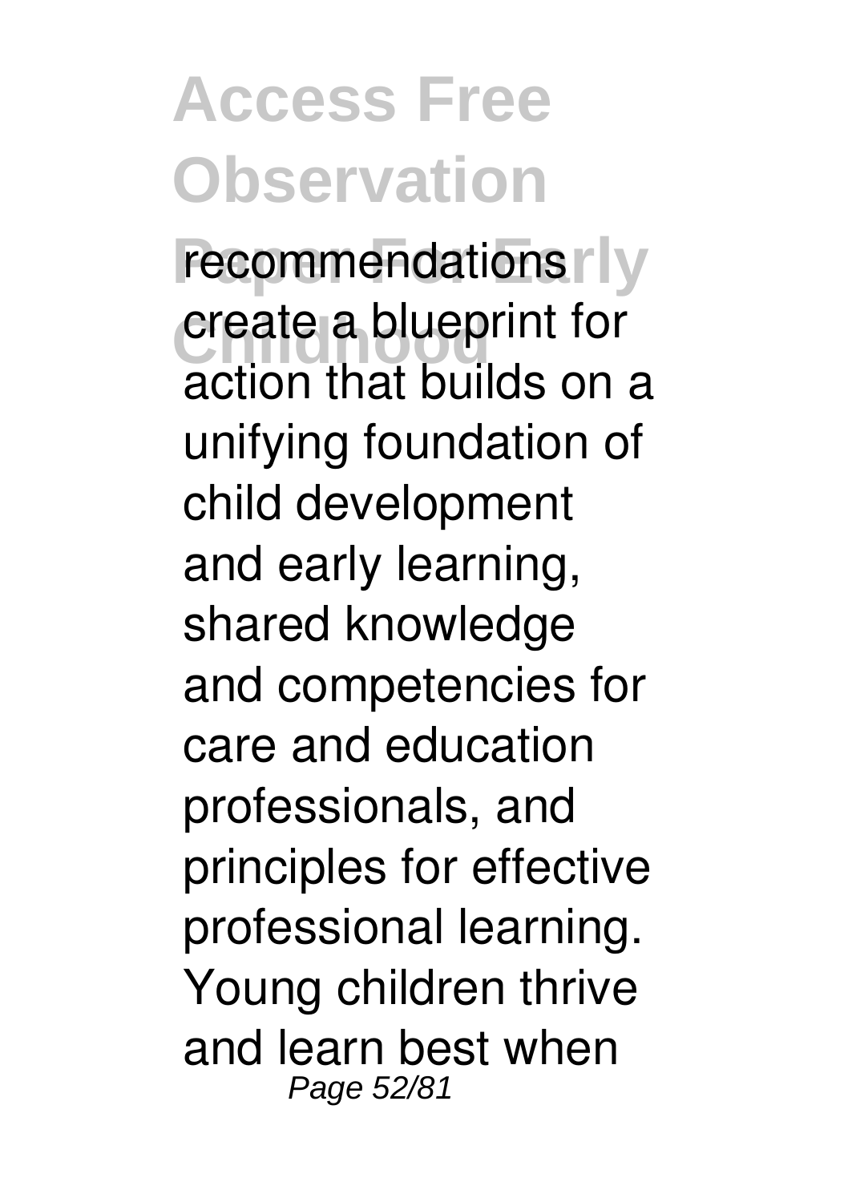recommendations create a blueprint for action that builds on a unifying foundation of child development and early learning, shared knowledge and competencies for care and education professionals, and principles for effective professional learning. Young children thrive and learn best when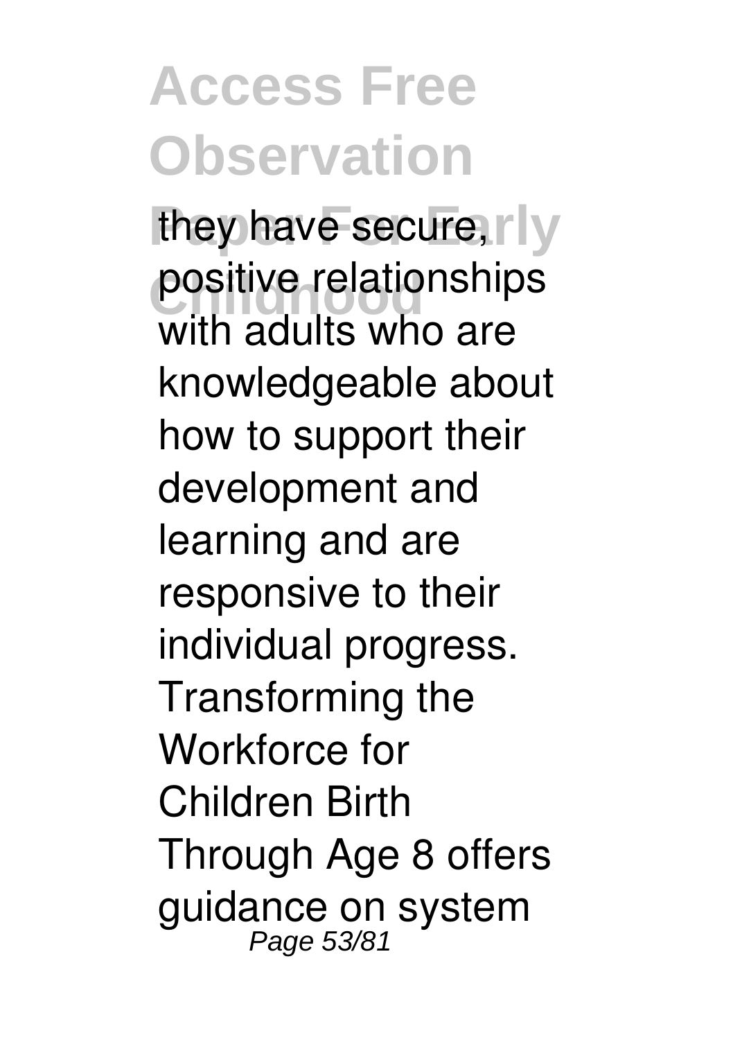they have secure, positive relationships with adults who are knowledgeable about how to support their development and learning and are responsive to their individual progress. Transforming the Workforce for Children Birth Through Age 8 offers guidance on system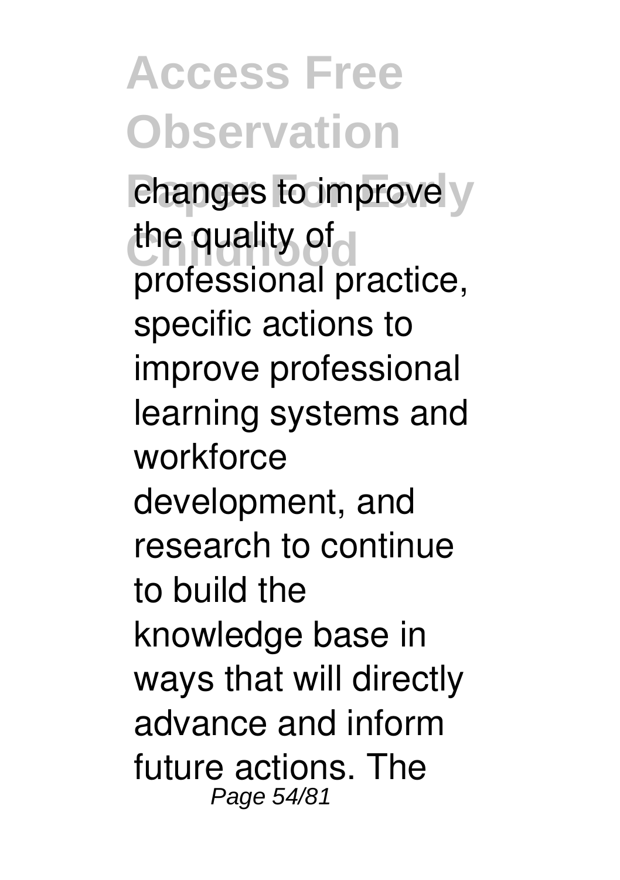changes to improve the quality of professional practice, specific actions to improve professional learning systems and workforce development, and research to continue to build the knowledge base in ways that will directly advance and inform future actions. The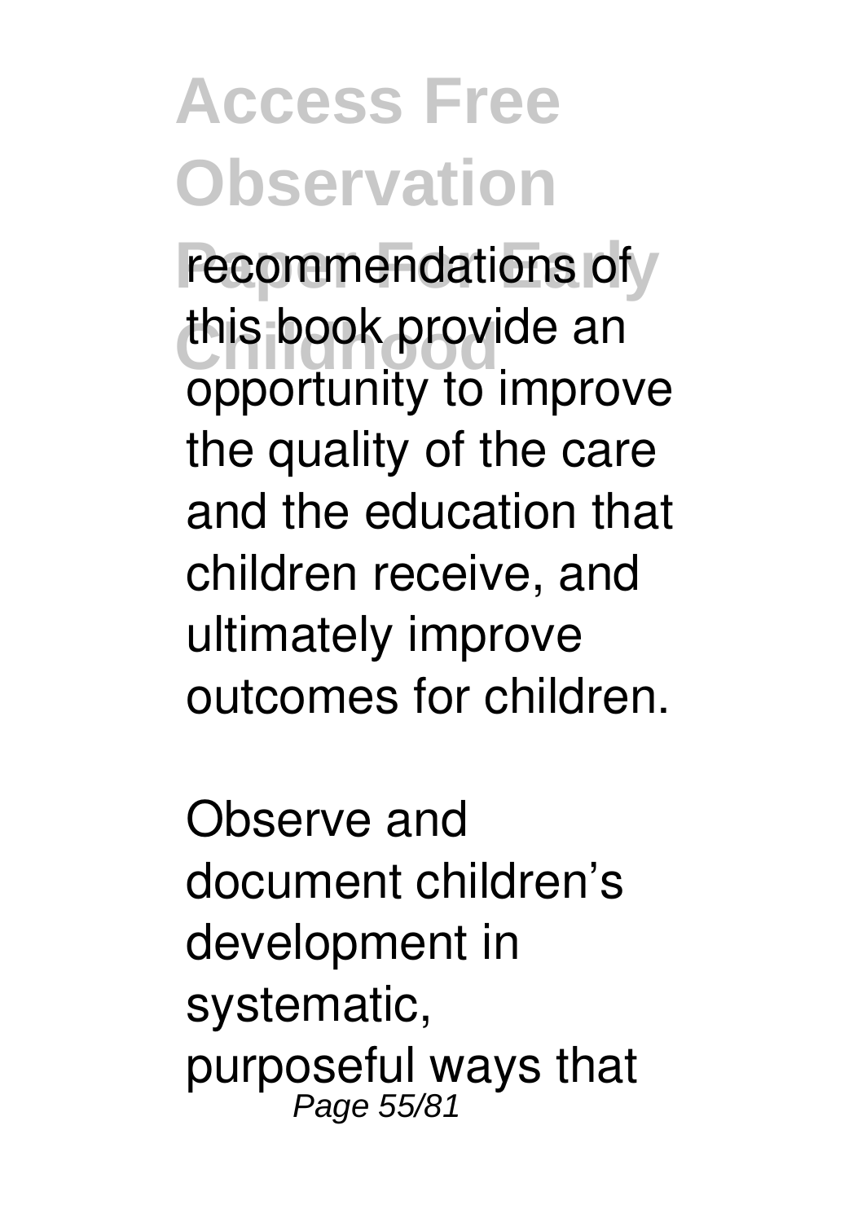recommendations of this book provide an opportunity to improve the quality of the care and the education that children receive, and ultimately improve outcomes for children.

Observe and document children's development in systematic, purposeful ways that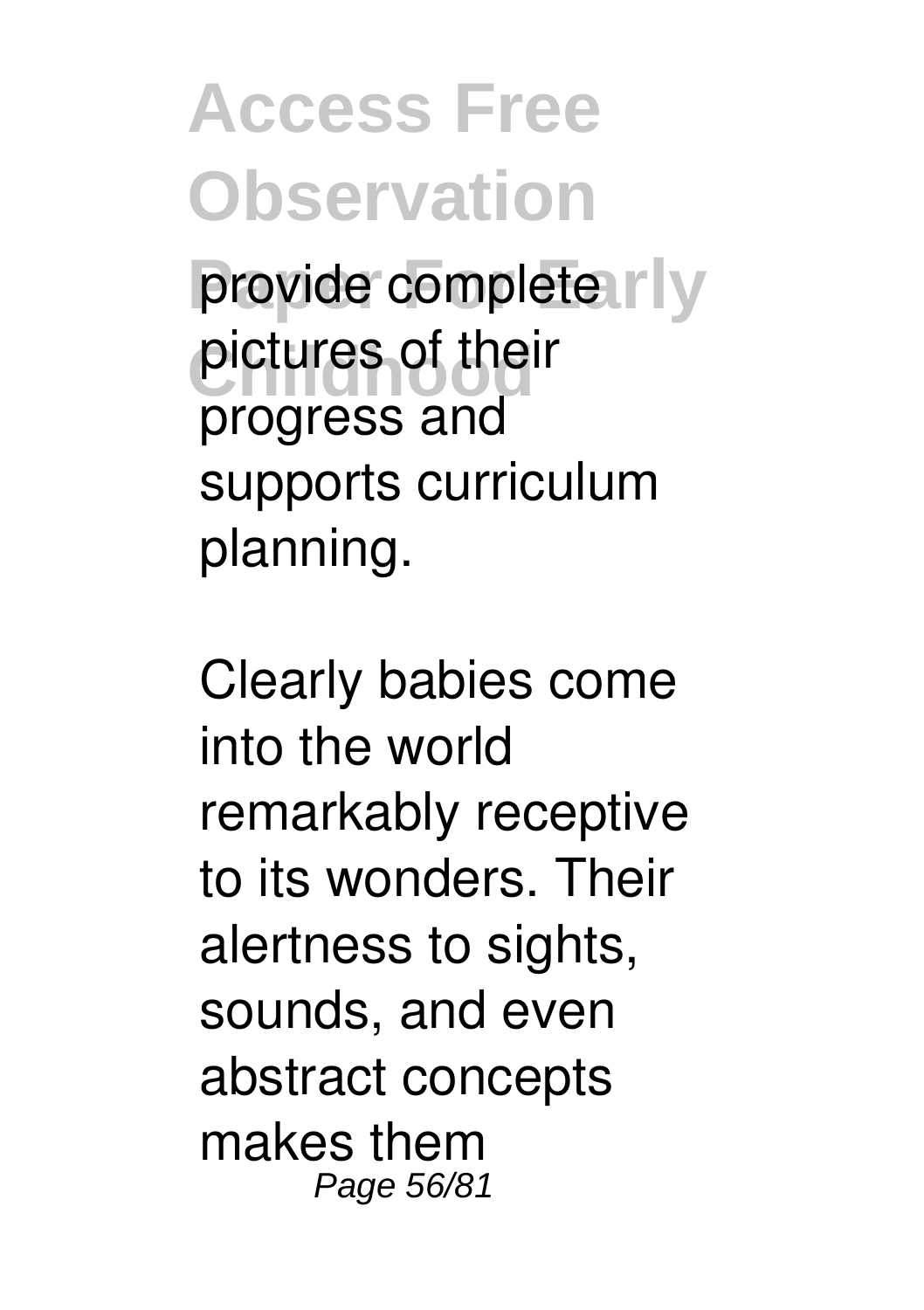provide complete pictures of their progress and supports curriculum planning.

Clearly babies come into the world remarkably receptive to its wonders. Their alertness to sights, sounds, and even abstract concepts makes them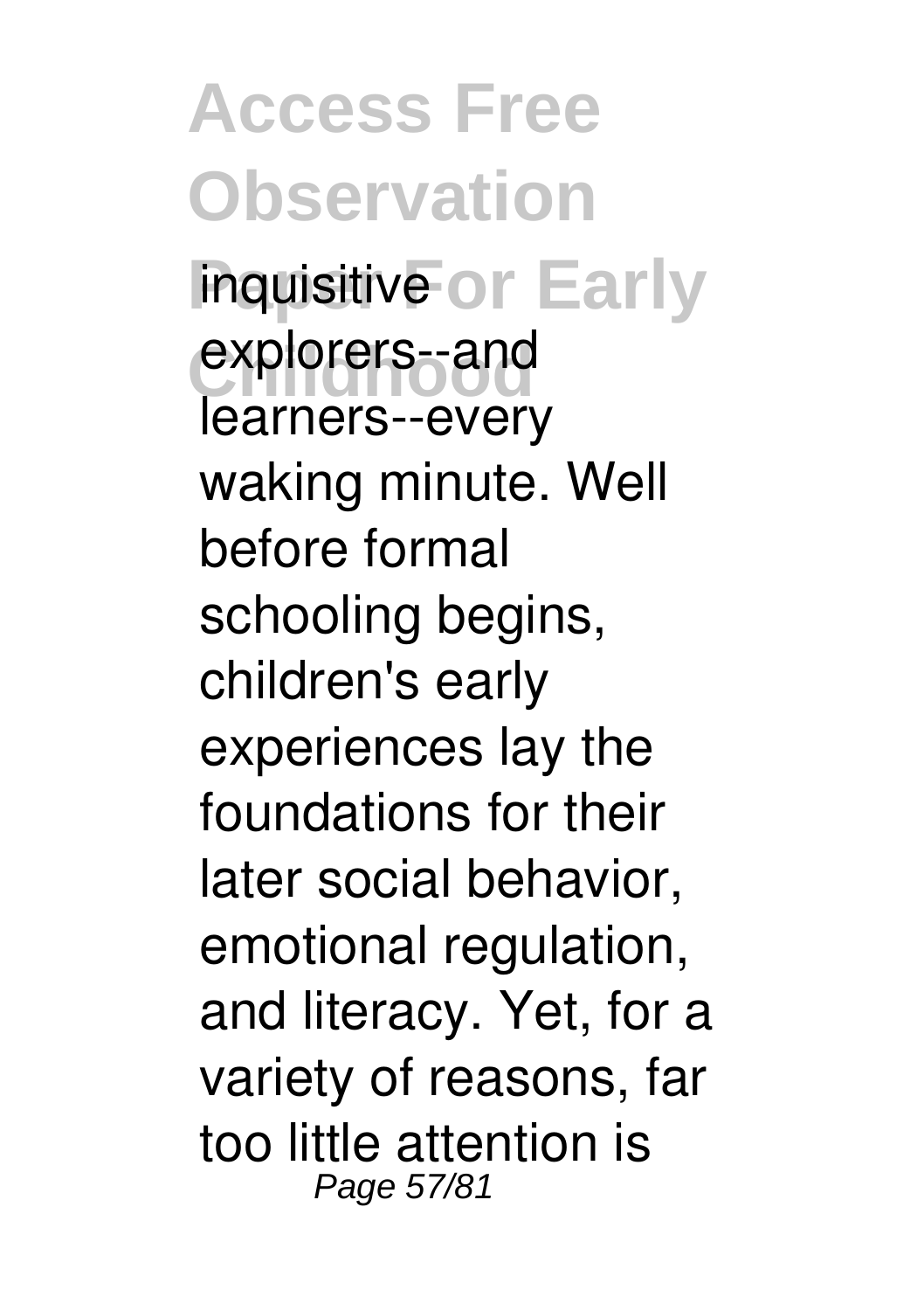inquisitive explorers--and learners--every waking minute. Well before formal schooling begins, children's early experiences lay the foundations for their later social behavior, emotional regulation, and literacy. Yet, for a variety of reasons, far too little attention is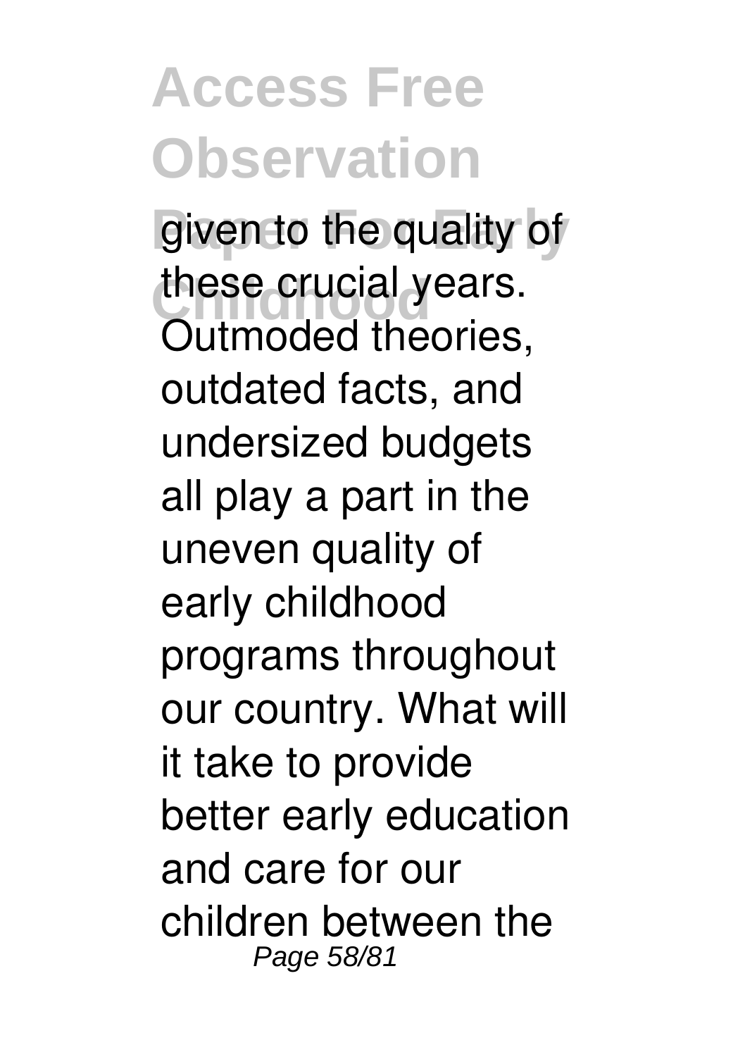given to the quality of these crucial years. Outmoded theories, outdated facts, and undersized budgets all play a part in the uneven quality of early childhood programs throughout our country. What will it take to provide better early education and care for our children between the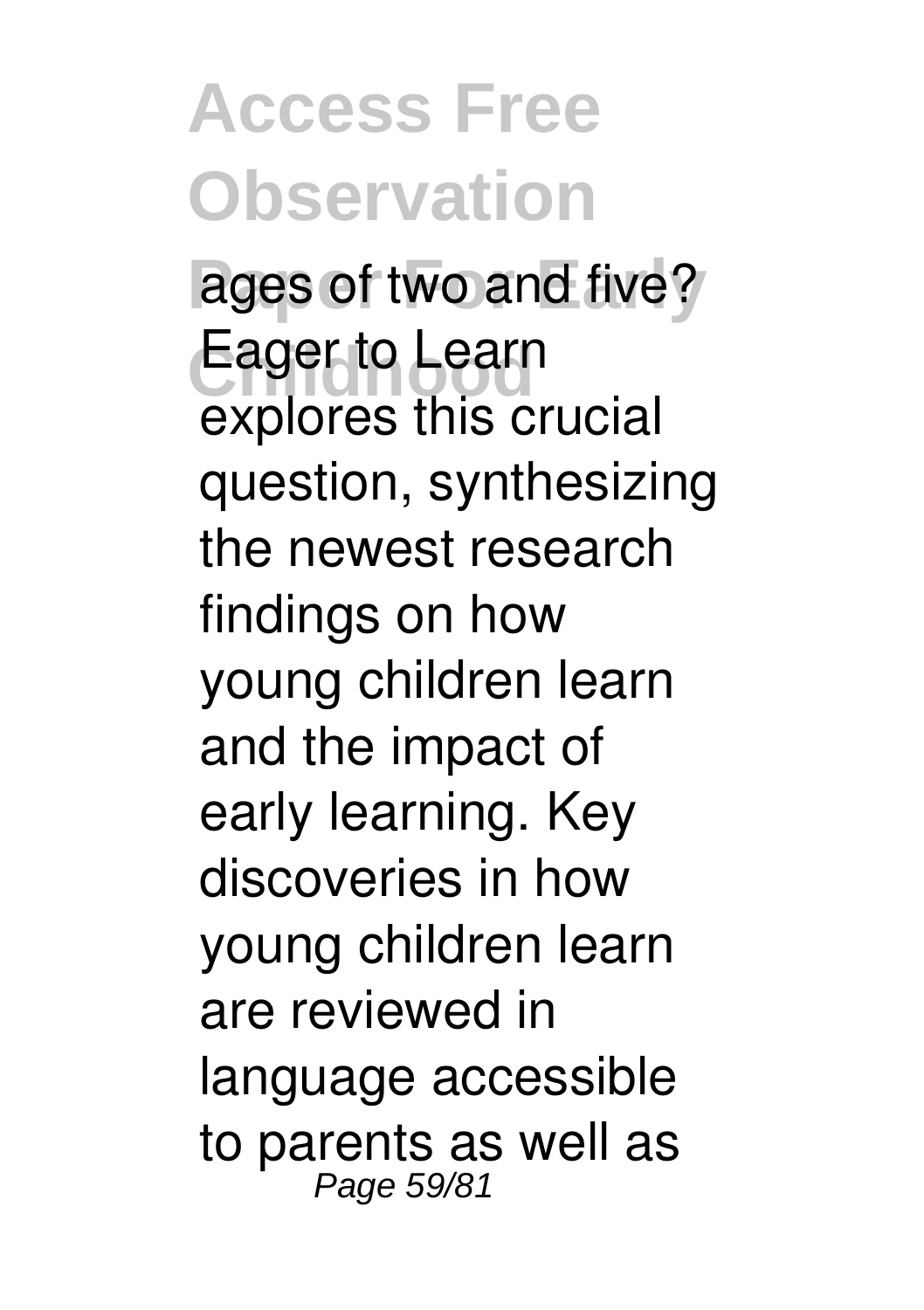ages of two and five? Eager to Learn explores this crucial question, synthesizing the newest research findings on how young children learn and the impact of early learning. Key discoveries in how young children learn are reviewed in language accessible to parents as well as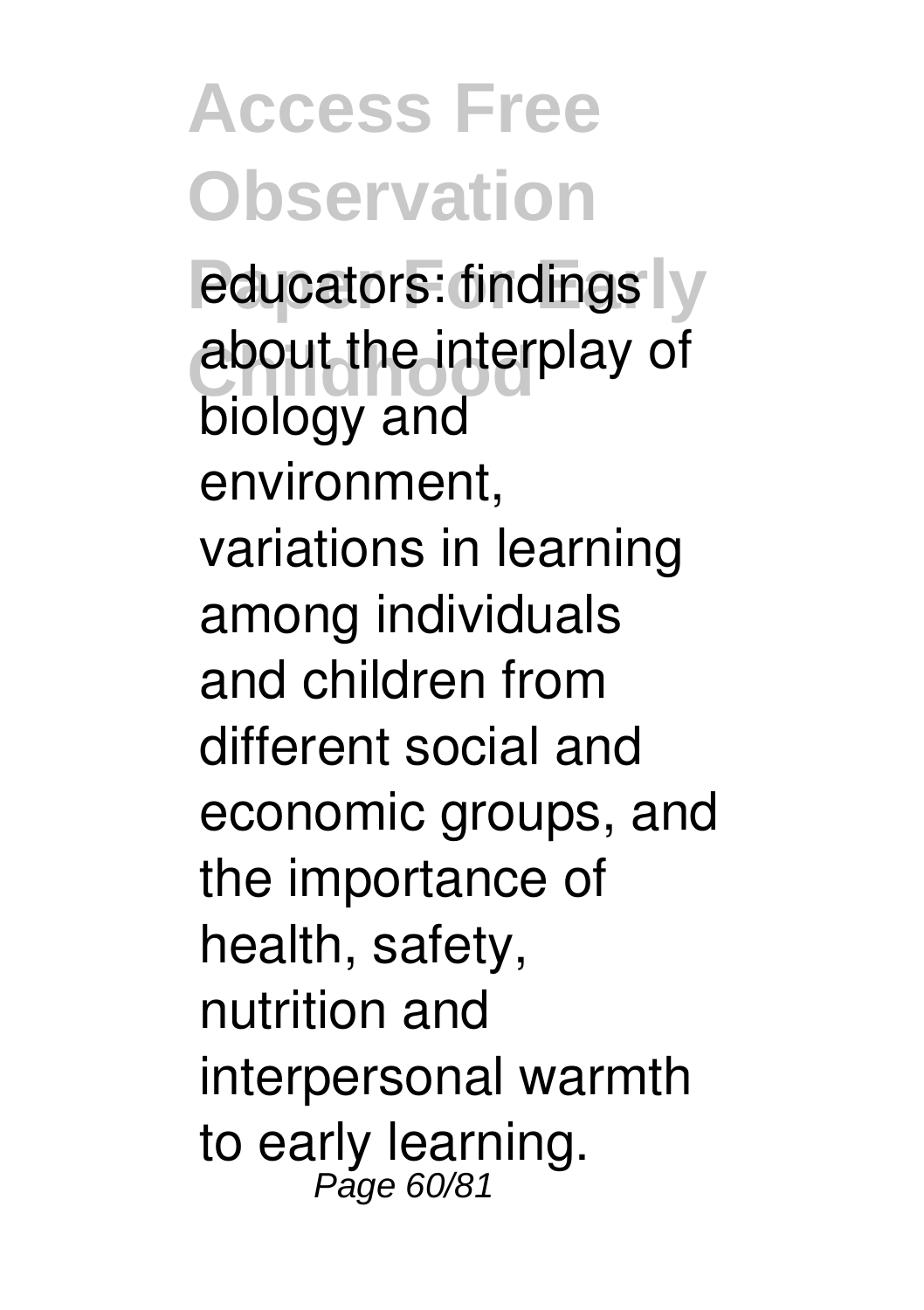educators: findings about the interplay of biology and environment, variations in learning among individuals and children from different social and economic groups, and the importance of health, safety, nutrition and interpersonal warmth to early learning.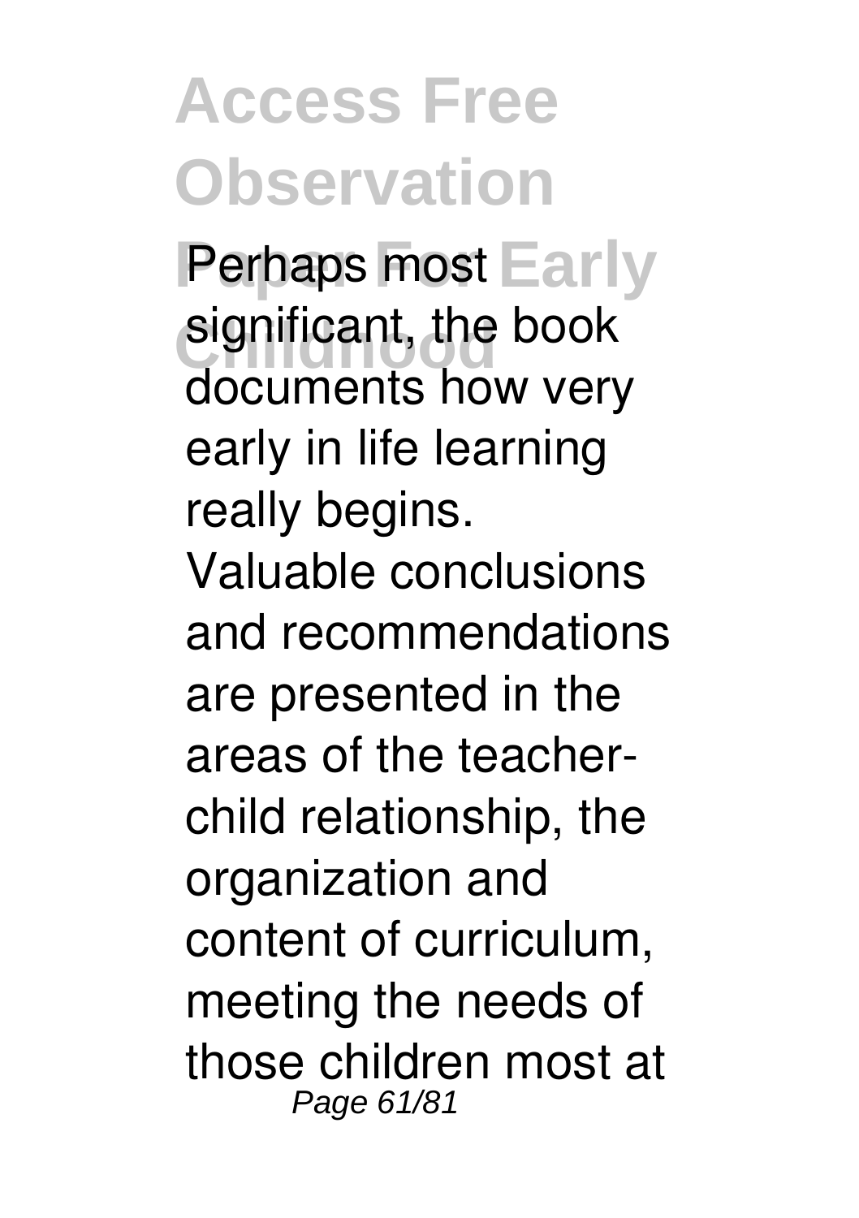Perhaps most significant, the book documents how very early in life learning really begins. Valuable conclusions and recommendations are presented in the areas of the teacher-child relationship, the organization and content of curriculum, meeting the needs of those children most at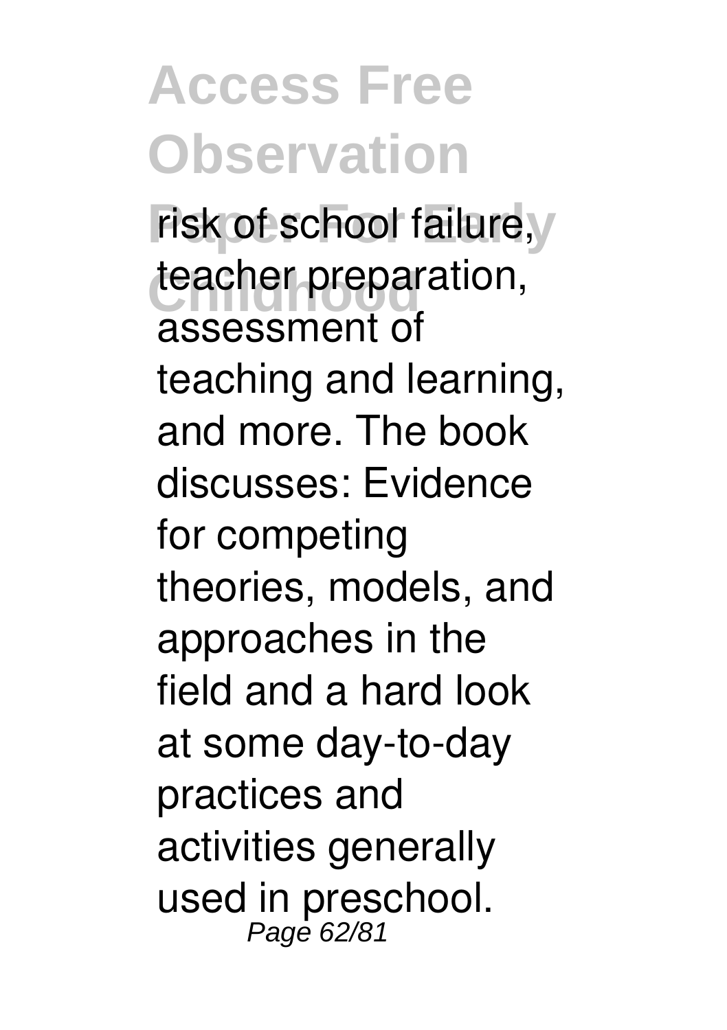risk of school failure, teacher preparation, assessment of teaching and learning, and more. The book discusses: Evidence for competing theories, models, and approaches in the field and a hard look at some day-to-day practices and activities generally used in preschool.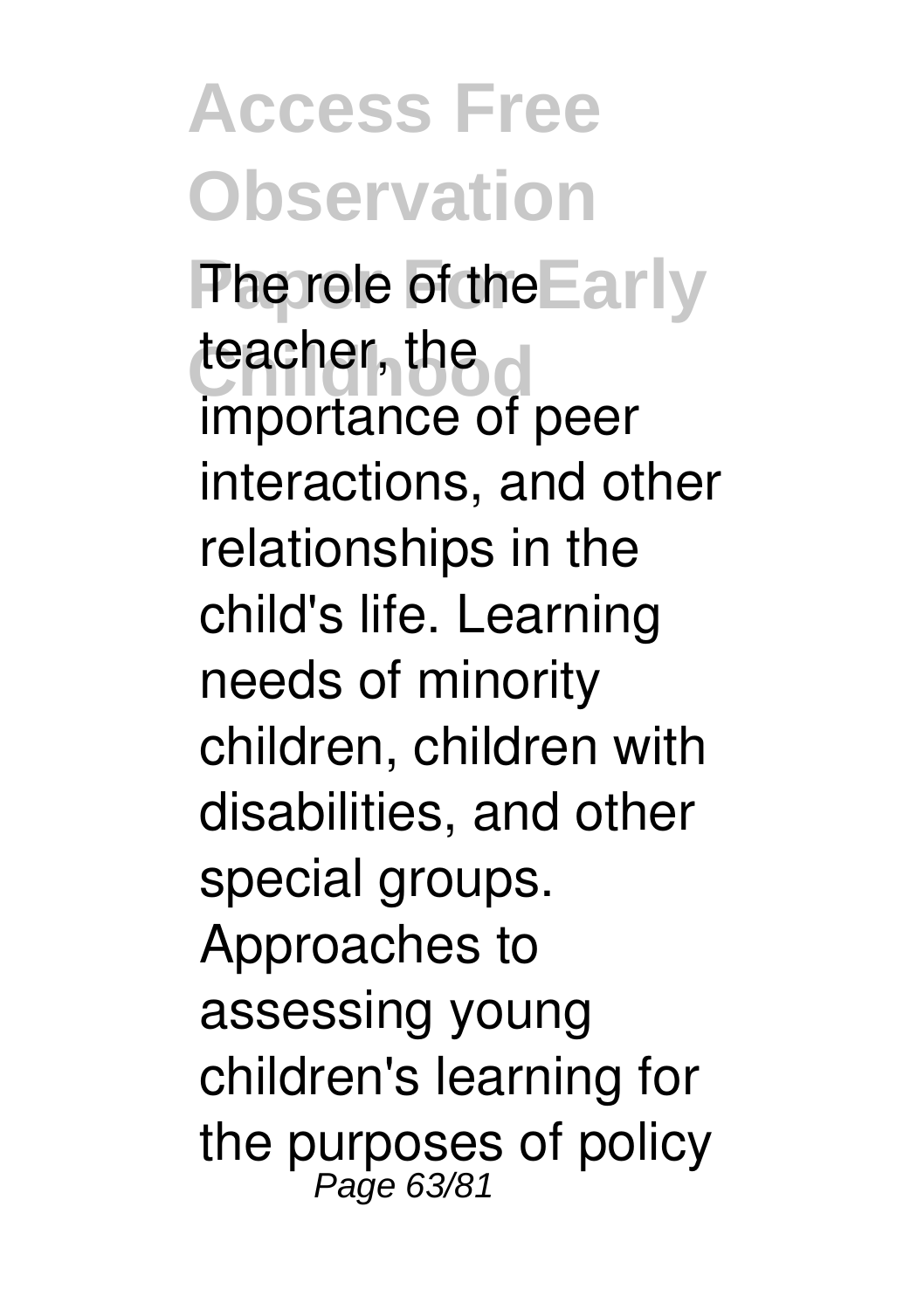The role of the teacher, the importance of peer interactions, and other relationships in the child's life. Learning needs of minority children, children with disabilities, and other special groups. Approaches to assessing young children's learning for the purposes of policy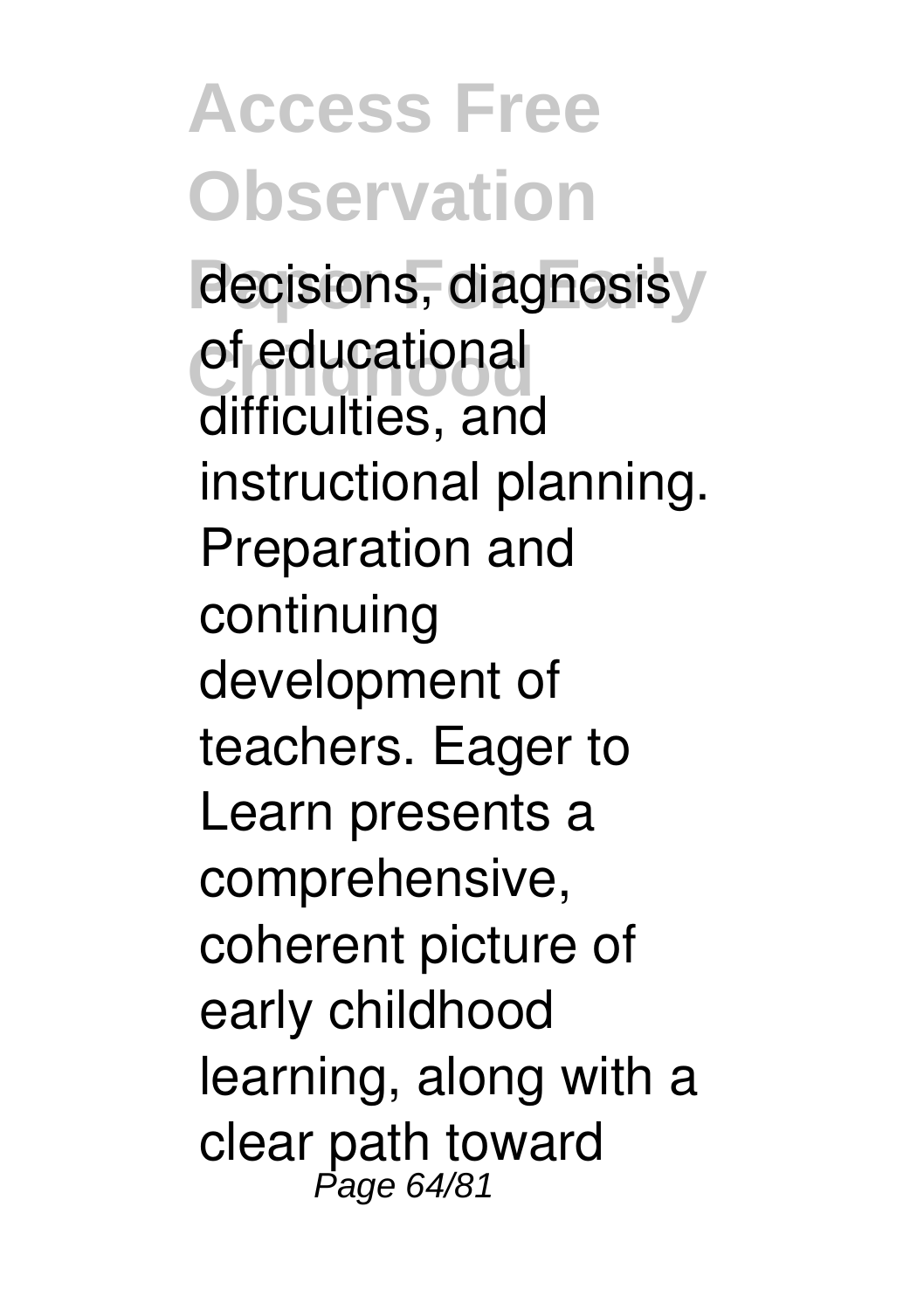decisions, diagnosis of educational difficulties, and instructional planning. Preparation and continuing development of teachers. Eager to Learn presents a comprehensive, coherent picture of early childhood learning, along with a clear path toward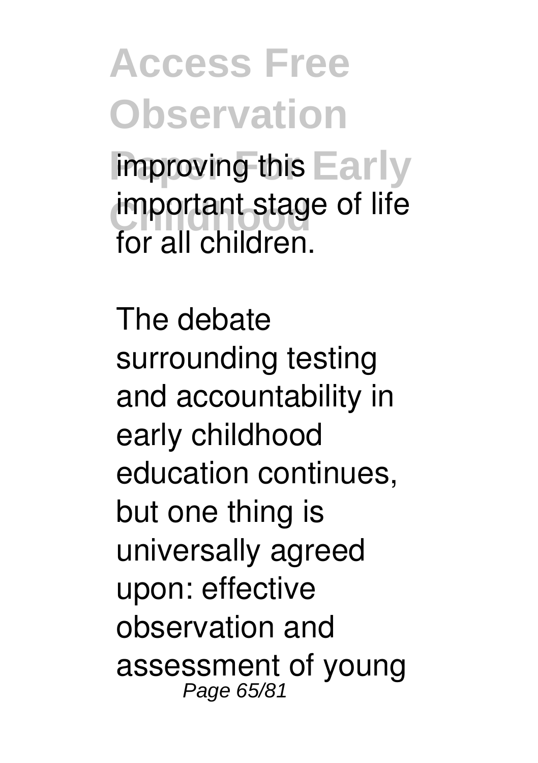improving this important stage of life for all children.

The debate surrounding testing and accountability in early childhood education continues, but one thing is universally agreed upon: effective observation and assessment of young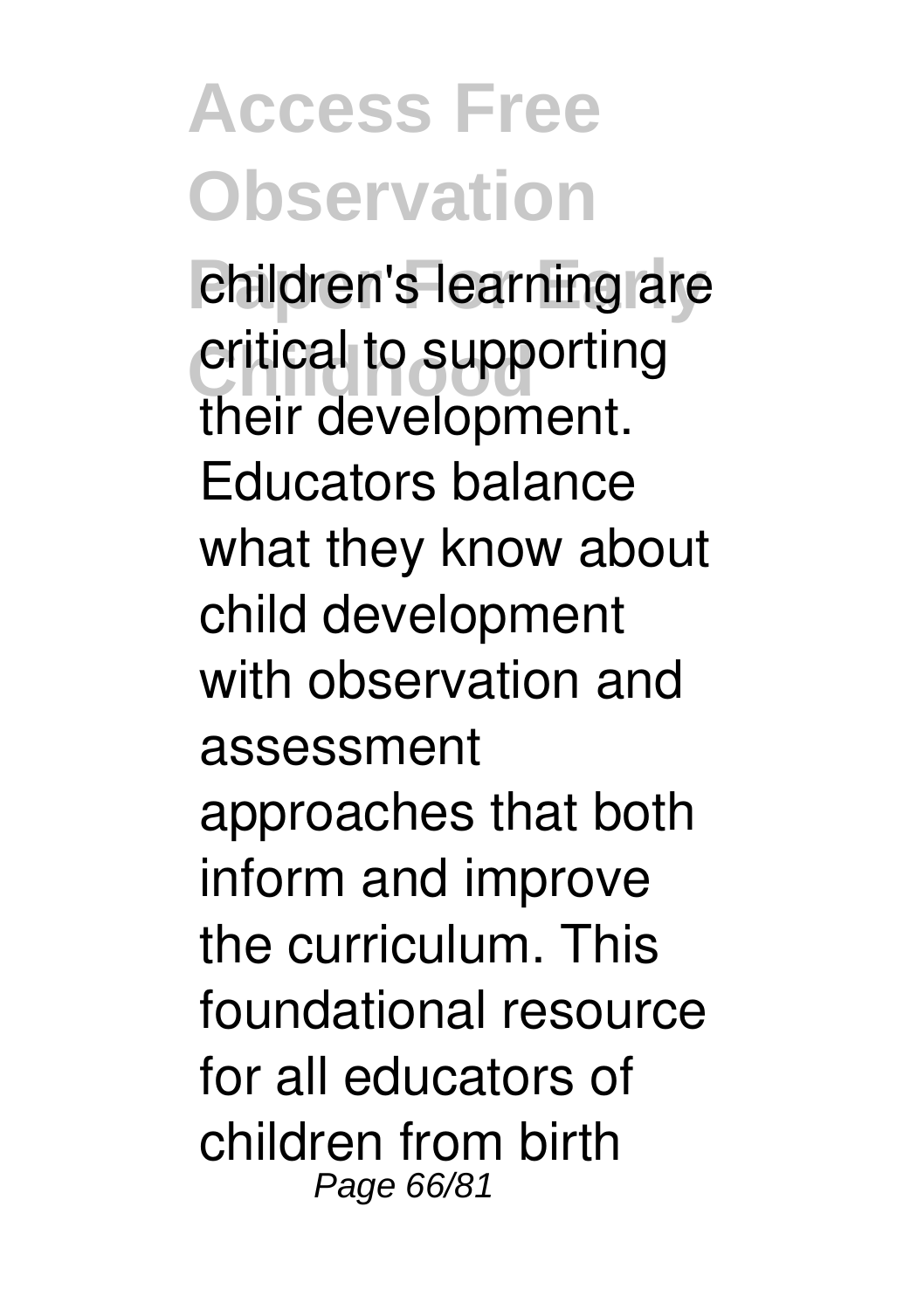children's learning are critical to supporting their development. Educators balance what they know about child development with observation and assessment approaches that both inform and improve the curriculum. This foundational resource for all educators of children from birth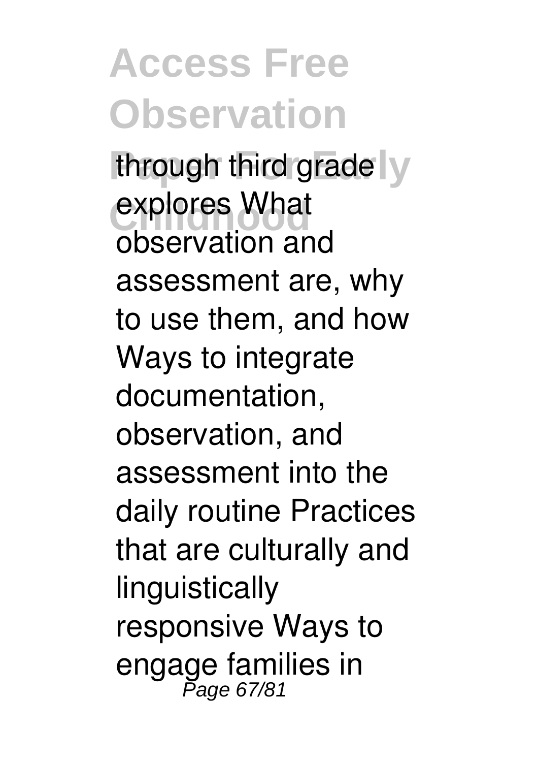through third grade explores What observation and assessment are, why to use them, and how Ways to integrate documentation, observation, and assessment into the daily routine Practices that are culturally and linguistically responsive Ways to engage families in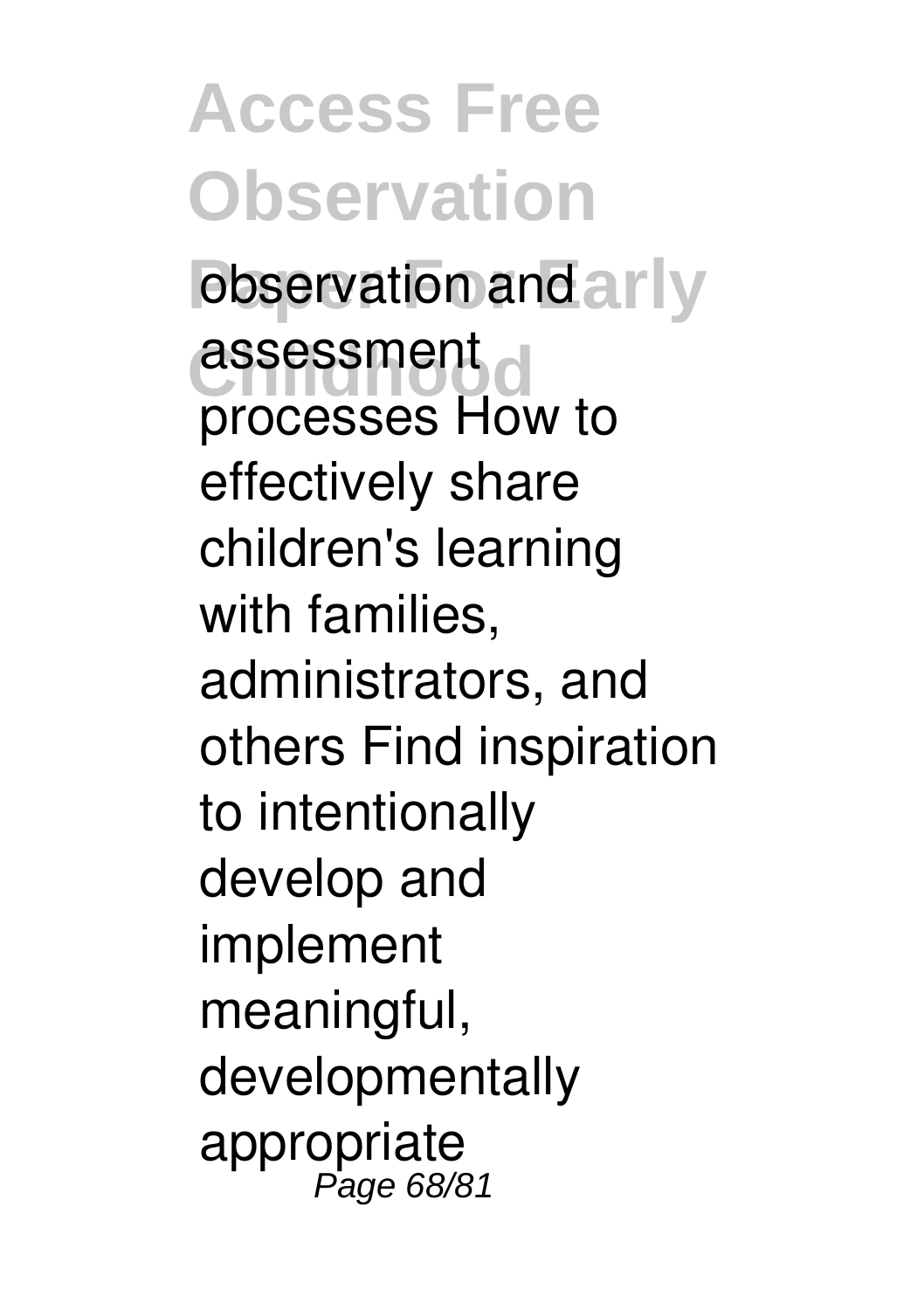observation and assessment processes How to effectively share children's learning with families, administrators, and others Find inspiration to intentionally develop and implement meaningful, developmentally appropriate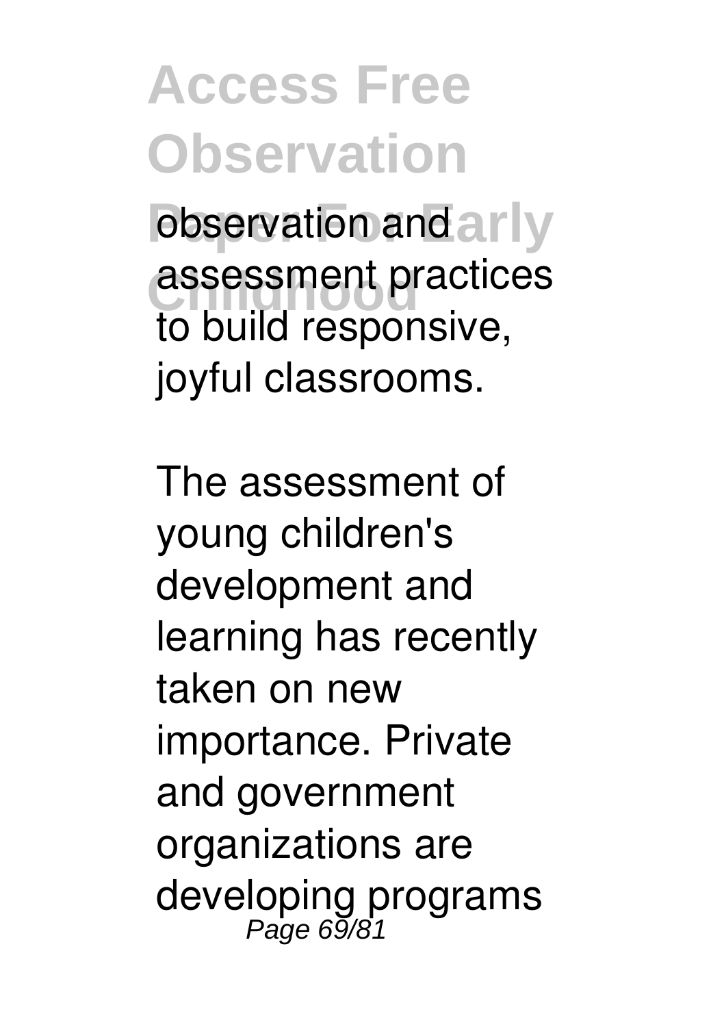observation and assessment practices to build responsive, joyful classrooms.

The assessment of young children's development and learning has recently taken on new importance. Private and government organizations are developing programs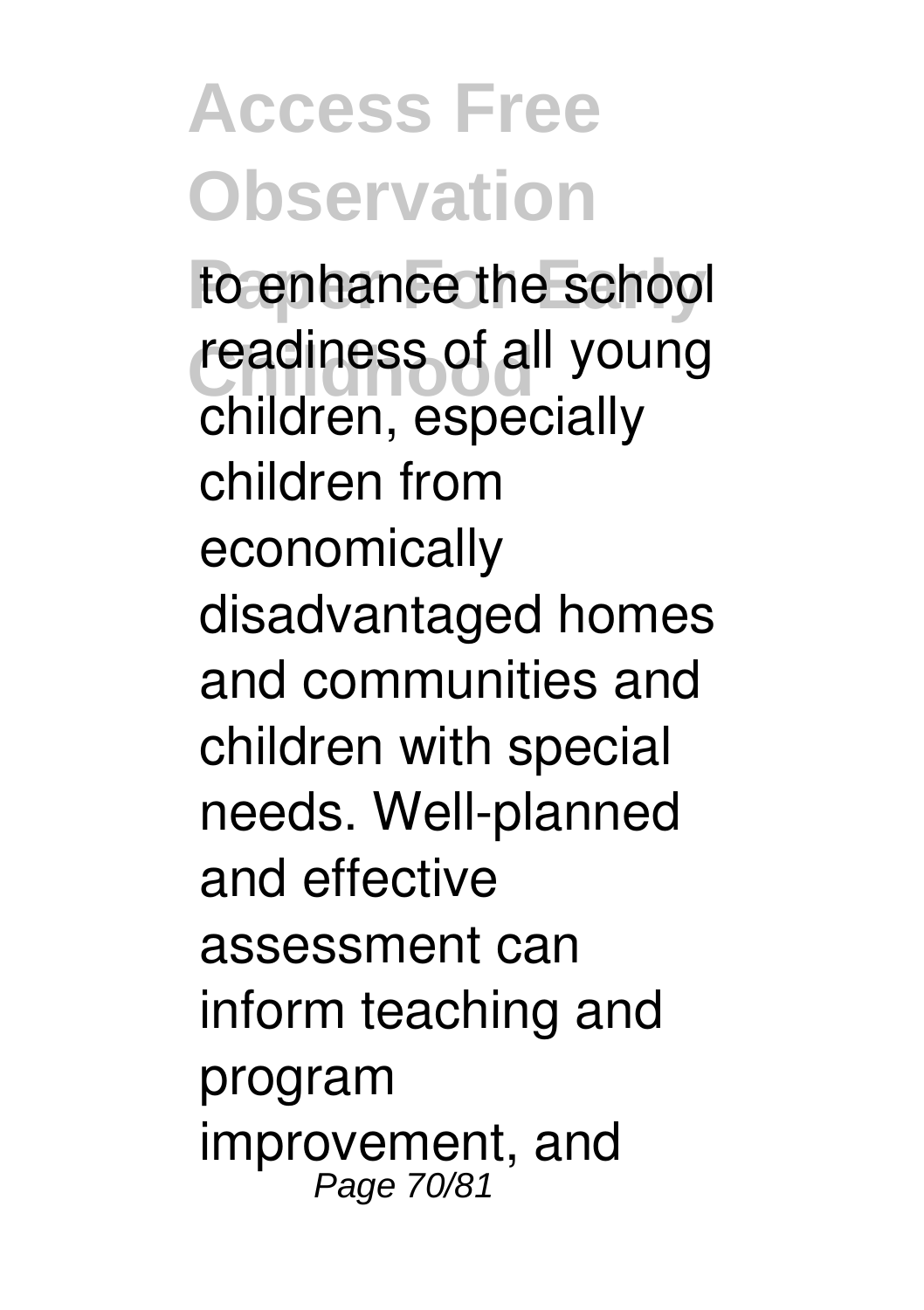to enhance the school readiness of all young children, especially children from economically disadvantaged homes and communities and children with special needs. Well-planned and effective assessment can inform teaching and program improvement, and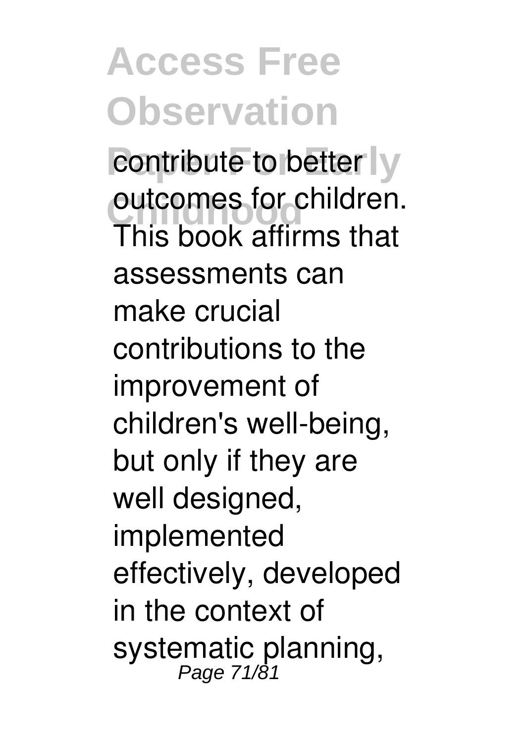contribute to better outcomes for children. This book affirms that assessments can make crucial contributions to the improvement of children's well-being, but only if they are well designed, implemented effectively, developed in the context of systematic planning,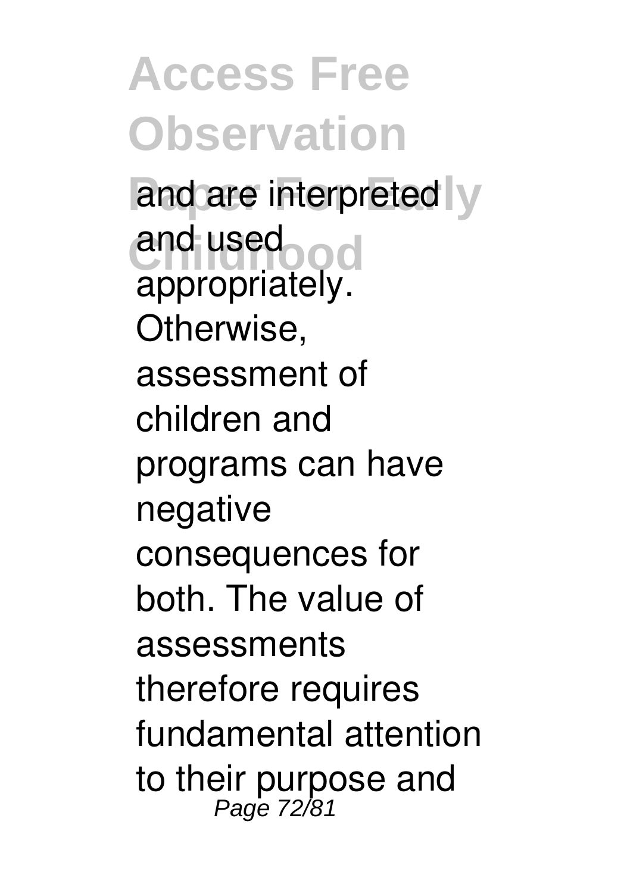and are interpreted and used appropriately. Otherwise, assessment of children and programs can have negative consequences for both. The value of assessments therefore requires fundamental attention to their purpose and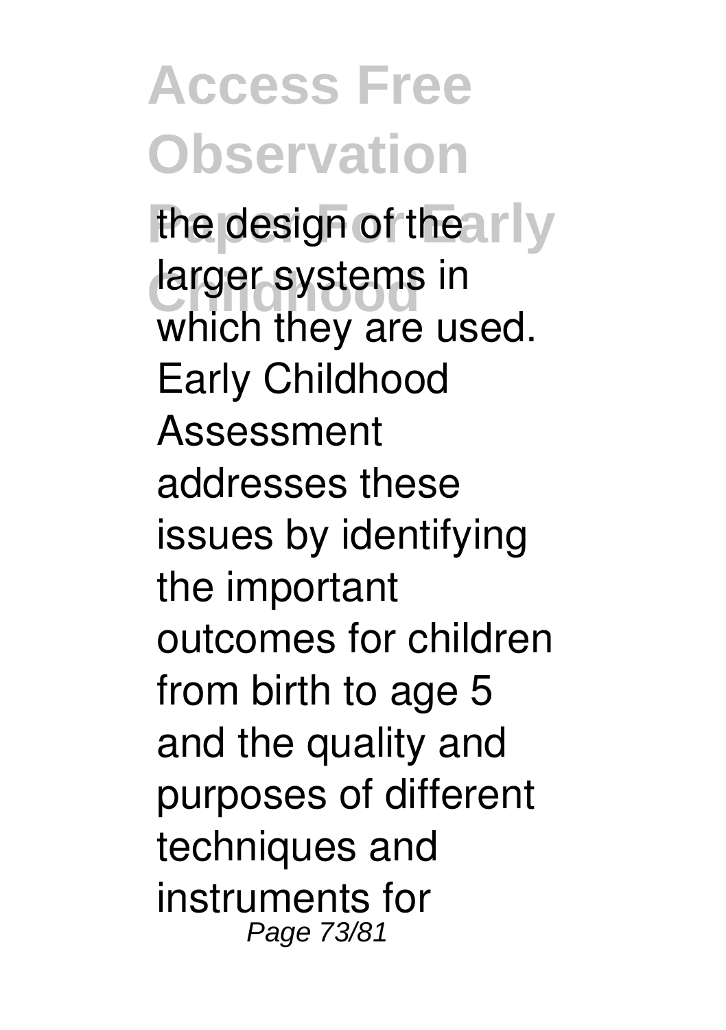the design of the larger systems in which they are used. Early Childhood Assessment addresses these issues by identifying the important outcomes for children from birth to age 5 and the quality and purposes of different techniques and instruments for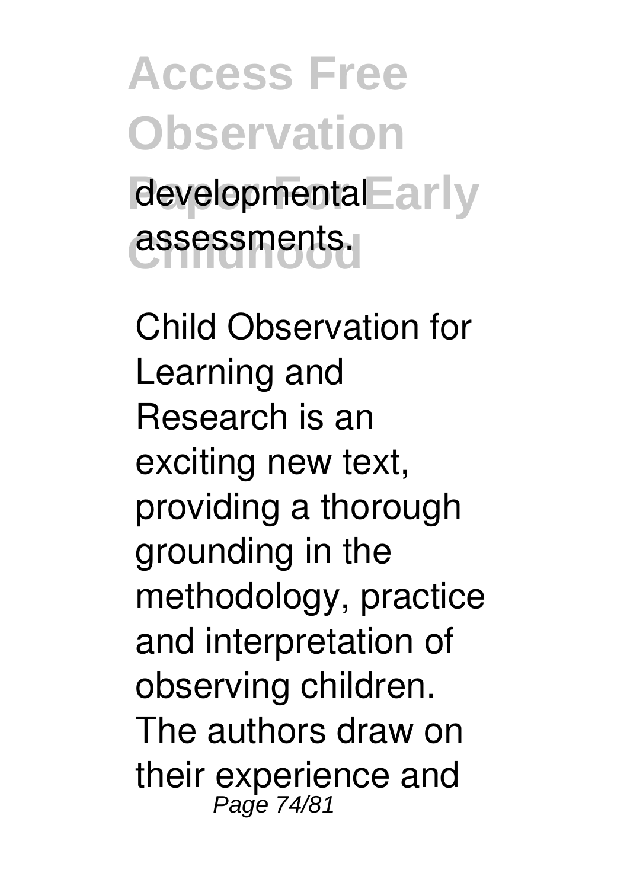developmental assessments.

Child Observation for Learning and Research is an exciting new text, providing a thorough grounding in the methodology, practice and interpretation of observing children. The authors draw on their experience and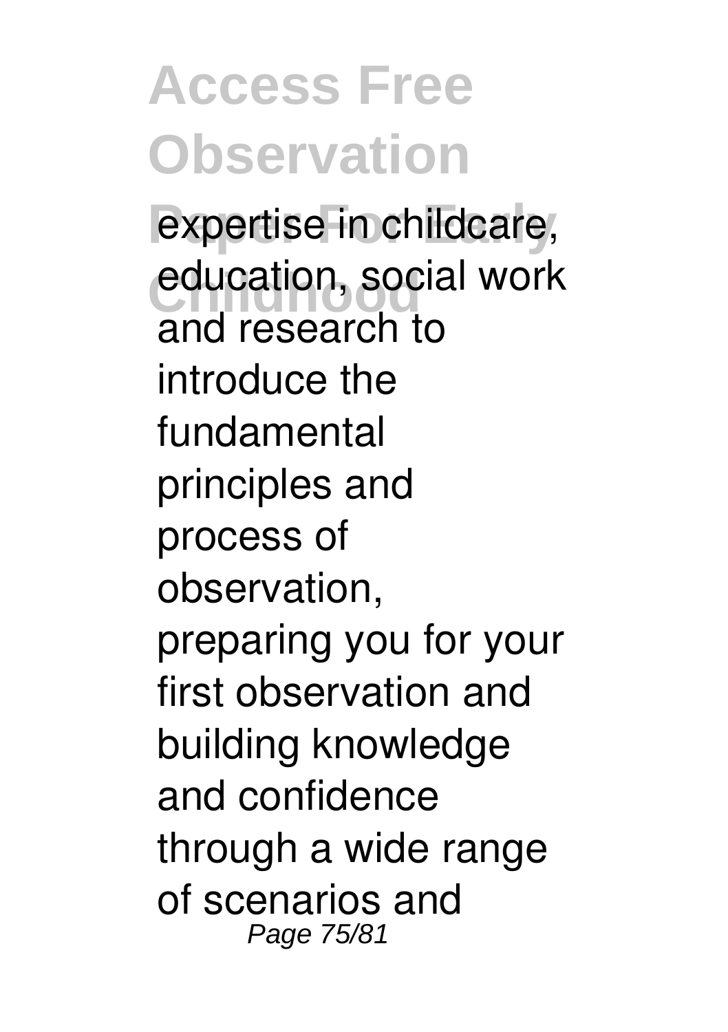expertise in childcare, education, social work and research to introduce the fundamental principles and process of observation, preparing you for your first observation and building knowledge and confidence through a wide range of scenarios and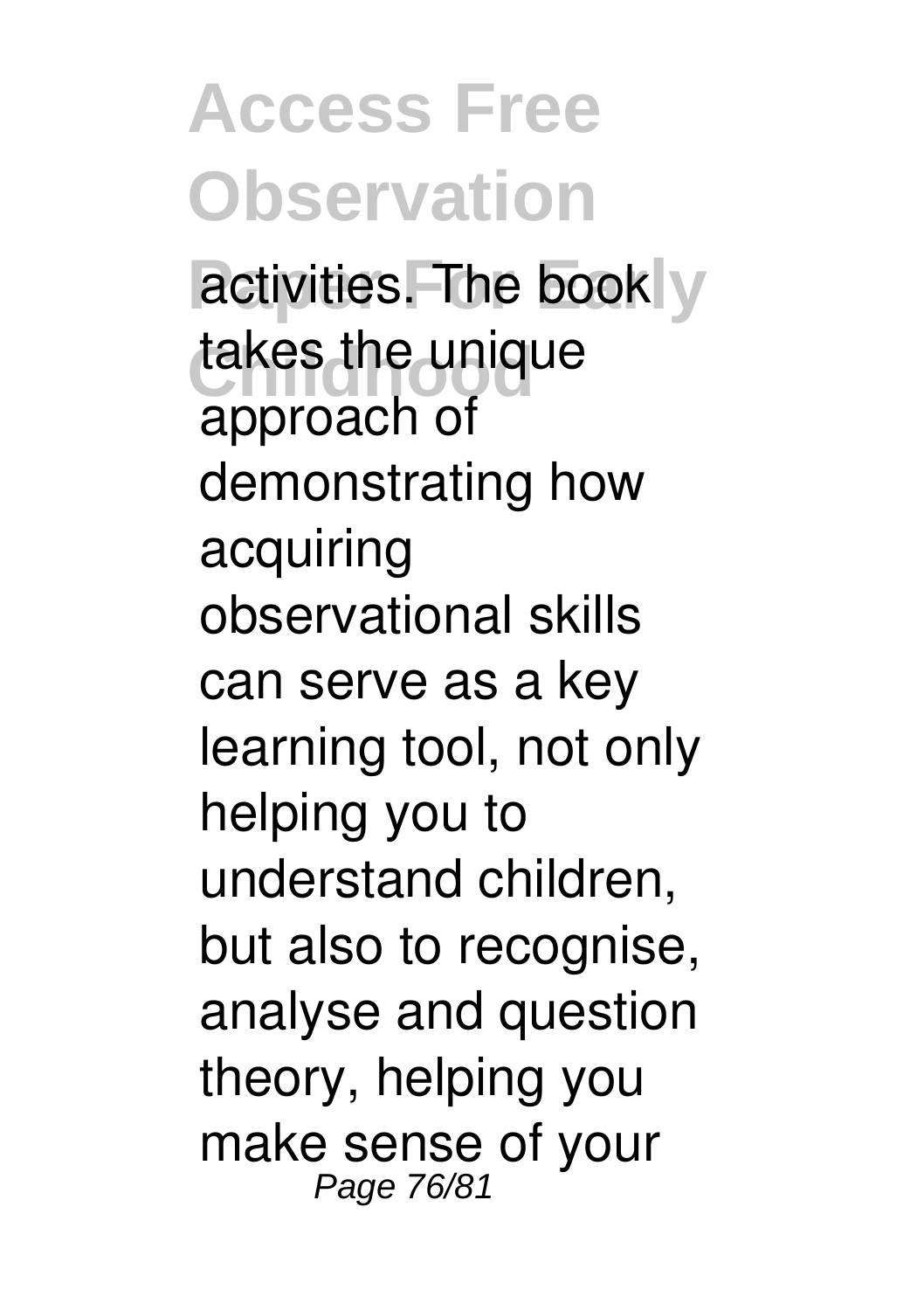activities. The book takes the unique approach of demonstrating how acquiring observational skills can serve as a key learning tool, not only helping you to understand children, but also to recognise, analyse and question theory, helping you make sense of your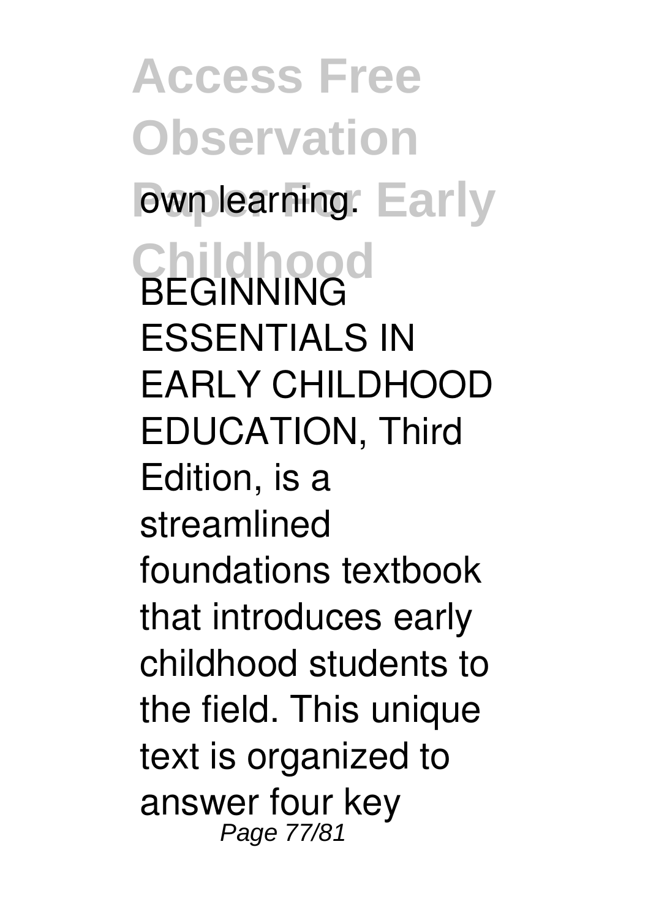own learning.

BEGINNING ESSENTIALS IN EARLY CHILDHOOD EDUCATION, Third Edition, is a streamlined foundations textbook that introduces early childhood students to the field. This unique text is organized to answer four key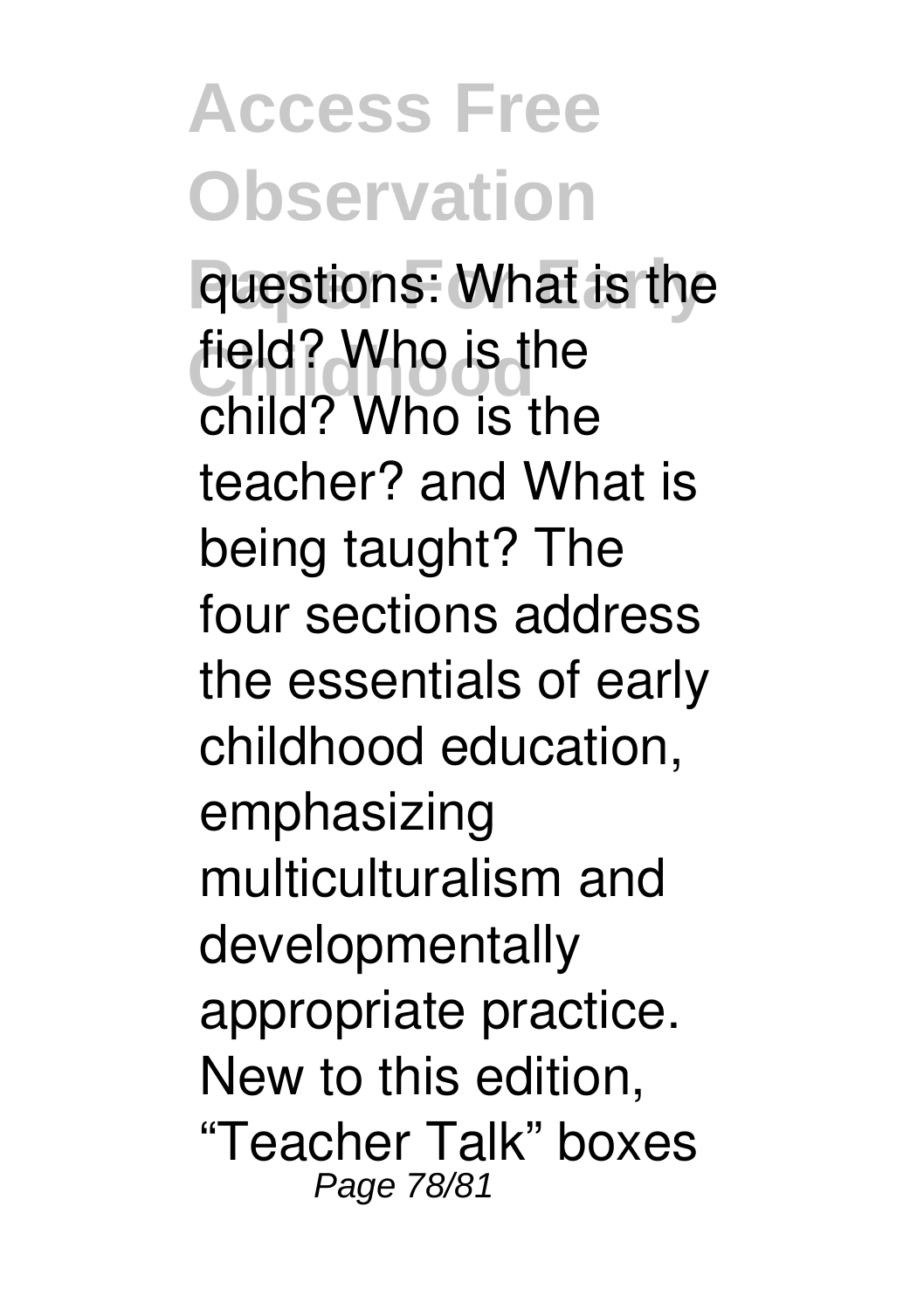questions: What is the field? Who is the child? Who is the teacher? and What is being taught? The four sections address the essentials of early childhood education, emphasizing multiculturalism and developmentally appropriate practice. New to this edition, “Teacher Talk” boxes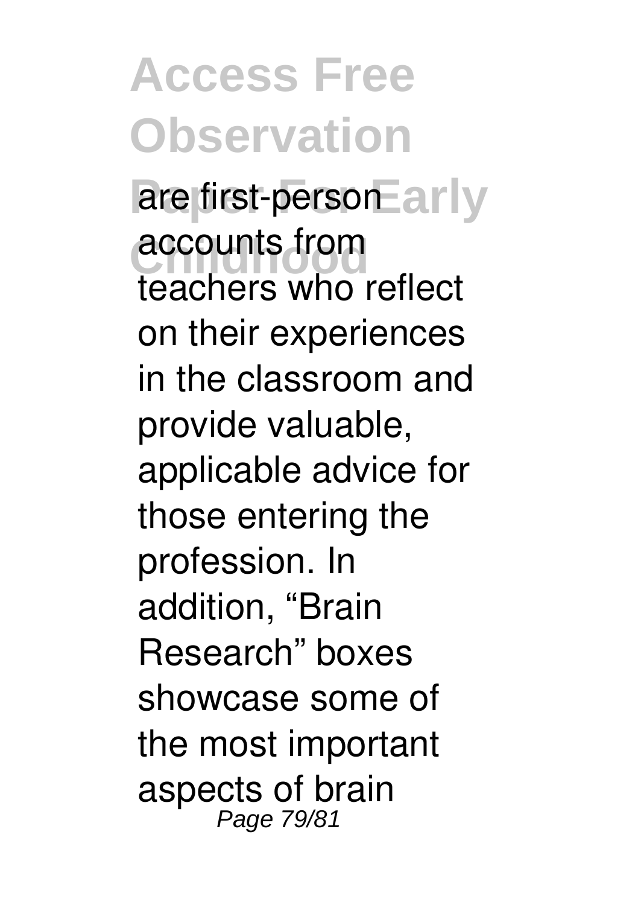are first-person accounts from teachers who reflect on their experiences in the classroom and provide valuable, applicable advice for those entering the profession. In addition, "Brain Research" boxes showcase some of the most important aspects of brain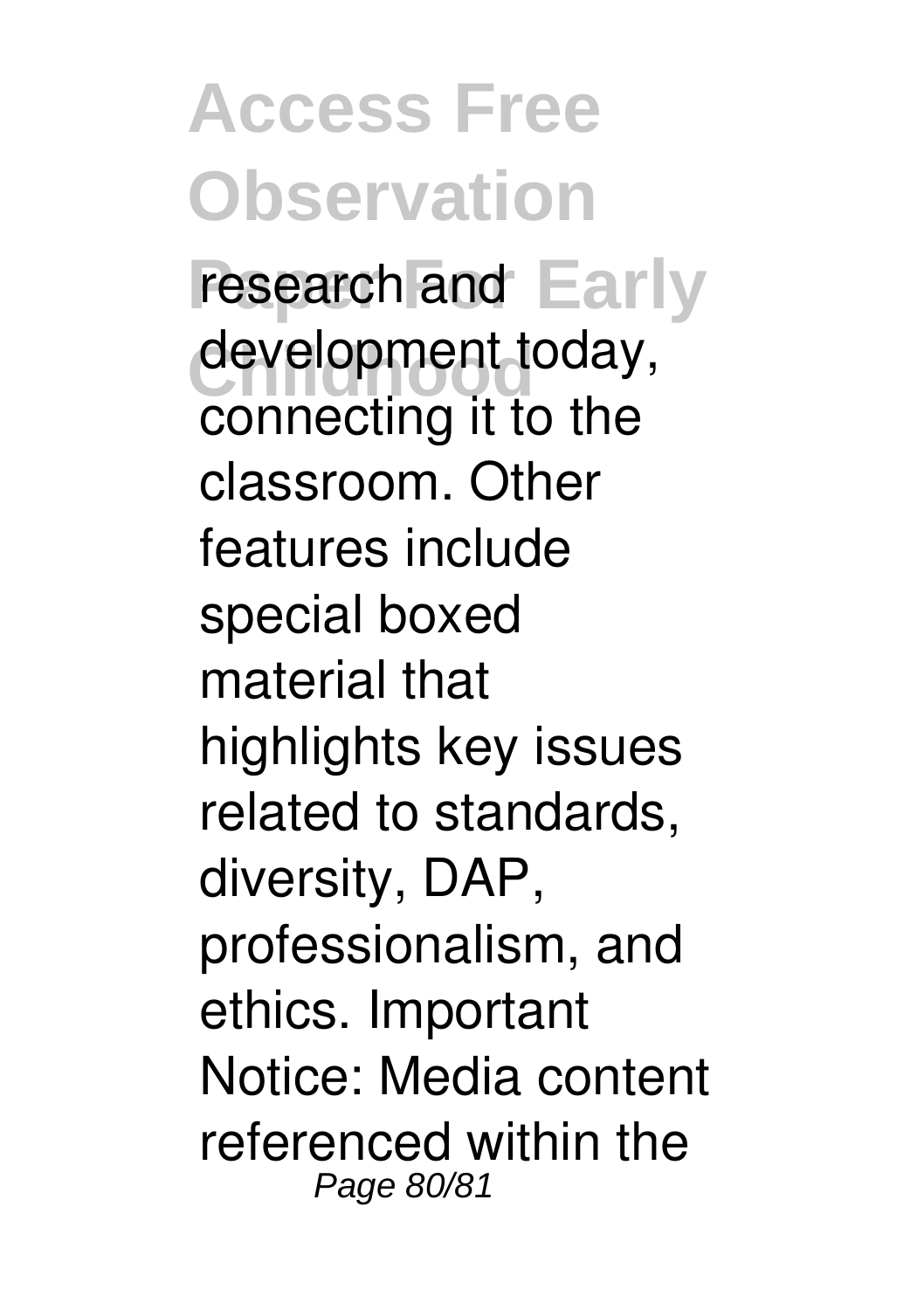research and development today, connecting it to the classroom. Other features include special boxed material that highlights key issues related to standards, diversity, DAP, professionalism, and ethics. Important Notice: Media content referenced within the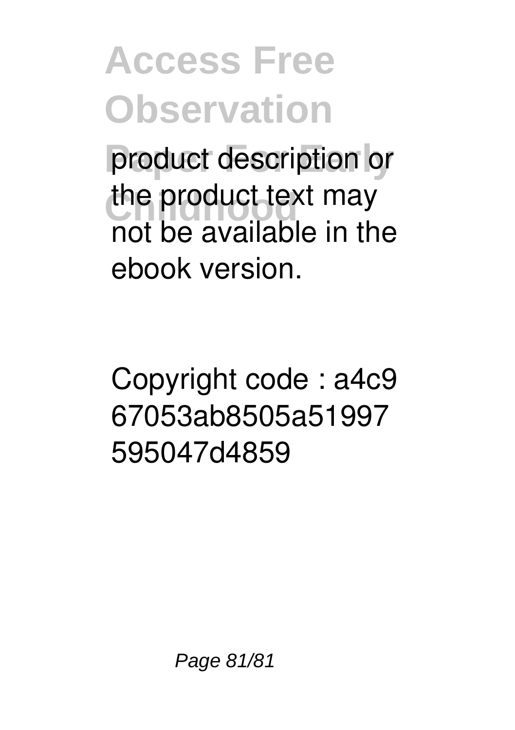product description or the product text may not be available in the ebook version.

Copyright code : a4c967053ab8505a51997595047d4859